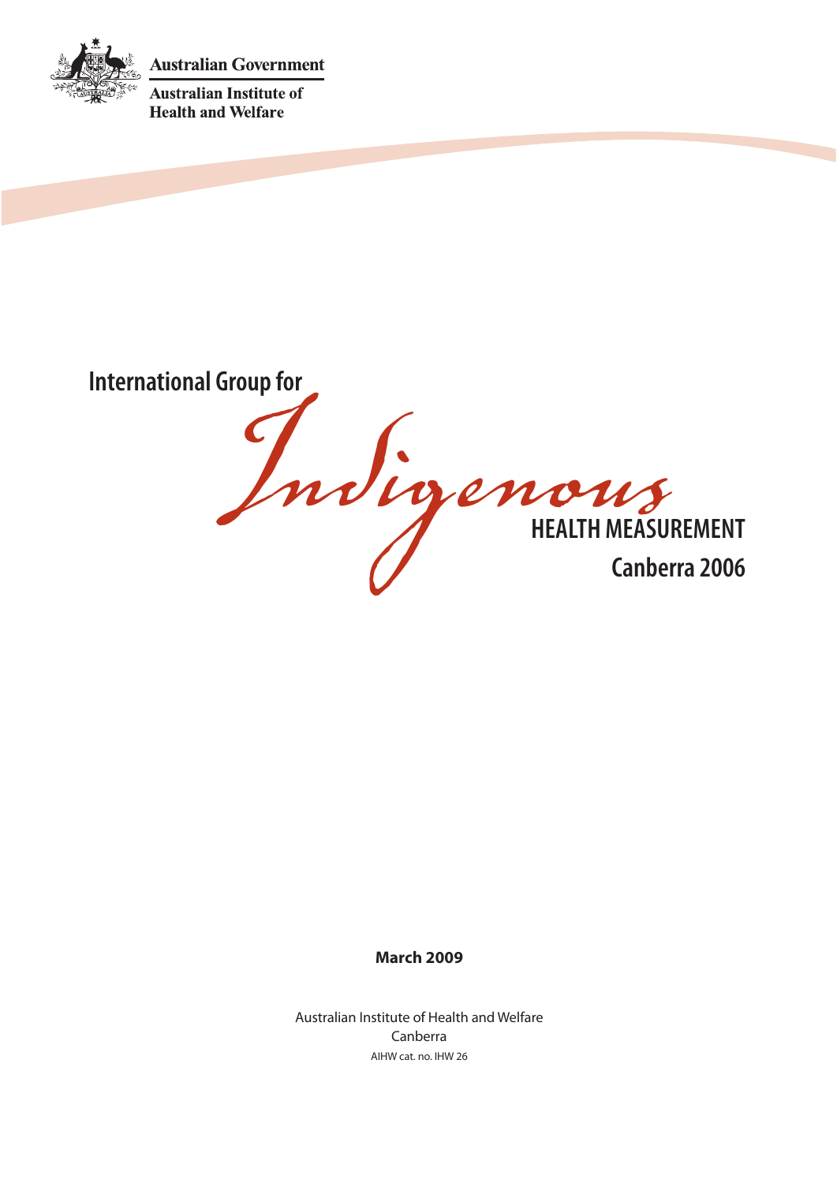Australian Government

Australian Institute of Health and Welfare

# International Group for Indigenous HEALTH MEASUREMENT Canberra 2006

**March 2009**

Australian Institute of Health and Welfare
Canberra
AIHW cat. no. IHW 26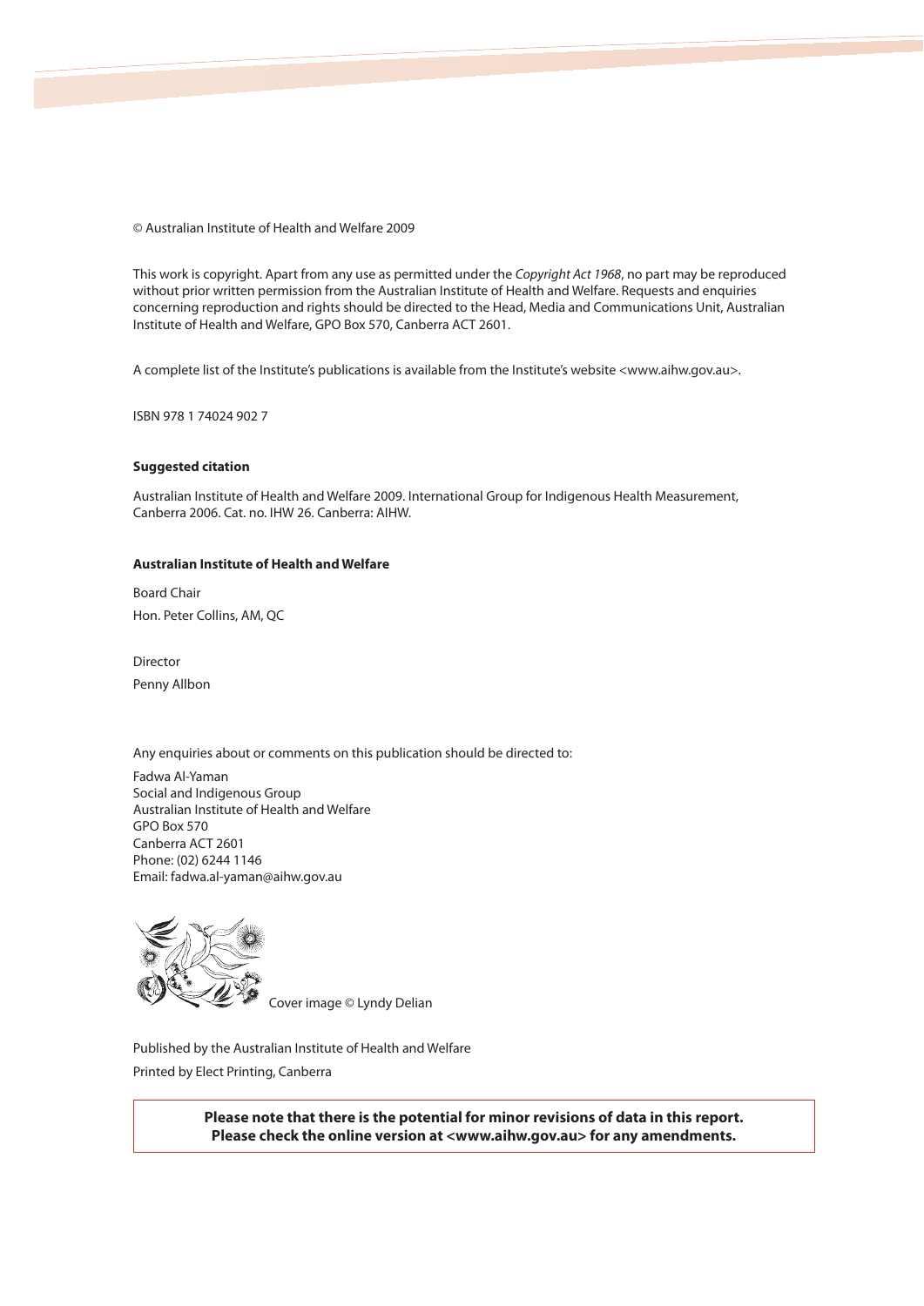© Australian Institute of Health and Welfare 2009

This work is copyright. Apart from any use as permitted under the *Copyright Act 1968*, no part may be reproduced without prior written permission from the Australian Institute of Health and Welfare. Requests and enquiries concerning reproduction and rights should be directed to the Head, Media and Communications Unit, Australian Institute of Health and Welfare, GPO Box 570, Canberra ACT 2601.

A complete list of the Institute's publications is available from the Institute's website <www.aihw.gov.au>.

ISBN 978 1 74024 902 7

**Suggested citation**

Australian Institute of Health and Welfare 2009. International Group for Indigenous Health Measurement, Canberra 2006. Cat. no. IHW 26. Canberra: AIHW.

**Australian Institute of Health and Welfare**

Board Chair
Hon. Peter Collins, AM, QC

Director
Penny Allbon

Any enquiries about or comments on this publication should be directed to:

Fadwa Al-Yaman
Social and Indigenous Group
Australian Institute of Health and Welfare
GPO Box 570
Canberra ACT 2601
Phone: (02) 6244 1146
Email: fadwa.al-yaman@aihw.gov.au

Cover image © Lyndy Delian

Published by the Australian Institute of Health and Welfare
Printed by Elect Printing, Canberra

**Please note that there is the potential for minor revisions of data in this report. Please check the online version at <www.aihw.gov.au> for any amendments.**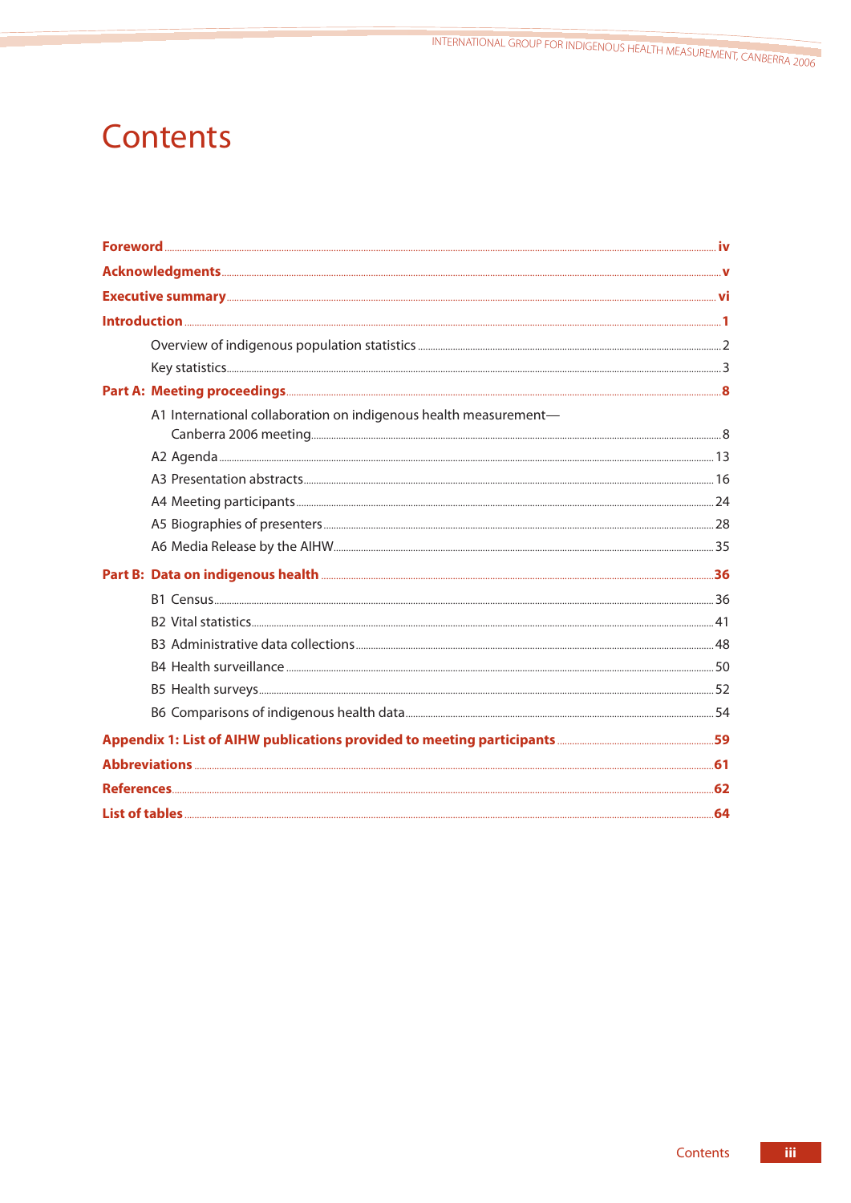# Contents

**Foreword** .......... iv

**Acknowledgments** .......... v

**Executive summary** .......... vi

**Introduction** .......... 1

- Overview of indigenous population statistics .......... 2
- Key statistics .......... 3

**Part A: Meeting proceedings** .......... 8

- A1 International collaboration on indigenous health measurement—Canberra 2006 meeting .......... 8
- A2 Agenda .......... 13
- A3 Presentation abstracts .......... 16
- A4 Meeting participants .......... 24
- A5 Biographies of presenters .......... 28
- A6 Media Release by the AIHW .......... 35

**Part B: Data on indigenous health** .......... 36

- B1 Census .......... 36
- B2 Vital statistics .......... 41
- B3 Administrative data collections .......... 48
- B4 Health surveillance .......... 50
- B5 Health surveys .......... 52
- B6 Comparisons of indigenous health data .......... 54

**Appendix 1: List of AIHW publications provided to meeting participants** .......... 59

**Abbreviations** .......... 61

**References** .......... 62

**List of tables** .......... 64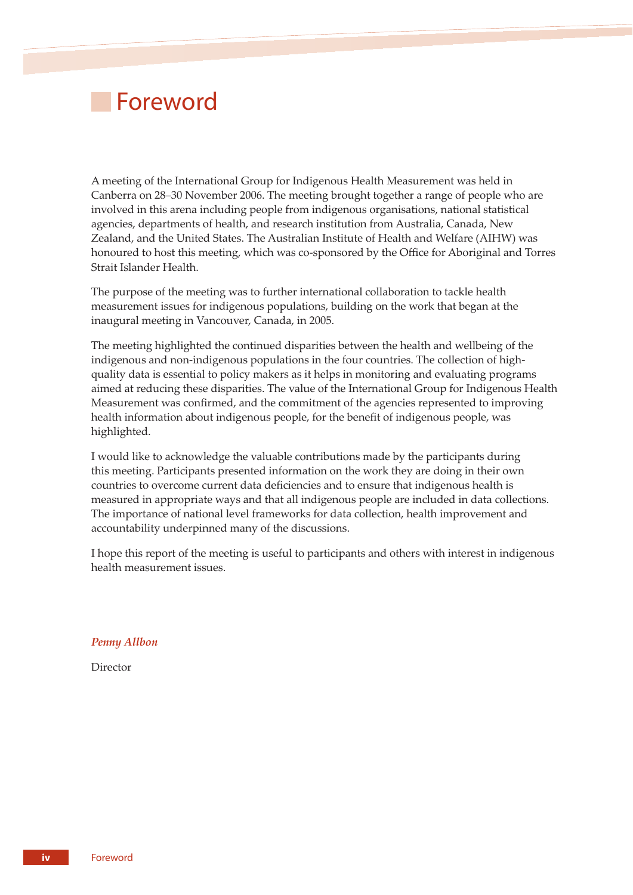# Foreword

A meeting of the International Group for Indigenous Health Measurement was held in Canberra on 28–30 November 2006. The meeting brought together a range of people who are involved in this arena including people from indigenous organisations, national statistical agencies, departments of health, and research institution from Australia, Canada, New Zealand, and the United States. The Australian Institute of Health and Welfare (AIHW) was honoured to host this meeting, which was co-sponsored by the Office for Aboriginal and Torres Strait Islander Health.

The purpose of the meeting was to further international collaboration to tackle health measurement issues for indigenous populations, building on the work that began at the inaugural meeting in Vancouver, Canada, in 2005.

The meeting highlighted the continued disparities between the health and wellbeing of the indigenous and non-indigenous populations in the four countries. The collection of high-quality data is essential to policy makers as it helps in monitoring and evaluating programs aimed at reducing these disparities. The value of the International Group for Indigenous Health Measurement was confirmed, and the commitment of the agencies represented to improving health information about indigenous people, for the benefit of indigenous people, was highlighted.

I would like to acknowledge the valuable contributions made by the participants during this meeting. Participants presented information on the work they are doing in their own countries to overcome current data deficiencies and to ensure that indigenous health is measured in appropriate ways and that all indigenous people are included in data collections. The importance of national level frameworks for data collection, health improvement and accountability underpinned many of the discussions.

I hope this report of the meeting is useful to participants and others with interest in indigenous health measurement issues.

***Penny Allbon***

Director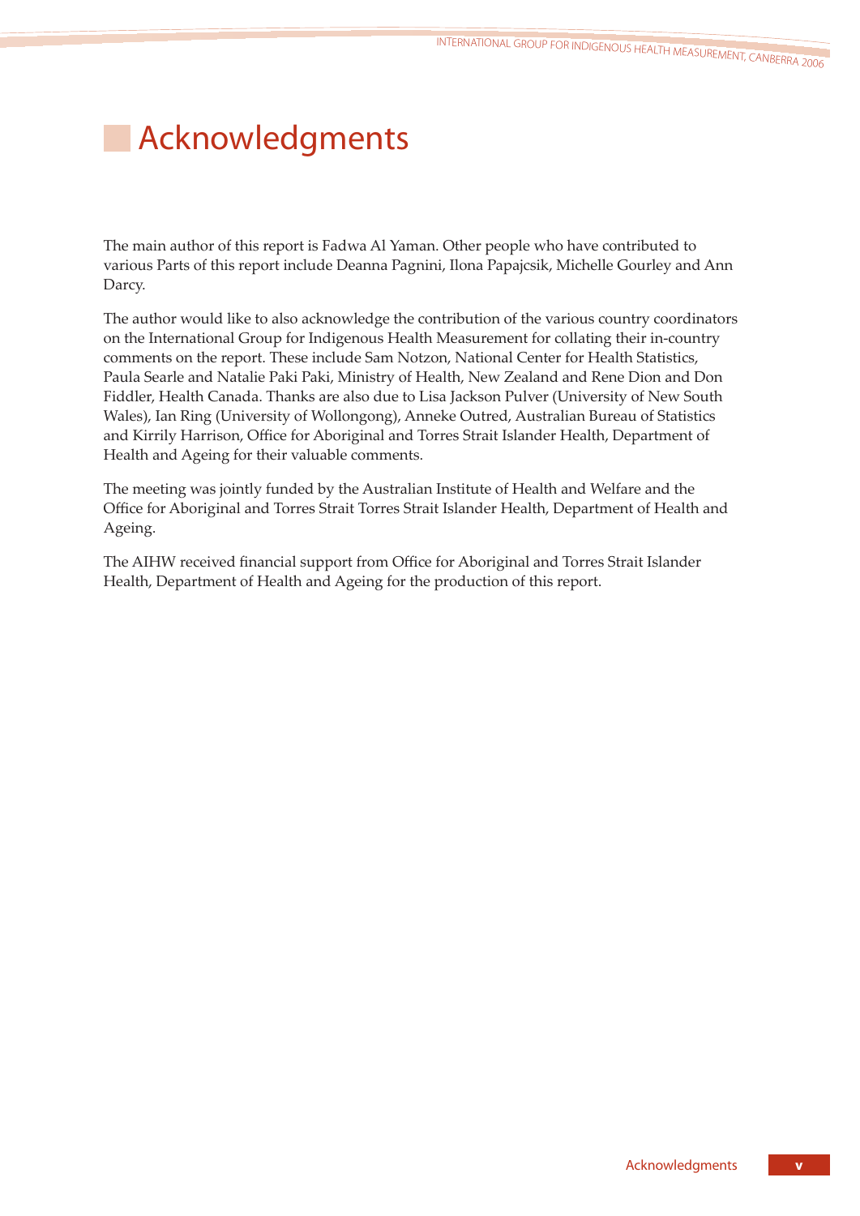# Acknowledgments

The main author of this report is Fadwa Al Yaman. Other people who have contributed to various Parts of this report include Deanna Pagnini, Ilona Papajcsik, Michelle Gourley and Ann Darcy.

The author would like to also acknowledge the contribution of the various country coordinators on the International Group for Indigenous Health Measurement for collating their in-country comments on the report. These include Sam Notzon, National Center for Health Statistics, Paula Searle and Natalie Paki Paki, Ministry of Health, New Zealand and Rene Dion and Don Fiddler, Health Canada. Thanks are also due to Lisa Jackson Pulver (University of New South Wales), Ian Ring (University of Wollongong), Anneke Outred, Australian Bureau of Statistics and Kirrily Harrison, Office for Aboriginal and Torres Strait Islander Health, Department of Health and Ageing for their valuable comments.

The meeting was jointly funded by the Australian Institute of Health and Welfare and the Office for Aboriginal and Torres Strait Torres Strait Islander Health, Department of Health and Ageing.

The AIHW received financial support from Office for Aboriginal and Torres Strait Islander Health, Department of Health and Ageing for the production of this report.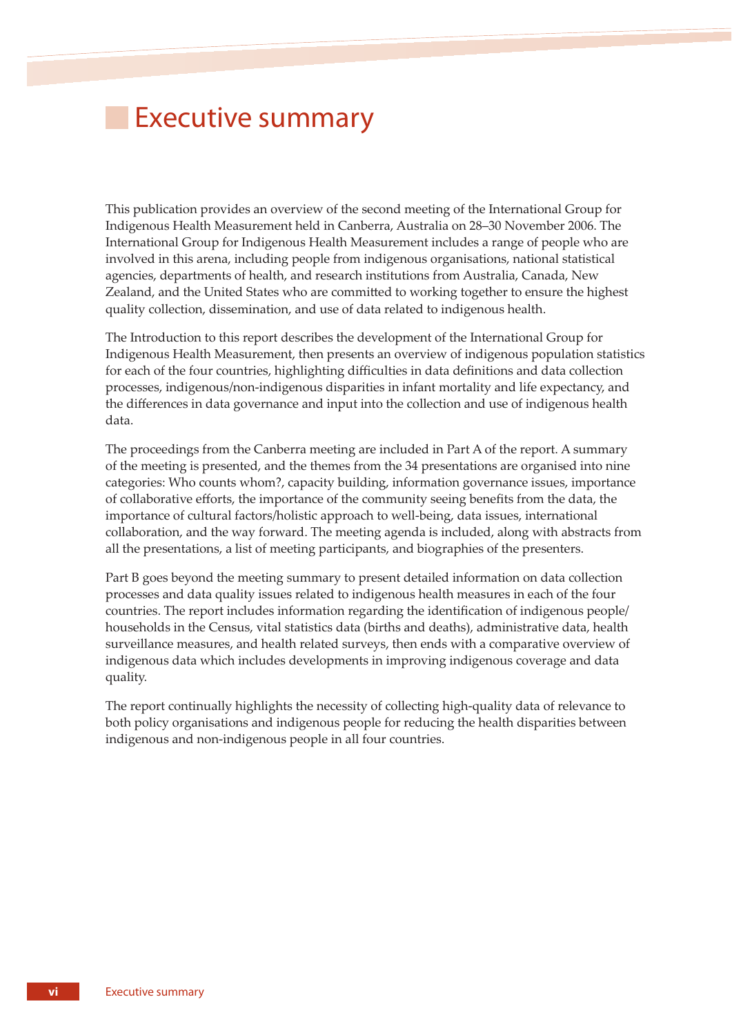# Executive summary

This publication provides an overview of the second meeting of the International Group for Indigenous Health Measurement held in Canberra, Australia on 28–30 November 2006. The International Group for Indigenous Health Measurement includes a range of people who are involved in this arena, including people from indigenous organisations, national statistical agencies, departments of health, and research institutions from Australia, Canada, New Zealand, and the United States who are committed to working together to ensure the highest quality collection, dissemination, and use of data related to indigenous health.

The Introduction to this report describes the development of the International Group for Indigenous Health Measurement, then presents an overview of indigenous population statistics for each of the four countries, highlighting difficulties in data definitions and data collection processes, indigenous/non-indigenous disparities in infant mortality and life expectancy, and the differences in data governance and input into the collection and use of indigenous health data.

The proceedings from the Canberra meeting are included in Part A of the report. A summary of the meeting is presented, and the themes from the 34 presentations are organised into nine categories: Who counts whom?, capacity building, information governance issues, importance of collaborative efforts, the importance of the community seeing benefits from the data, the importance of cultural factors/holistic approach to well-being, data issues, international collaboration, and the way forward. The meeting agenda is included, along with abstracts from all the presentations, a list of meeting participants, and biographies of the presenters.

Part B goes beyond the meeting summary to present detailed information on data collection processes and data quality issues related to indigenous health measures in each of the four countries. The report includes information regarding the identification of indigenous people/households in the Census, vital statistics data (births and deaths), administrative data, health surveillance measures, and health related surveys, then ends with a comparative overview of indigenous data which includes developments in improving indigenous coverage and data quality.

The report continually highlights the necessity of collecting high-quality data of relevance to both policy organisations and indigenous people for reducing the health disparities between indigenous and non-indigenous people in all four countries.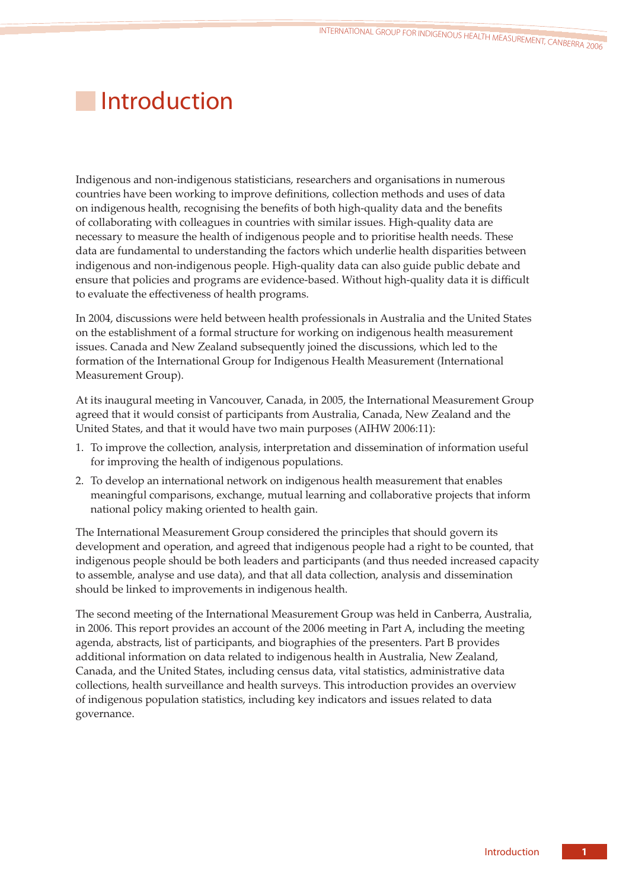# Introduction

Indigenous and non-indigenous statisticians, researchers and organisations in numerous countries have been working to improve definitions, collection methods and uses of data on indigenous health, recognising the benefits of both high-quality data and the benefits of collaborating with colleagues in countries with similar issues. High-quality data are necessary to measure the health of indigenous people and to prioritise health needs. These data are fundamental to understanding the factors which underlie health disparities between indigenous and non-indigenous people. High-quality data can also guide public debate and ensure that policies and programs are evidence-based. Without high-quality data it is difficult to evaluate the effectiveness of health programs.

In 2004, discussions were held between health professionals in Australia and the United States on the establishment of a formal structure for working on indigenous health measurement issues. Canada and New Zealand subsequently joined the discussions, which led to the formation of the International Group for Indigenous Health Measurement (International Measurement Group).

At its inaugural meeting in Vancouver, Canada, in 2005, the International Measurement Group agreed that it would consist of participants from Australia, Canada, New Zealand and the United States, and that it would have two main purposes (AIHW 2006:11):

1. To improve the collection, analysis, interpretation and dissemination of information useful for improving the health of indigenous populations.
2. To develop an international network on indigenous health measurement that enables meaningful comparisons, exchange, mutual learning and collaborative projects that inform national policy making oriented to health gain.

The International Measurement Group considered the principles that should govern its development and operation, and agreed that indigenous people had a right to be counted, that indigenous people should be both leaders and participants (and thus needed increased capacity to assemble, analyse and use data), and that all data collection, analysis and dissemination should be linked to improvements in indigenous health.

The second meeting of the International Measurement Group was held in Canberra, Australia, in 2006. This report provides an account of the 2006 meeting in Part A, including the meeting agenda, abstracts, list of participants, and biographies of the presenters. Part B provides additional information on data related to indigenous health in Australia, New Zealand, Canada, and the United States, including census data, vital statistics, administrative data collections, health surveillance and health surveys. This introduction provides an overview of indigenous population statistics, including key indicators and issues related to data governance.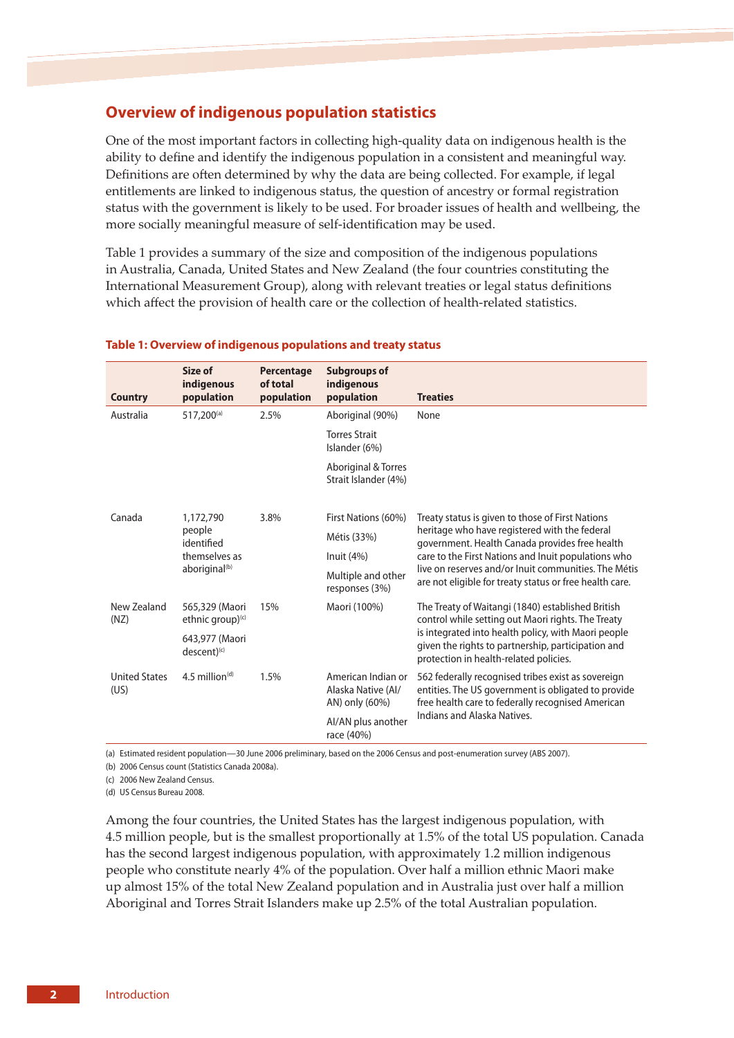## Overview of indigenous population statistics

One of the most important factors in collecting high-quality data on indigenous health is the ability to define and identify the indigenous population in a consistent and meaningful way. Definitions are often determined by why the data are being collected. For example, if legal entitlements are linked to indigenous status, the question of ancestry or formal registration status with the government is likely to be used. For broader issues of health and wellbeing, the more socially meaningful measure of self-identification may be used.

Table 1 provides a summary of the size and composition of the indigenous populations in Australia, Canada, United States and New Zealand (the four countries constituting the International Measurement Group), along with relevant treaties or legal status definitions which affect the provision of health care or the collection of health-related statistics.

**Table 1: Overview of indigenous populations and treaty status**

| Country | Size of indigenous population | Percentage of total population | Subgroups of indigenous population | Treaties |
|---|---|---|---|---|
| Australia | 517,200[(a)] | 2.5% | Aboriginal (90%)<br>Torres Strait Islander (6%)<br>Aboriginal & Torres Strait Islander (4%) | None |
| Canada | 1,172,790 people identified themselves as aboriginal[(b)] | 3.8% | First Nations (60%)<br>Métis (33%)<br>Inuit (4%)<br>Multiple and other responses (3%) | Treaty status is given to those of First Nations heritage who have registered with the federal government. Health Canada provides free health care to the First Nations and Inuit populations who live on reserves and/or Inuit communities. The Métis are not eligible for treaty status or free health care. |
| New Zealand (NZ) | 565,329 (Maori ethnic group)[(c)]<br>643,977 (Maori descent)[(c)] | 15% | Maori (100%) | The Treaty of Waitangi (1840) established British control while setting out Maori rights. The Treaty is integrated into health policy, with Maori people given the rights to partnership, participation and protection in health-related policies. |
| United States (US) | 4.5 million[(d)] | 1.5% | American Indian or Alaska Native (AI/AN) only (60%)<br>AI/AN plus another race (40%) | 562 federally recognised tribes exist as sovereign entities. The US government is obligated to provide free health care to federally recognised American Indians and Alaska Natives. |

(a) Estimated resident population—30 June 2006 preliminary, based on the 2006 Census and post-enumeration survey (ABS 2007).

(b) 2006 Census count (Statistics Canada 2008a).

(c) 2006 New Zealand Census.

(d) US Census Bureau 2008.

Among the four countries, the United States has the largest indigenous population, with 4.5 million people, but is the smallest proportionally at 1.5% of the total US population. Canada has the second largest indigenous population, with approximately 1.2 million indigenous people who constitute nearly 4% of the population. Over half a million ethnic Maori make up almost 15% of the total New Zealand population and in Australia just over half a million Aboriginal and Torres Strait Islanders make up 2.5% of the total Australian population.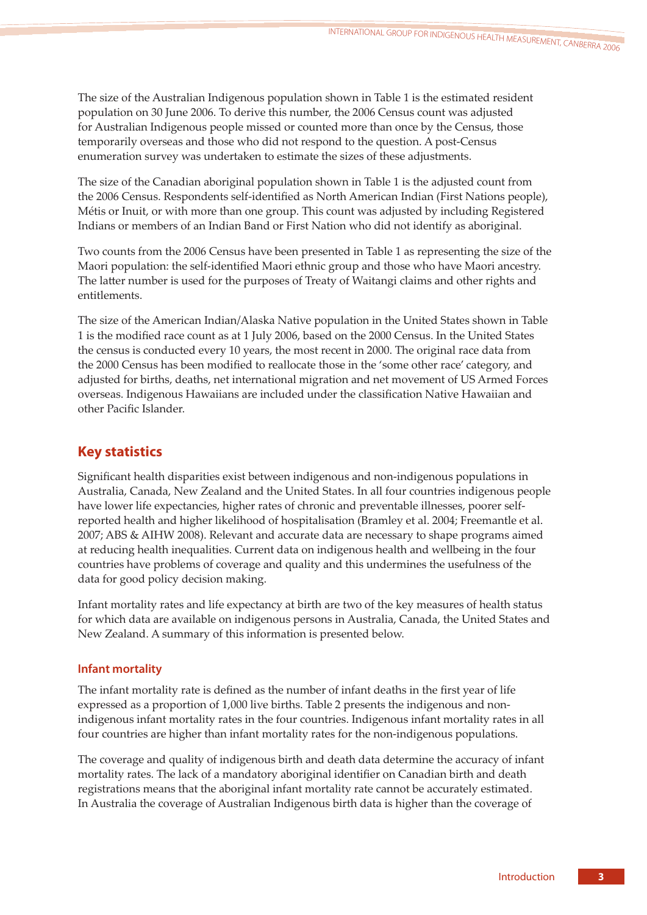The size of the Australian Indigenous population shown in Table 1 is the estimated resident population on 30 June 2006. To derive this number, the 2006 Census count was adjusted for Australian Indigenous people missed or counted more than once by the Census, those temporarily overseas and those who did not respond to the question. A post-Census enumeration survey was undertaken to estimate the sizes of these adjustments.

The size of the Canadian aboriginal population shown in Table 1 is the adjusted count from the 2006 Census. Respondents self-identified as North American Indian (First Nations people), Métis or Inuit, or with more than one group. This count was adjusted by including Registered Indians or members of an Indian Band or First Nation who did not identify as aboriginal.

Two counts from the 2006 Census have been presented in Table 1 as representing the size of the Maori population: the self-identified Maori ethnic group and those who have Maori ancestry. The latter number is used for the purposes of Treaty of Waitangi claims and other rights and entitlements.

The size of the American Indian/Alaska Native population in the United States shown in Table 1 is the modified race count as at 1 July 2006, based on the 2000 Census. In the United States the census is conducted every 10 years, the most recent in 2000. The original race data from the 2000 Census has been modified to reallocate those in the 'some other race' category, and adjusted for births, deaths, net international migration and net movement of US Armed Forces overseas. Indigenous Hawaiians are included under the classification Native Hawaiian and other Pacific Islander.

## Key statistics

Significant health disparities exist between indigenous and non-indigenous populations in Australia, Canada, New Zealand and the United States. In all four countries indigenous people have lower life expectancies, higher rates of chronic and preventable illnesses, poorer self-reported health and higher likelihood of hospitalisation (Bramley et al. 2004; Freemantle et al. 2007; ABS & AIHW 2008). Relevant and accurate data are necessary to shape programs aimed at reducing health inequalities. Current data on indigenous health and wellbeing in the four countries have problems of coverage and quality and this undermines the usefulness of the data for good policy decision making.

Infant mortality rates and life expectancy at birth are two of the key measures of health status for which data are available on indigenous persons in Australia, Canada, the United States and New Zealand. A summary of this information is presented below.

### Infant mortality

The infant mortality rate is defined as the number of infant deaths in the first year of life expressed as a proportion of 1,000 live births. Table 2 presents the indigenous and non-indigenous infant mortality rates in the four countries. Indigenous infant mortality rates in all four countries are higher than infant mortality rates for the non-indigenous populations.

The coverage and quality of indigenous birth and death data determine the accuracy of infant mortality rates. The lack of a mandatory aboriginal identifier on Canadian birth and death registrations means that the aboriginal infant mortality rate cannot be accurately estimated. In Australia the coverage of Australian Indigenous birth data is higher than the coverage of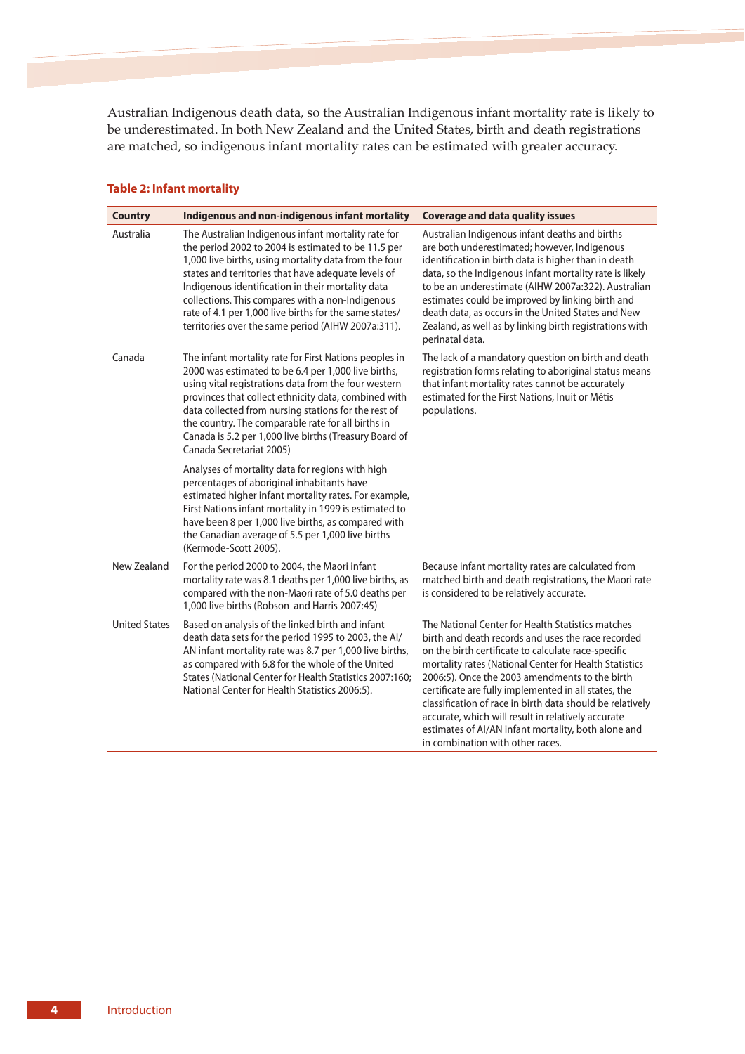Australian Indigenous death data, so the Australian Indigenous infant mortality rate is likely to be underestimated. In both New Zealand and the United States, birth and death registrations are matched, so indigenous infant mortality rates can be estimated with greater accuracy.

**Table 2: Infant mortality**

| Country | Indigenous and non-indigenous infant mortality | Coverage and data quality issues |
|---|---|---|
| Australia | The Australian Indigenous infant mortality rate for the period 2002 to 2004 is estimated to be 11.5 per 1,000 live births, using mortality data from the four states and territories that have adequate levels of Indigenous identification in their mortality data collections. This compares with a non-Indigenous rate of 4.1 per 1,000 live births for the same states/territories over the same period (AIHW 2007a:311). | Australian Indigenous infant deaths and births are both underestimated; however, Indigenous identification in birth data is higher than in death data, so the Indigenous infant mortality rate is likely to be an underestimate (AIHW 2007a:322). Australian estimates could be improved by linking birth and death data, as occurs in the United States and New Zealand, as well as by linking birth registrations with perinatal data. |
| Canada | The infant mortality rate for First Nations peoples in 2000 was estimated to be 6.4 per 1,000 live births, using vital registrations data from the four western provinces that collect ethnicity data, combined with data collected from nursing stations for the rest of the country. The comparable rate for all births in Canada is 5.2 per 1,000 live births (Treasury Board of Canada Secretariat 2005)<br><br>Analyses of mortality data for regions with high percentages of aboriginal inhabitants have estimated higher infant mortality rates. For example, First Nations infant mortality in 1999 is estimated to have been 8 per 1,000 live births, as compared with the Canadian average of 5.5 per 1,000 live births (Kermode-Scott 2005). | The lack of a mandatory question on birth and death registration forms relating to aboriginal status means that infant mortality rates cannot be accurately estimated for the First Nations, Inuit or Métis populations. |
| New Zealand | For the period 2000 to 2004, the Maori infant mortality rate was 8.1 deaths per 1,000 live births, as compared with the non-Maori rate of 5.0 deaths per 1,000 live births (Robson and Harris 2007:45) | Because infant mortality rates are calculated from matched birth and death registrations, the Maori rate is considered to be relatively accurate. |
| United States | Based on analysis of the linked birth and infant death data sets for the period 1995 to 2003, the AI/AN infant mortality rate was 8.7 per 1,000 live births, as compared with 6.8 for the whole of the United States (National Center for Health Statistics 2007:160; National Center for Health Statistics 2006:5). | The National Center for Health Statistics matches birth and death records and uses the race recorded on the birth certificate to calculate race-specific mortality rates (National Center for Health Statistics 2006:5). Once the 2003 amendments to the birth certificate are fully implemented in all states, the classification of race in birth data should be relatively accurate, which will result in relatively accurate estimates of AI/AN infant mortality, both alone and in combination with other races. |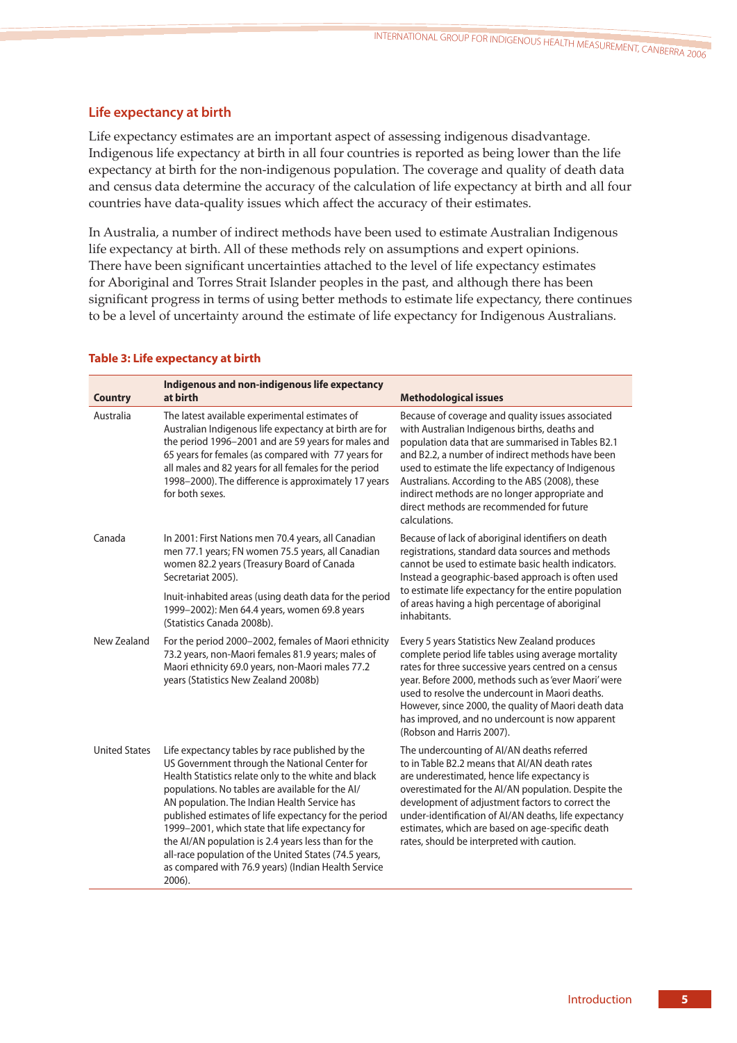## Life expectancy at birth

Life expectancy estimates are an important aspect of assessing indigenous disadvantage. Indigenous life expectancy at birth in all four countries is reported as being lower than the life expectancy at birth for the non-indigenous population. The coverage and quality of death data and census data determine the accuracy of the calculation of life expectancy at birth and all four countries have data-quality issues which affect the accuracy of their estimates.

In Australia, a number of indirect methods have been used to estimate Australian Indigenous life expectancy at birth. All of these methods rely on assumptions and expert opinions. There have been significant uncertainties attached to the level of life expectancy estimates for Aboriginal and Torres Strait Islander peoples in the past, and although there has been significant progress in terms of using better methods to estimate life expectancy, there continues to be a level of uncertainty around the estimate of life expectancy for Indigenous Australians.

**Table 3: Life expectancy at birth**

| Country | Indigenous and non-indigenous life expectancy at birth | Methodological issues |
|---|---|---|
| Australia | The latest available experimental estimates of Australian Indigenous life expectancy at birth are for the period 1996–2001 and are 59 years for males and 65 years for females (as compared with 77 years for all males and 82 years for all females for the period 1998–2000). The difference is approximately 17 years for both sexes. | Because of coverage and quality issues associated with Australian Indigenous births, deaths and population data that are summarised in Tables B2.1 and B2.2, a number of indirect methods have been used to estimate the life expectancy of Indigenous Australians. According to the ABS (2008), these indirect methods are no longer appropriate and direct methods are recommended for future calculations. |
| Canada | In 2001: First Nations men 70.4 years, all Canadian men 77.1 years; FN women 75.5 years, all Canadian women 82.2 years (Treasury Board of Canada Secretariat 2005).<br><br>Inuit-inhabited areas (using death data for the period 1999–2002): Men 64.4 years, women 69.8 years (Statistics Canada 2008b). | Because of lack of aboriginal identifiers on death registrations, standard data sources and methods cannot be used to estimate basic health indicators. Instead a geographic-based approach is often used to estimate life expectancy for the entire population of areas having a high percentage of aboriginal inhabitants. |
| New Zealand | For the period 2000–2002, females of Maori ethnicity 73.2 years, non-Maori females 81.9 years; males of Maori ethnicity 69.0 years, non-Maori males 77.2 years (Statistics New Zealand 2008b) | Every 5 years Statistics New Zealand produces complete period life tables using average mortality rates for three successive years centred on a census year. Before 2000, methods such as 'ever Maori' were used to resolve the undercount in Maori deaths. However, since 2000, the quality of Maori death data has improved, and no undercount is now apparent (Robson and Harris 2007). |
| United States | Life expectancy tables by race published by the US Government through the National Center for Health Statistics relate only to the white and black populations. No tables are available for the AI/AN population. The Indian Health Service has published estimates of life expectancy for the period 1999–2001, which state that life expectancy for the AI/AN population is 2.4 years less than for the all-race population of the United States (74.5 years, as compared with 76.9 years) (Indian Health Service 2006). | The undercounting of AI/AN deaths referred to in Table B2.2 means that AI/AN death rates are underestimated, hence life expectancy is overestimated for the AI/AN population. Despite the development of adjustment factors to correct the under-identification of AI/AN deaths, life expectancy estimates, which are based on age-specific death rates, should be interpreted with caution. |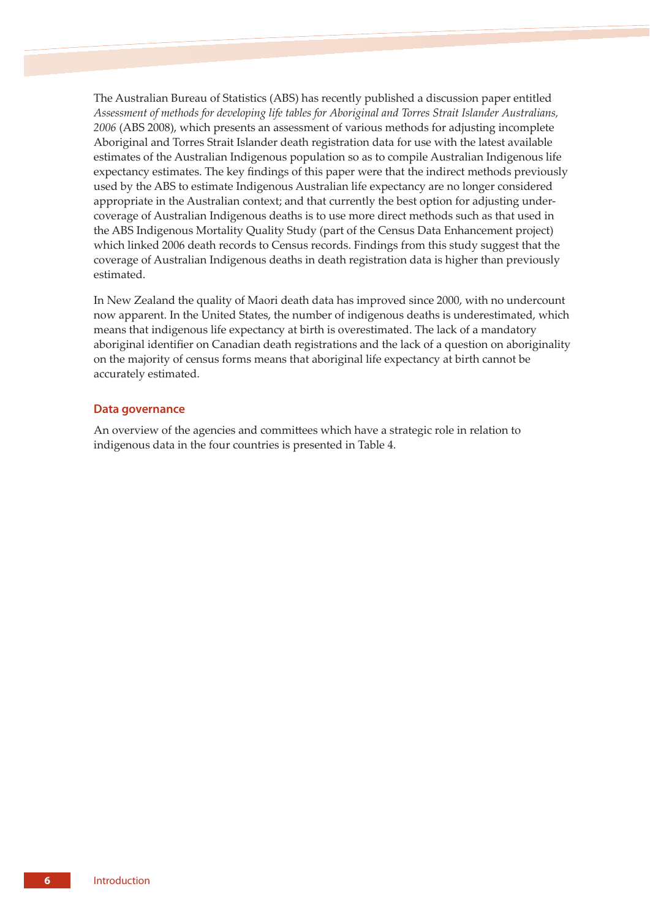The Australian Bureau of Statistics (ABS) has recently published a discussion paper entitled *Assessment of methods for developing life tables for Aboriginal and Torres Strait Islander Australians, 2006* (ABS 2008), which presents an assessment of various methods for adjusting incomplete Aboriginal and Torres Strait Islander death registration data for use with the latest available estimates of the Australian Indigenous population so as to compile Australian Indigenous life expectancy estimates. The key findings of this paper were that the indirect methods previously used by the ABS to estimate Indigenous Australian life expectancy are no longer considered appropriate in the Australian context; and that currently the best option for adjusting under-coverage of Australian Indigenous deaths is to use more direct methods such as that used in the ABS Indigenous Mortality Quality Study (part of the Census Data Enhancement project) which linked 2006 death records to Census records. Findings from this study suggest that the coverage of Australian Indigenous deaths in death registration data is higher than previously estimated.

In New Zealand the quality of Maori death data has improved since 2000, with no undercount now apparent. In the United States, the number of indigenous deaths is underestimated, which means that indigenous life expectancy at birth is overestimated. The lack of a mandatory aboriginal identifier on Canadian death registrations and the lack of a question on aboriginality on the majority of census forms means that aboriginal life expectancy at birth cannot be accurately estimated.

### Data governance

An overview of the agencies and committees which have a strategic role in relation to indigenous data in the four countries is presented in Table 4.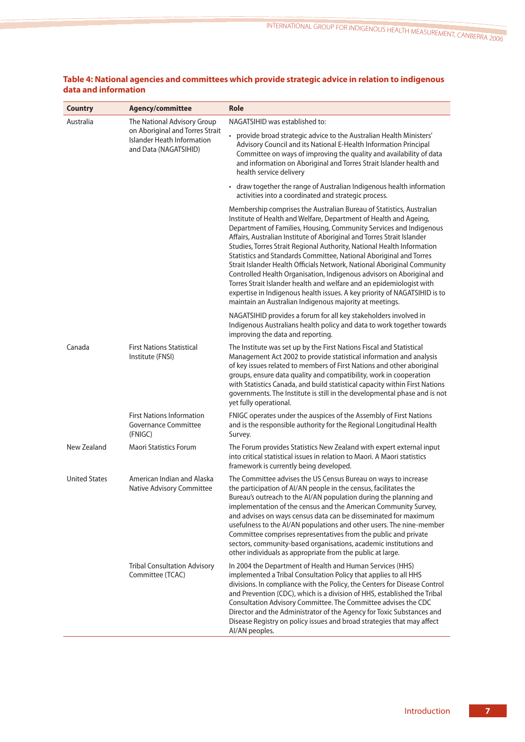**Table 4: National agencies and committees which provide strategic advice in relation to indigenous data and information**

| Country | Agency/committee | Role |
|---|---|---|
| Australia | The National Advisory Group on Aboriginal and Torres Strait Islander Heath Information and Data (NAGATSIHID) | NAGATSIHID was established to:<br>• provide broad strategic advice to the Australian Health Ministers' Advisory Council and its National E-Health Information Principal Committee on ways of improving the quality and availability of data and information on Aboriginal and Torres Strait Islander health and health service delivery<br>• draw together the range of Australian Indigenous health information activities into a coordinated and strategic process.<br>Membership comprises the Australian Bureau of Statistics, Australian Institute of Health and Welfare, Department of Health and Ageing, Department of Families, Housing, Community Services and Indigenous Affairs, Australian Institute of Aboriginal and Torres Strait Islander Studies, Torres Strait Regional Authority, National Health Information Statistics and Standards Committee, National Aboriginal and Torres Strait Islander Health Officials Network, National Aboriginal Community Controlled Health Organisation, Indigenous advisors on Aboriginal and Torres Strait Islander health and welfare and an epidemiologist with expertise in Indigenous health issues. A key priority of NAGATSIHID is to maintain an Australian Indigenous majority at meetings.<br>NAGATSIHID provides a forum for all key stakeholders involved in Indigenous Australians health policy and data to work together towards improving the data and reporting. |
| Canada | First Nations Statistical Institute (FNSI) | The Institute was set up by the First Nations Fiscal and Statistical Management Act 2002 to provide statistical information and analysis of key issues related to members of First Nations and other aboriginal groups, ensure data quality and compatibility, work in cooperation with Statistics Canada, and build statistical capacity within First Nations governments. The Institute is still in the developmental phase and is not yet fully operational. |
| | First Nations Information Governance Committee (FNIGC) | FNIGC operates under the auspices of the Assembly of First Nations and is the responsible authority for the Regional Longitudinal Health Survey. |
| New Zealand | Maori Statistics Forum | The Forum provides Statistics New Zealand with expert external input into critical statistical issues in relation to Maori. A Maori statistics framework is currently being developed. |
| United States | American Indian and Alaska Native Advisory Committee | The Committee advises the US Census Bureau on ways to increase the participation of AI/AN people in the census, facilitates the Bureau's outreach to the AI/AN population during the planning and implementation of the census and the American Community Survey, and advises on ways census data can be disseminated for maximum usefulness to the AI/AN populations and other users. The nine-member Committee comprises representatives from the public and private sectors, community-based organisations, academic institutions and other individuals as appropriate from the public at large. |
| | Tribal Consultation Advisory Committee (TCAC) | In 2004 the Department of Health and Human Services (HHS) implemented a Tribal Consultation Policy that applies to all HHS divisions. In compliance with the Policy, the Centers for Disease Control and Prevention (CDC), which is a division of HHS, established the Tribal Consultation Advisory Committee. The Committee advises the CDC Director and the Administrator of the Agency for Toxic Substances and Disease Registry on policy issues and broad strategies that may affect AI/AN peoples. |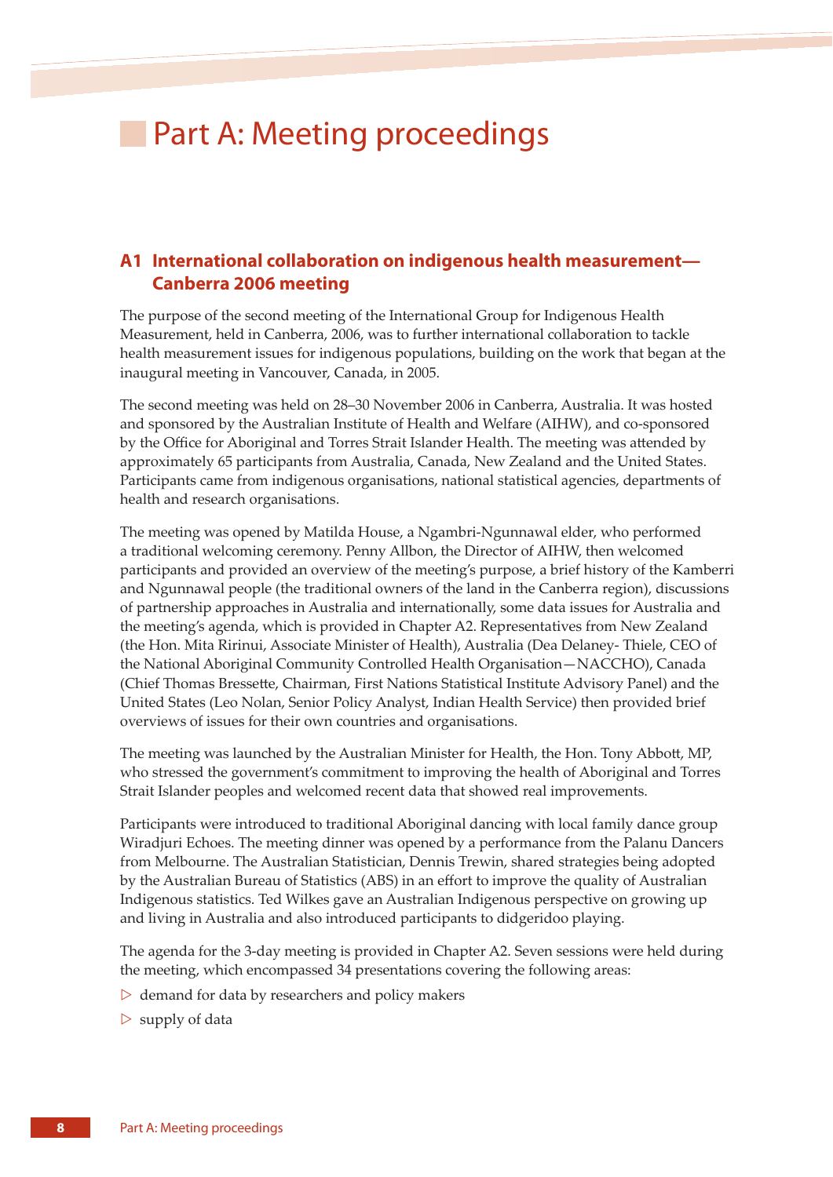# Part A: Meeting proceedings

## A1 International collaboration on indigenous health measurement—Canberra 2006 meeting

The purpose of the second meeting of the International Group for Indigenous Health Measurement, held in Canberra, 2006, was to further international collaboration to tackle health measurement issues for indigenous populations, building on the work that began at the inaugural meeting in Vancouver, Canada, in 2005.

The second meeting was held on 28–30 November 2006 in Canberra, Australia. It was hosted and sponsored by the Australian Institute of Health and Welfare (AIHW), and co-sponsored by the Office for Aboriginal and Torres Strait Islander Health. The meeting was attended by approximately 65 participants from Australia, Canada, New Zealand and the United States. Participants came from indigenous organisations, national statistical agencies, departments of health and research organisations.

The meeting was opened by Matilda House, a Ngambri-Ngunnawal elder, who performed a traditional welcoming ceremony. Penny Allbon, the Director of AIHW, then welcomed participants and provided an overview of the meeting's purpose, a brief history of the Kamberri and Ngunnawal people (the traditional owners of the land in the Canberra region), discussions of partnership approaches in Australia and internationally, some data issues for Australia and the meeting's agenda, which is provided in Chapter A2. Representatives from New Zealand (the Hon. Mita Ririnui, Associate Minister of Health), Australia (Dea Delaney- Thiele, CEO of the National Aboriginal Community Controlled Health Organisation—NACCHO), Canada (Chief Thomas Bressette, Chairman, First Nations Statistical Institute Advisory Panel) and the United States (Leo Nolan, Senior Policy Analyst, Indian Health Service) then provided brief overviews of issues for their own countries and organisations.

The meeting was launched by the Australian Minister for Health, the Hon. Tony Abbott, MP, who stressed the government's commitment to improving the health of Aboriginal and Torres Strait Islander peoples and welcomed recent data that showed real improvements.

Participants were introduced to traditional Aboriginal dancing with local family dance group Wiradjuri Echoes. The meeting dinner was opened by a performance from the Palanu Dancers from Melbourne. The Australian Statistician, Dennis Trewin, shared strategies being adopted by the Australian Bureau of Statistics (ABS) in an effort to improve the quality of Australian Indigenous statistics. Ted Wilkes gave an Australian Indigenous perspective on growing up and living in Australia and also introduced participants to didgeridoo playing.

The agenda for the 3-day meeting is provided in Chapter A2. Seven sessions were held during the meeting, which encompassed 34 presentations covering the following areas:

- demand for data by researchers and policy makers
- supply of data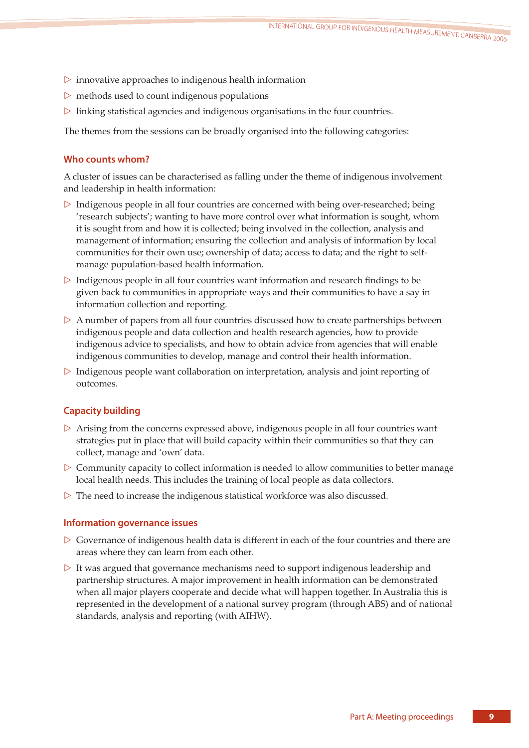- innovative approaches to indigenous health information
- methods used to count indigenous populations
- linking statistical agencies and indigenous organisations in the four countries.

The themes from the sessions can be broadly organised into the following categories:

### Who counts whom?

A cluster of issues can be characterised as falling under the theme of indigenous involvement and leadership in health information:

- Indigenous people in all four countries are concerned with being over-researched; being 'research subjects'; wanting to have more control over what information is sought, whom it is sought from and how it is collected; being involved in the collection, analysis and management of information; ensuring the collection and analysis of information by local communities for their own use; ownership of data; access to data; and the right to self-manage population-based health information.
- Indigenous people in all four countries want information and research findings to be given back to communities in appropriate ways and their communities to have a say in information collection and reporting.
- A number of papers from all four countries discussed how to create partnerships between indigenous people and data collection and health research agencies, how to provide indigenous advice to specialists, and how to obtain advice from agencies that will enable indigenous communities to develop, manage and control their health information.
- Indigenous people want collaboration on interpretation, analysis and joint reporting of outcomes.

### Capacity building

- Arising from the concerns expressed above, indigenous people in all four countries want strategies put in place that will build capacity within their communities so that they can collect, manage and 'own' data.
- Community capacity to collect information is needed to allow communities to better manage local health needs. This includes the training of local people as data collectors.
- The need to increase the indigenous statistical workforce was also discussed.

### Information governance issues

- Governance of indigenous health data is different in each of the four countries and there are areas where they can learn from each other.
- It was argued that governance mechanisms need to support indigenous leadership and partnership structures. A major improvement in health information can be demonstrated when all major players cooperate and decide what will happen together. In Australia this is represented in the development of a national survey program (through ABS) and of national standards, analysis and reporting (with AIHW).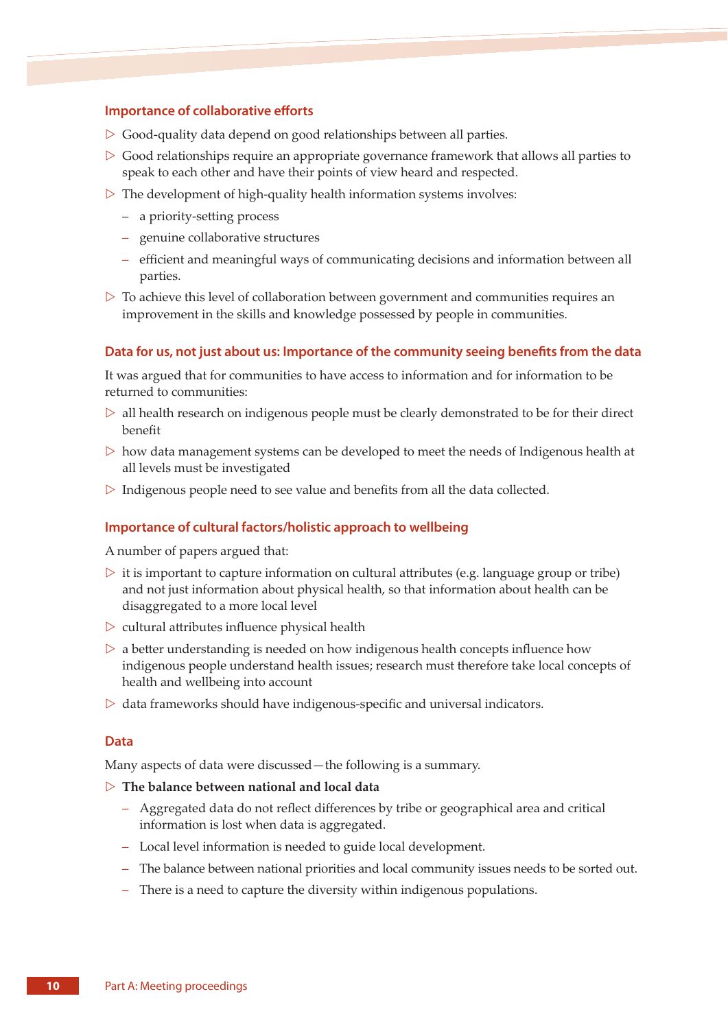### Importance of collaborative efforts

- Good-quality data depend on good relationships between all parties.
- Good relationships require an appropriate governance framework that allows all parties to speak to each other and have their points of view heard and respected.
- The development of high-quality health information systems involves:
  - a priority-setting process
  - genuine collaborative structures
  - efficient and meaningful ways of communicating decisions and information between all parties.
- To achieve this level of collaboration between government and communities requires an improvement in the skills and knowledge possessed by people in communities.

### Data for us, not just about us: Importance of the community seeing benefits from the data

It was argued that for communities to have access to information and for information to be returned to communities:

- all health research on indigenous people must be clearly demonstrated to be for their direct benefit
- how data management systems can be developed to meet the needs of Indigenous health at all levels must be investigated
- Indigenous people need to see value and benefits from all the data collected.

### Importance of cultural factors/holistic approach to wellbeing

A number of papers argued that:

- it is important to capture information on cultural attributes (e.g. language group or tribe) and not just information about physical health, so that information about health can be disaggregated to a more local level
- cultural attributes influence physical health
- a better understanding is needed on how indigenous health concepts influence how indigenous people understand health issues; research must therefore take local concepts of health and wellbeing into account
- data frameworks should have indigenous-specific and universal indicators.

### Data

Many aspects of data were discussed—the following is a summary.

- **The balance between national and local data**
  - Aggregated data do not reflect differences by tribe or geographical area and critical information is lost when data is aggregated.
  - Local level information is needed to guide local development.
  - The balance between national priorities and local community issues needs to be sorted out.
  - There is a need to capture the diversity within indigenous populations.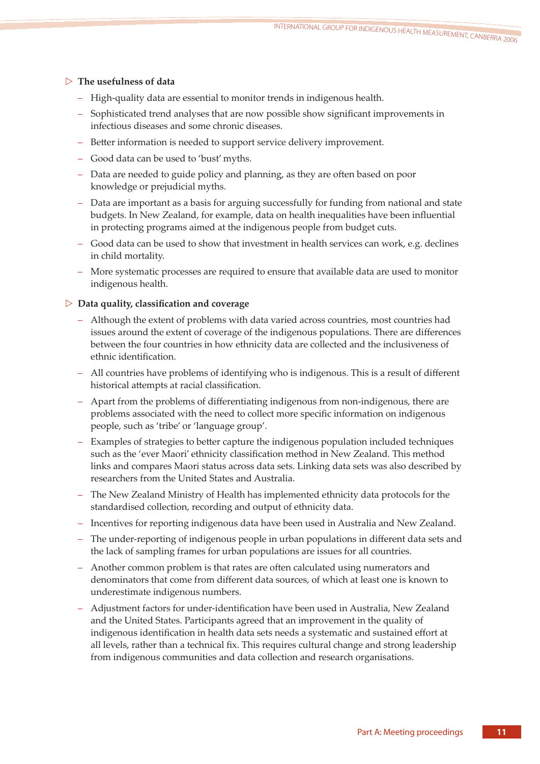- **The usefulness of data**
  - High-quality data are essential to monitor trends in indigenous health.
  - Sophisticated trend analyses that are now possible show significant improvements in infectious diseases and some chronic diseases.
  - Better information is needed to support service delivery improvement.
  - Good data can be used to 'bust' myths.
  - Data are needed to guide policy and planning, as they are often based on poor knowledge or prejudicial myths.
  - Data are important as a basis for arguing successfully for funding from national and state budgets. In New Zealand, for example, data on health inequalities have been influential in protecting programs aimed at the indigenous people from budget cuts.
  - Good data can be used to show that investment in health services can work, e.g. declines in child mortality.
  - More systematic processes are required to ensure that available data are used to monitor indigenous health.

- **Data quality, classification and coverage**
  - Although the extent of problems with data varied across countries, most countries had issues around the extent of coverage of the indigenous populations. There are differences between the four countries in how ethnicity data are collected and the inclusiveness of ethnic identification.
  - All countries have problems of identifying who is indigenous. This is a result of different historical attempts at racial classification.
  - Apart from the problems of differentiating indigenous from non-indigenous, there are problems associated with the need to collect more specific information on indigenous people, such as 'tribe' or 'language group'.
  - Examples of strategies to better capture the indigenous population included techniques such as the 'ever Maori' ethnicity classification method in New Zealand. This method links and compares Maori status across data sets. Linking data sets was also described by researchers from the United States and Australia.
  - The New Zealand Ministry of Health has implemented ethnicity data protocols for the standardised collection, recording and output of ethnicity data.
  - Incentives for reporting indigenous data have been used in Australia and New Zealand.
  - The under-reporting of indigenous people in urban populations in different data sets and the lack of sampling frames for urban populations are issues for all countries.
  - Another common problem is that rates are often calculated using numerators and denominators that come from different data sources, of which at least one is known to underestimate indigenous numbers.
  - Adjustment factors for under-identification have been used in Australia, New Zealand and the United States. Participants agreed that an improvement in the quality of indigenous identification in health data sets needs a systematic and sustained effort at all levels, rather than a technical fix. This requires cultural change and strong leadership from indigenous communities and data collection and research organisations.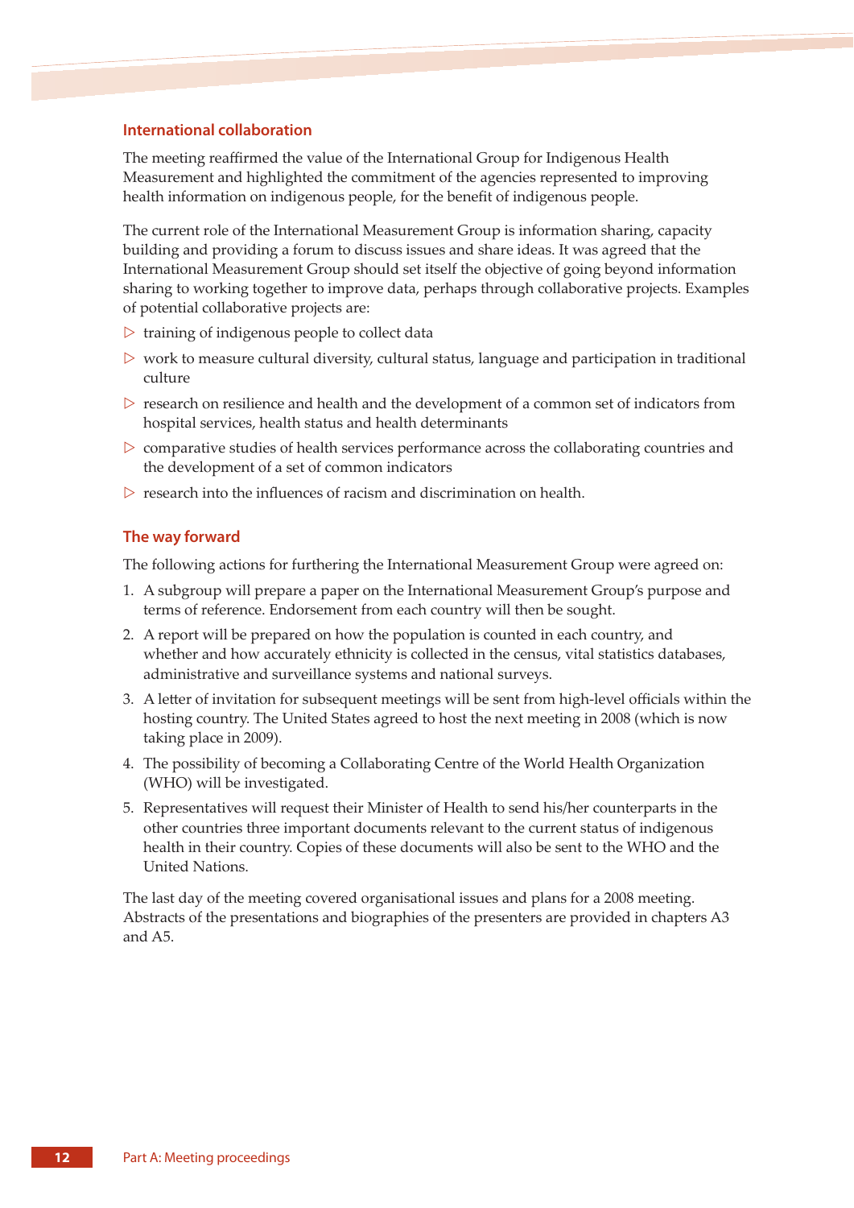## International collaboration

The meeting reaffirmed the value of the International Group for Indigenous Health Measurement and highlighted the commitment of the agencies represented to improving health information on indigenous people, for the benefit of indigenous people.

The current role of the International Measurement Group is information sharing, capacity building and providing a forum to discuss issues and share ideas. It was agreed that the International Measurement Group should set itself the objective of going beyond information sharing to working together to improve data, perhaps through collaborative projects. Examples of potential collaborative projects are:

- training of indigenous people to collect data
- work to measure cultural diversity, cultural status, language and participation in traditional culture
- research on resilience and health and the development of a common set of indicators from hospital services, health status and health determinants
- comparative studies of health services performance across the collaborating countries and the development of a set of common indicators
- research into the influences of racism and discrimination on health.

## The way forward

The following actions for furthering the International Measurement Group were agreed on:

1. A subgroup will prepare a paper on the International Measurement Group's purpose and terms of reference. Endorsement from each country will then be sought.
2. A report will be prepared on how the population is counted in each country, and whether and how accurately ethnicity is collected in the census, vital statistics databases, administrative and surveillance systems and national surveys.
3. A letter of invitation for subsequent meetings will be sent from high-level officials within the hosting country. The United States agreed to host the next meeting in 2008 (which is now taking place in 2009).
4. The possibility of becoming a Collaborating Centre of the World Health Organization (WHO) will be investigated.
5. Representatives will request their Minister of Health to send his/her counterparts in the other countries three important documents relevant to the current status of indigenous health in their country. Copies of these documents will also be sent to the WHO and the United Nations.

The last day of the meeting covered organisational issues and plans for a 2008 meeting. Abstracts of the presentations and biographies of the presenters are provided in chapters A3 and A5.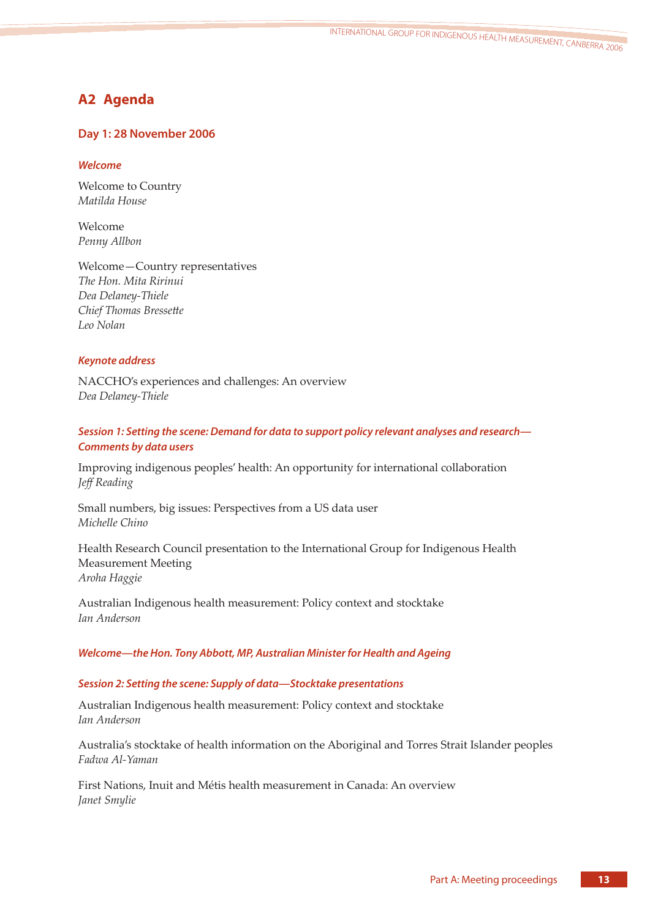## A2 Agenda

### Day 1: 28 November 2006

#### *Welcome*

Welcome to Country
*Matilda House*

Welcome
*Penny Allbon*

Welcome—Country representatives
*The Hon. Mita Ririnui*
*Dea Delaney-Thiele*
*Chief Thomas Bressette*
*Leo Nolan*

#### *Keynote address*

NACCHO's experiences and challenges: An overview
*Dea Delaney-Thiele*

#### *Session 1: Setting the scene: Demand for data to support policy relevant analyses and research—Comments by data users*

Improving indigenous peoples' health: An opportunity for international collaboration
*Jeff Reading*

Small numbers, big issues: Perspectives from a US data user
*Michelle Chino*

Health Research Council presentation to the International Group for Indigenous Health Measurement Meeting
*Aroha Haggie*

Australian Indigenous health measurement: Policy context and stocktake
*Ian Anderson*

#### *Welcome—the Hon. Tony Abbott, MP, Australian Minister for Health and Ageing*

#### *Session 2: Setting the scene: Supply of data—Stocktake presentations*

Australian Indigenous health measurement: Policy context and stocktake
*Ian Anderson*

Australia's stocktake of health information on the Aboriginal and Torres Strait Islander peoples
*Fadwa Al-Yaman*

First Nations, Inuit and Métis health measurement in Canada: An overview
*Janet Smylie*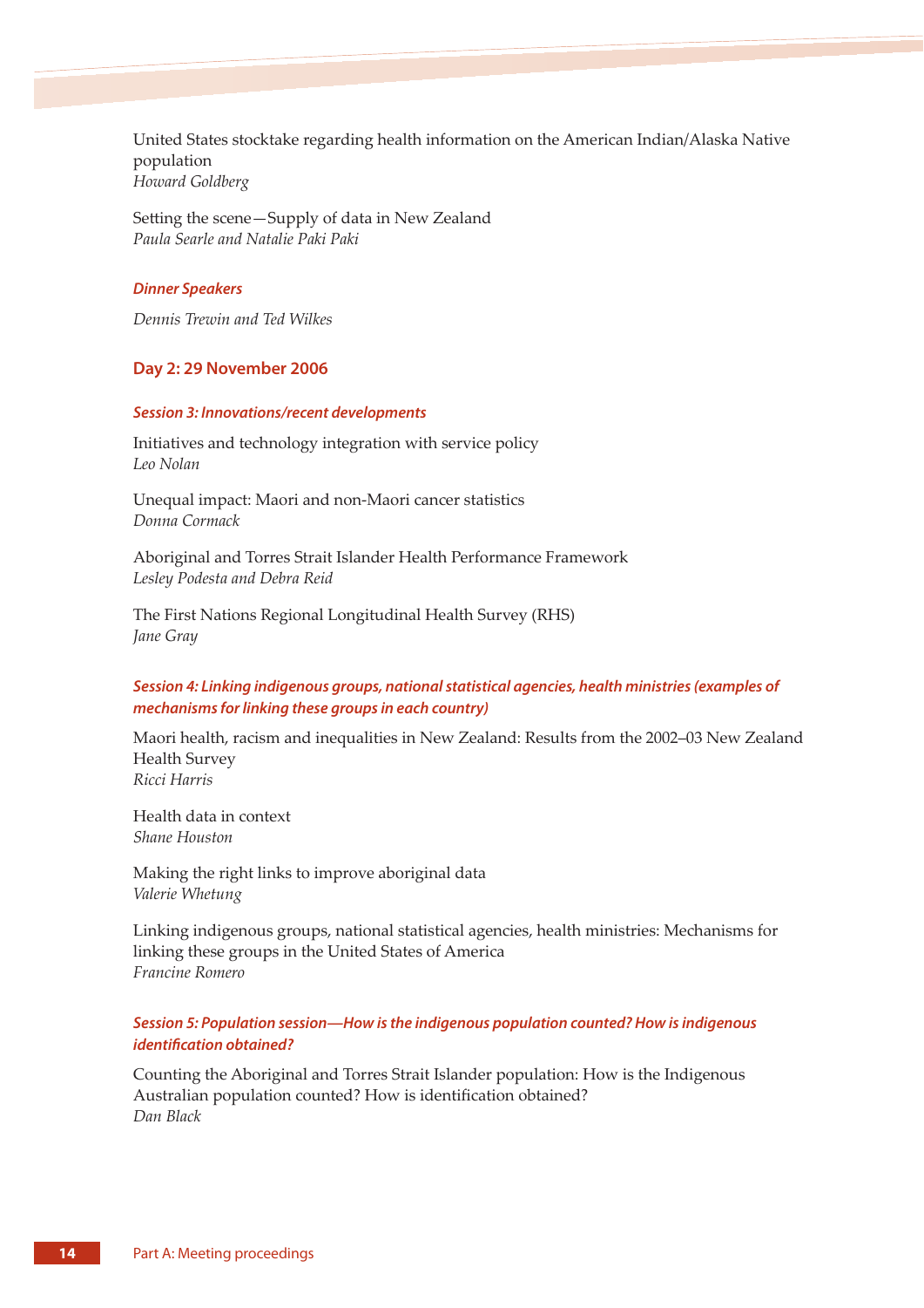United States stocktake regarding health information on the American Indian/Alaska Native population
*Howard Goldberg*

Setting the scene—Supply of data in New Zealand
*Paula Searle and Natalie Paki Paki*

#### *Dinner Speakers*

*Dennis Trewin and Ted Wilkes*

### Day 2: 29 November 2006

#### *Session 3: Innovations/recent developments*

Initiatives and technology integration with service policy
*Leo Nolan*

Unequal impact: Maori and non-Maori cancer statistics
*Donna Cormack*

Aboriginal and Torres Strait Islander Health Performance Framework
*Lesley Podesta and Debra Reid*

The First Nations Regional Longitudinal Health Survey (RHS)
*Jane Gray*

#### *Session 4: Linking indigenous groups, national statistical agencies, health ministries (examples of mechanisms for linking these groups in each country)*

Maori health, racism and inequalities in New Zealand: Results from the 2002–03 New Zealand Health Survey
*Ricci Harris*

Health data in context
*Shane Houston*

Making the right links to improve aboriginal data
*Valerie Whetung*

Linking indigenous groups, national statistical agencies, health ministries: Mechanisms for linking these groups in the United States of America
*Francine Romero*

#### *Session 5: Population session—How is the indigenous population counted? How is indigenous identification obtained?*

Counting the Aboriginal and Torres Strait Islander population: How is the Indigenous Australian population counted? How is identification obtained?
*Dan Black*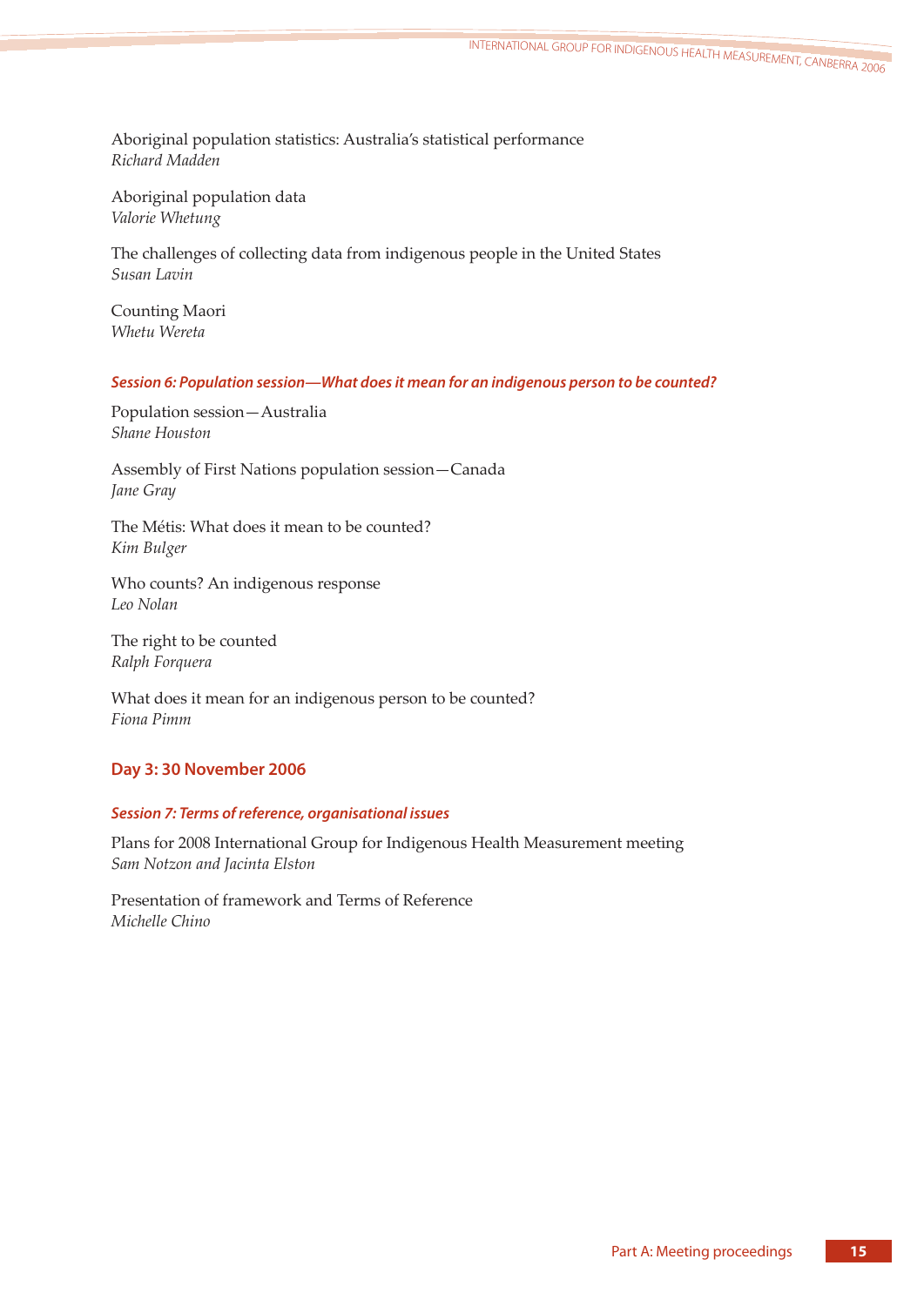Aboriginal population statistics: Australia's statistical performance
*Richard Madden*

Aboriginal population data
*Valorie Whetung*

The challenges of collecting data from indigenous people in the United States
*Susan Lavin*

Counting Maori
*Whetu Wereta*

#### *Session 6: Population session—What does it mean for an indigenous person to be counted?*

Population session—Australia
*Shane Houston*

Assembly of First Nations population session—Canada
*Jane Gray*

The Métis: What does it mean to be counted?
*Kim Bulger*

Who counts? An indigenous response
*Leo Nolan*

The right to be counted
*Ralph Forquera*

What does it mean for an indigenous person to be counted?
*Fiona Pimm*

### Day 3: 30 November 2006

#### *Session 7: Terms of reference, organisational issues*

Plans for 2008 International Group for Indigenous Health Measurement meeting
*Sam Notzon and Jacinta Elston*

Presentation of framework and Terms of Reference
*Michelle Chino*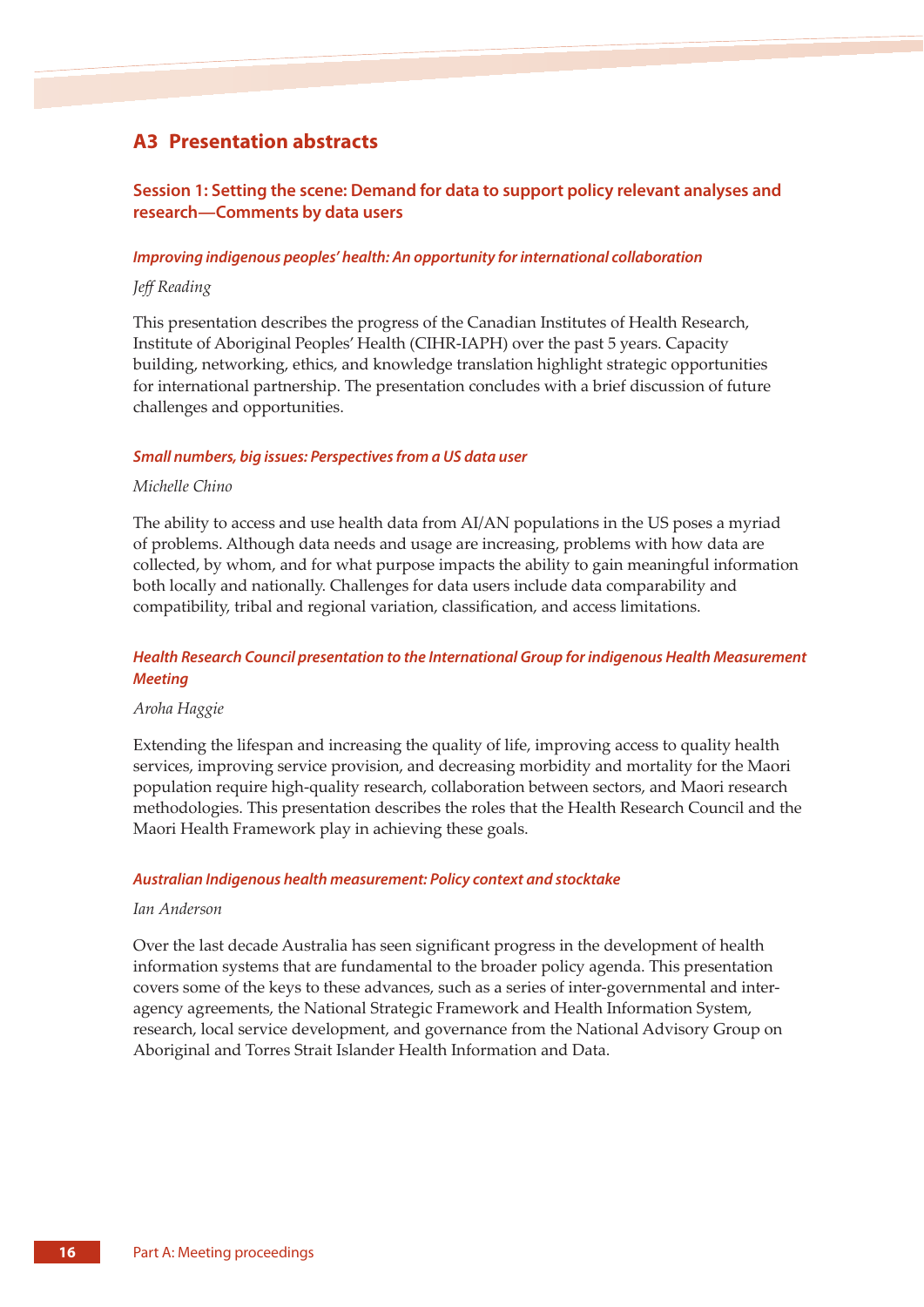## A3 Presentation abstracts

### Session 1: Setting the scene: Demand for data to support policy relevant analyses and research—Comments by data users

#### *Improving indigenous peoples' health: An opportunity for international collaboration*

*Jeff Reading*

This presentation describes the progress of the Canadian Institutes of Health Research, Institute of Aboriginal Peoples' Health (CIHR-IAPH) over the past 5 years. Capacity building, networking, ethics, and knowledge translation highlight strategic opportunities for international partnership. The presentation concludes with a brief discussion of future challenges and opportunities.

#### *Small numbers, big issues: Perspectives from a US data user*

*Michelle Chino*

The ability to access and use health data from AI/AN populations in the US poses a myriad of problems. Although data needs and usage are increasing, problems with how data are collected, by whom, and for what purpose impacts the ability to gain meaningful information both locally and nationally. Challenges for data users include data comparability and compatibility, tribal and regional variation, classification, and access limitations.

#### *Health Research Council presentation to the International Group for indigenous Health Measurement Meeting*

*Aroha Haggie*

Extending the lifespan and increasing the quality of life, improving access to quality health services, improving service provision, and decreasing morbidity and mortality for the Maori population require high-quality research, collaboration between sectors, and Maori research methodologies. This presentation describes the roles that the Health Research Council and the Maori Health Framework play in achieving these goals.

#### *Australian Indigenous health measurement: Policy context and stocktake*

*Ian Anderson*

Over the last decade Australia has seen significant progress in the development of health information systems that are fundamental to the broader policy agenda. This presentation covers some of the keys to these advances, such as a series of inter-governmental and inter-agency agreements, the National Strategic Framework and Health Information System, research, local service development, and governance from the National Advisory Group on Aboriginal and Torres Strait Islander Health Information and Data.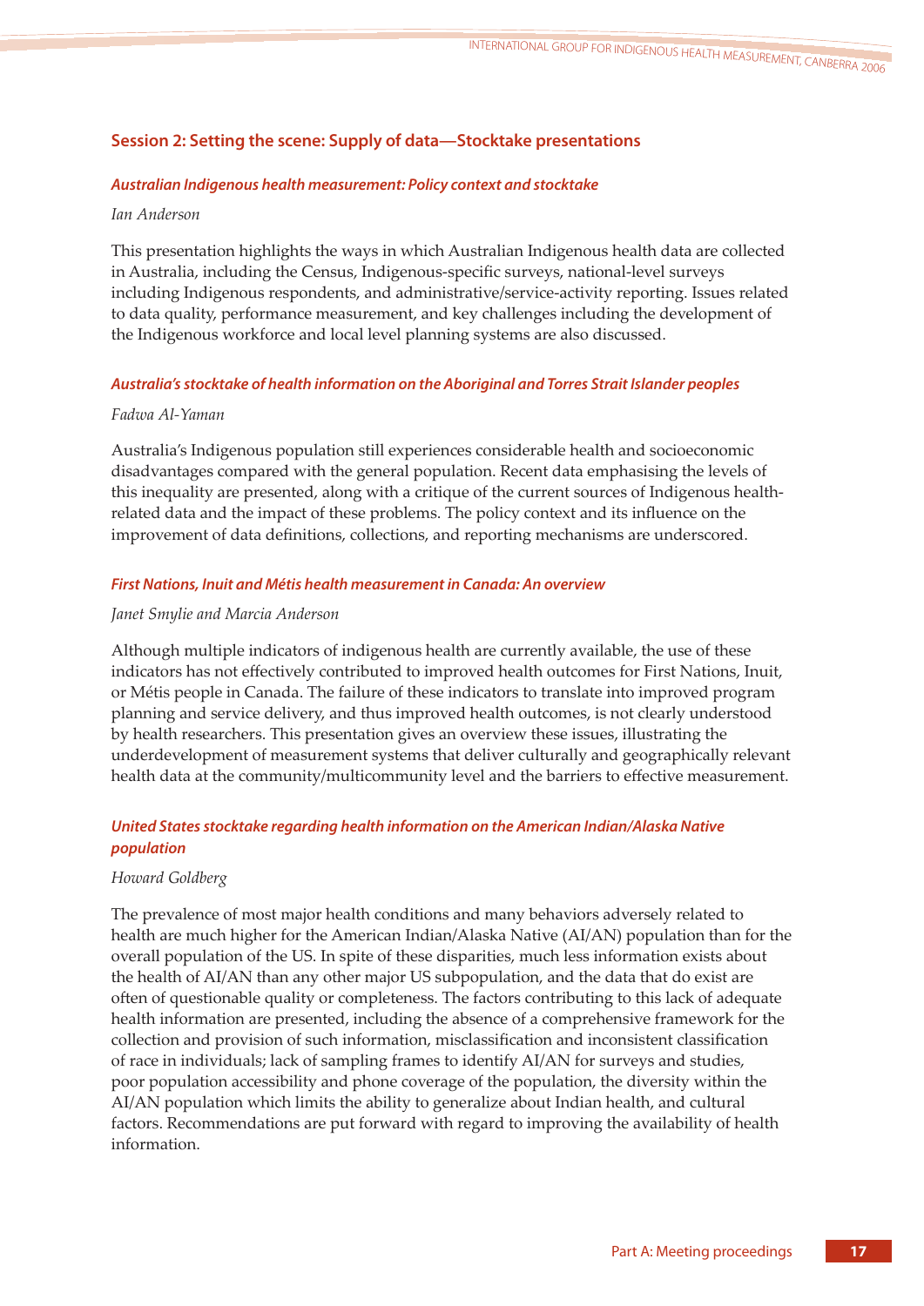## Session 2: Setting the scene: Supply of data—Stocktake presentations

### *Australian Indigenous health measurement: Policy context and stocktake*

*Ian Anderson*

This presentation highlights the ways in which Australian Indigenous health data are collected in Australia, including the Census, Indigenous-specific surveys, national-level surveys including Indigenous respondents, and administrative/service-activity reporting. Issues related to data quality, performance measurement, and key challenges including the development of the Indigenous workforce and local level planning systems are also discussed.

### *Australia's stocktake of health information on the Aboriginal and Torres Strait Islander peoples*

*Fadwa Al-Yaman*

Australia's Indigenous population still experiences considerable health and socioeconomic disadvantages compared with the general population. Recent data emphasising the levels of this inequality are presented, along with a critique of the current sources of Indigenous health-related data and the impact of these problems. The policy context and its influence on the improvement of data definitions, collections, and reporting mechanisms are underscored.

### *First Nations, Inuit and Métis health measurement in Canada: An overview*

*Janet Smylie and Marcia Anderson*

Although multiple indicators of indigenous health are currently available, the use of these indicators has not effectively contributed to improved health outcomes for First Nations, Inuit, or Métis people in Canada. The failure of these indicators to translate into improved program planning and service delivery, and thus improved health outcomes, is not clearly understood by health researchers. This presentation gives an overview these issues, illustrating the underdevelopment of measurement systems that deliver culturally and geographically relevant health data at the community/multicommunity level and the barriers to effective measurement.

### *United States stocktake regarding health information on the American Indian/Alaska Native population*

*Howard Goldberg*

The prevalence of most major health conditions and many behaviors adversely related to health are much higher for the American Indian/Alaska Native (AI/AN) population than for the overall population of the US. In spite of these disparities, much less information exists about the health of AI/AN than any other major US subpopulation, and the data that do exist are often of questionable quality or completeness. The factors contributing to this lack of adequate health information are presented, including the absence of a comprehensive framework for the collection and provision of such information, misclassification and inconsistent classification of race in individuals; lack of sampling frames to identify AI/AN for surveys and studies, poor population accessibility and phone coverage of the population, the diversity within the AI/AN population which limits the ability to generalize about Indian health, and cultural factors. Recommendations are put forward with regard to improving the availability of health information.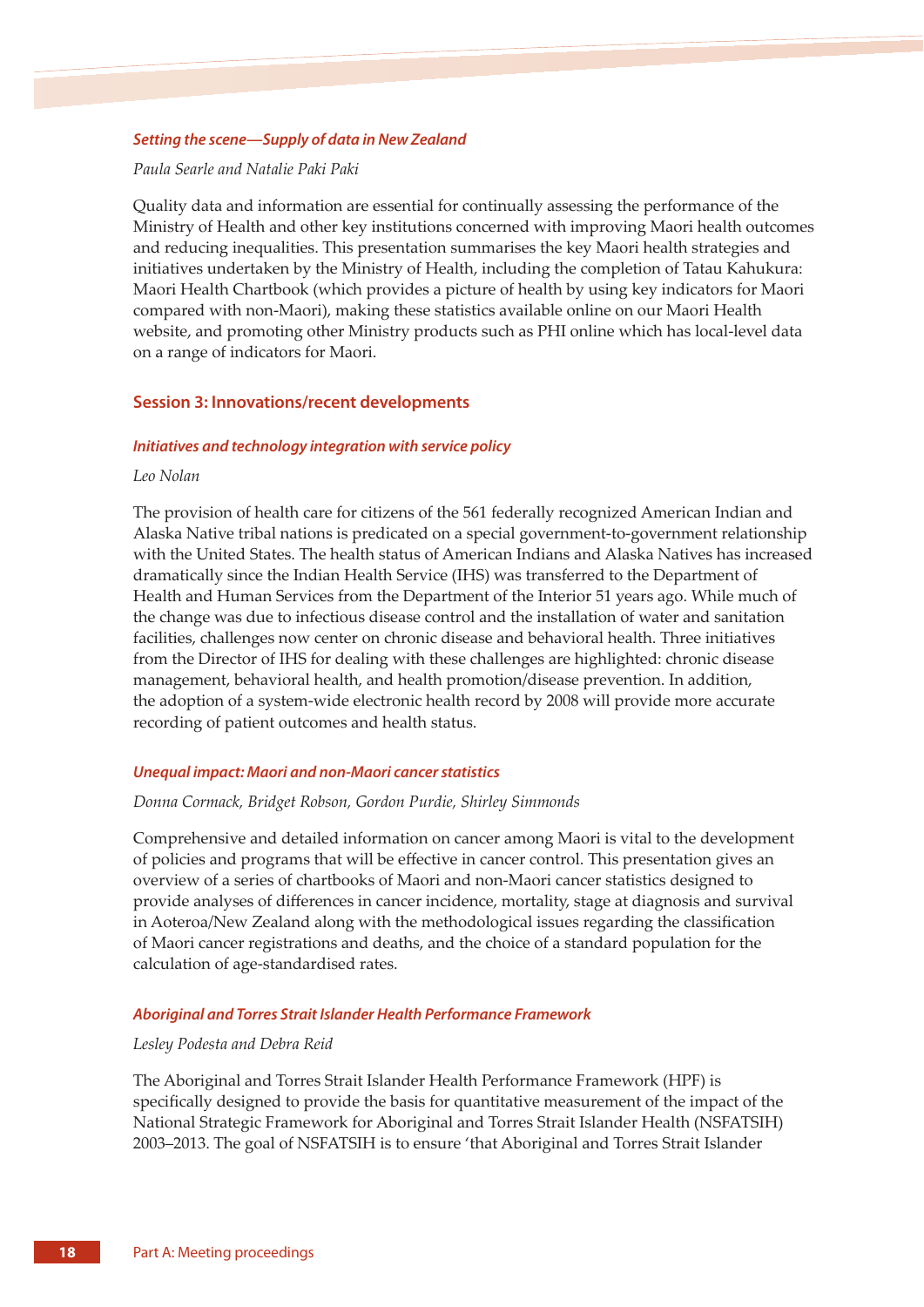### *Setting the scene—Supply of data in New Zealand*

*Paula Searle and Natalie Paki Paki*

Quality data and information are essential for continually assessing the performance of the Ministry of Health and other key institutions concerned with improving Maori health outcomes and reducing inequalities. This presentation summarises the key Maori health strategies and initiatives undertaken by the Ministry of Health, including the completion of Tatau Kahukura: Maori Health Chartbook (which provides a picture of health by using key indicators for Maori compared with non-Maori), making these statistics available online on our Maori Health website, and promoting other Ministry products such as PHI online which has local-level data on a range of indicators for Maori.

## Session 3: Innovations/recent developments

### *Initiatives and technology integration with service policy*

*Leo Nolan*

The provision of health care for citizens of the 561 federally recognized American Indian and Alaska Native tribal nations is predicated on a special government-to-government relationship with the United States. The health status of American Indians and Alaska Natives has increased dramatically since the Indian Health Service (IHS) was transferred to the Department of Health and Human Services from the Department of the Interior 51 years ago. While much of the change was due to infectious disease control and the installation of water and sanitation facilities, challenges now center on chronic disease and behavioral health. Three initiatives from the Director of IHS for dealing with these challenges are highlighted: chronic disease management, behavioral health, and health promotion/disease prevention. In addition, the adoption of a system-wide electronic health record by 2008 will provide more accurate recording of patient outcomes and health status.

### *Unequal impact: Maori and non-Maori cancer statistics*

*Donna Cormack, Bridget Robson, Gordon Purdie, Shirley Simmonds*

Comprehensive and detailed information on cancer among Maori is vital to the development of policies and programs that will be effective in cancer control. This presentation gives an overview of a series of chartbooks of Maori and non-Maori cancer statistics designed to provide analyses of differences in cancer incidence, mortality, stage at diagnosis and survival in Aoteroa/New Zealand along with the methodological issues regarding the classification of Maori cancer registrations and deaths, and the choice of a standard population for the calculation of age-standardised rates.

### *Aboriginal and Torres Strait Islander Health Performance Framework*

*Lesley Podesta and Debra Reid*

The Aboriginal and Torres Strait Islander Health Performance Framework (HPF) is specifically designed to provide the basis for quantitative measurement of the impact of the National Strategic Framework for Aboriginal and Torres Strait Islander Health (NSFATSIH) 2003–2013. The goal of NSFATSIH is to ensure 'that Aboriginal and Torres Strait Islander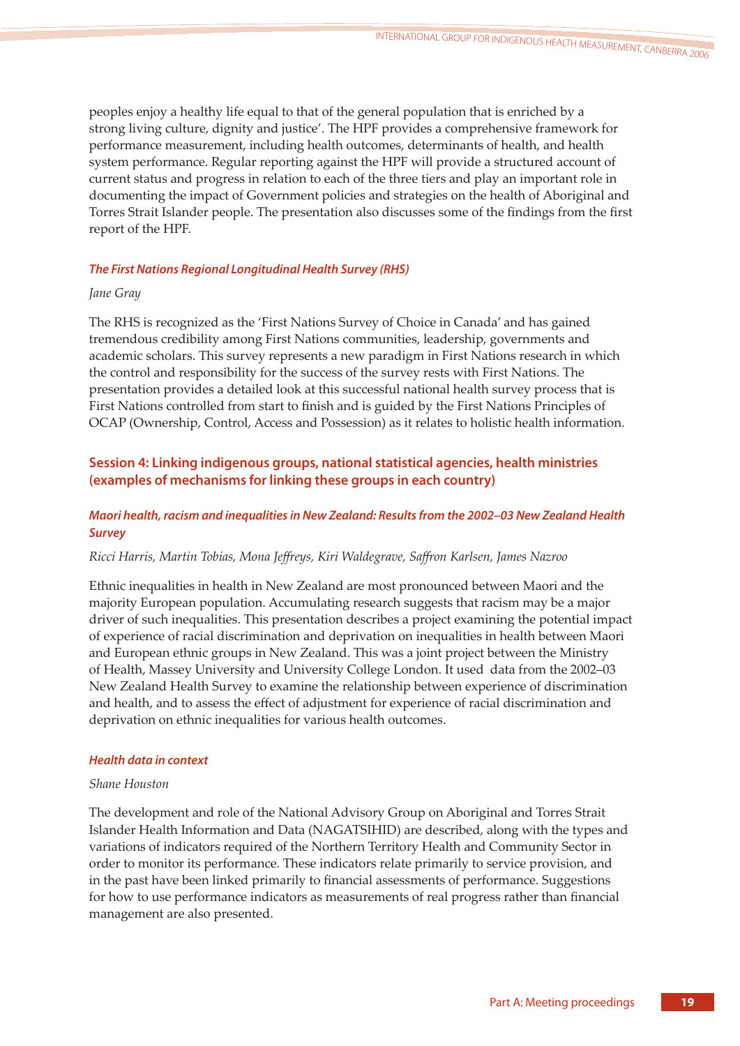peoples enjoy a healthy life equal to that of the general population that is enriched by a strong living culture, dignity and justice'. The HPF provides a comprehensive framework for performance measurement, including health outcomes, determinants of health, and health system performance. Regular reporting against the HPF will provide a structured account of current status and progress in relation to each of the three tiers and play an important role in documenting the impact of Government policies and strategies on the health of Aboriginal and Torres Strait Islander people. The presentation also discusses some of the findings from the first report of the HPF.

#### *The First Nations Regional Longitudinal Health Survey (RHS)*

*Jane Gray*

The RHS is recognized as the 'First Nations Survey of Choice in Canada' and has gained tremendous credibility among First Nations communities, leadership, governments and academic scholars. This survey represents a new paradigm in First Nations research in which the control and responsibility for the success of the survey rests with First Nations. The presentation provides a detailed look at this successful national health survey process that is First Nations controlled from start to finish and is guided by the First Nations Principles of OCAP (Ownership, Control, Access and Possession) as it relates to holistic health information.

### Session 4: Linking indigenous groups, national statistical agencies, health ministries (examples of mechanisms for linking these groups in each country)

#### *Maori health, racism and inequalities in New Zealand: Results from the 2002–03 New Zealand Health Survey*

*Ricci Harris, Martin Tobias, Mona Jeffreys, Kiri Waldegrave, Saffron Karlsen, James Nazroo*

Ethnic inequalities in health in New Zealand are most pronounced between Maori and the majority European population. Accumulating research suggests that racism may be a major driver of such inequalities. This presentation describes a project examining the potential impact of experience of racial discrimination and deprivation on inequalities in health between Maori and European ethnic groups in New Zealand. This was a joint project between the Ministry of Health, Massey University and University College London. It used data from the 2002–03 New Zealand Health Survey to examine the relationship between experience of discrimination and health, and to assess the effect of adjustment for experience of racial discrimination and deprivation on ethnic inequalities for various health outcomes.

#### *Health data in context*

*Shane Houston*

The development and role of the National Advisory Group on Aboriginal and Torres Strait Islander Health Information and Data (NAGATSIHID) are described, along with the types and variations of indicators required of the Northern Territory Health and Community Sector in order to monitor its performance. These indicators relate primarily to service provision, and in the past have been linked primarily to financial assessments of performance. Suggestions for how to use performance indicators as measurements of real progress rather than financial management are also presented.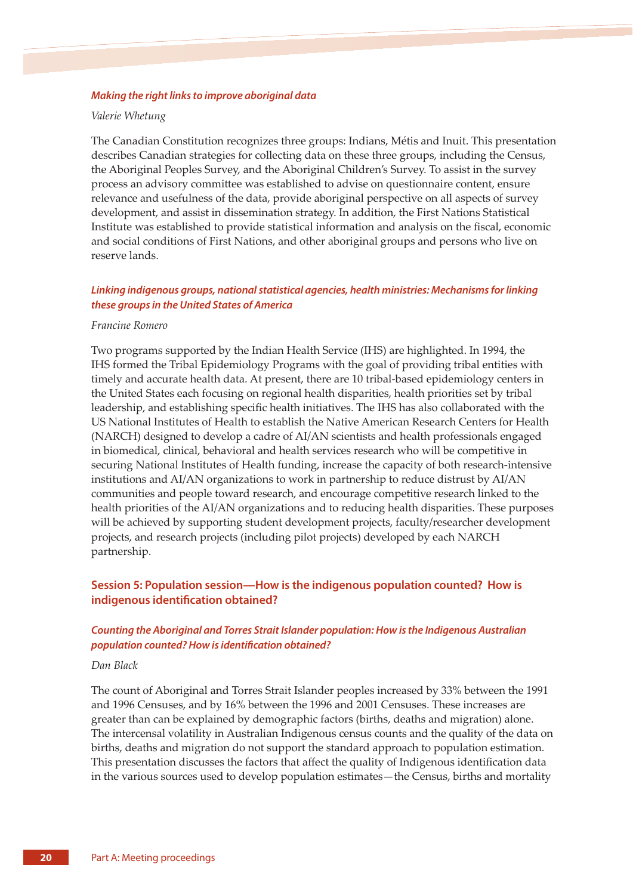### *Making the right links to improve aboriginal data*

*Valerie Whetung*

The Canadian Constitution recognizes three groups: Indians, Métis and Inuit. This presentation describes Canadian strategies for collecting data on these three groups, including the Census, the Aboriginal Peoples Survey, and the Aboriginal Children's Survey. To assist in the survey process an advisory committee was established to advise on questionnaire content, ensure relevance and usefulness of the data, provide aboriginal perspective on all aspects of survey development, and assist in dissemination strategy. In addition, the First Nations Statistical Institute was established to provide statistical information and analysis on the fiscal, economic and social conditions of First Nations, and other aboriginal groups and persons who live on reserve lands.

### *Linking indigenous groups, national statistical agencies, health ministries: Mechanisms for linking these groups in the United States of America*

*Francine Romero*

Two programs supported by the Indian Health Service (IHS) are highlighted. In 1994, the IHS formed the Tribal Epidemiology Programs with the goal of providing tribal entities with timely and accurate health data. At present, there are 10 tribal-based epidemiology centers in the United States each focusing on regional health disparities, health priorities set by tribal leadership, and establishing specific health initiatives. The IHS has also collaborated with the US National Institutes of Health to establish the Native American Research Centers for Health (NARCH) designed to develop a cadre of AI/AN scientists and health professionals engaged in biomedical, clinical, behavioral and health services research who will be competitive in securing National Institutes of Health funding, increase the capacity of both research-intensive institutions and AI/AN organizations to work in partnership to reduce distrust by AI/AN communities and people toward research, and encourage competitive research linked to the health priorities of the AI/AN organizations and to reducing health disparities. These purposes will be achieved by supporting student development projects, faculty/researcher development projects, and research projects (including pilot projects) developed by each NARCH partnership.

## Session 5: Population session—How is the indigenous population counted? How is indigenous identification obtained?

### *Counting the Aboriginal and Torres Strait Islander population: How is the Indigenous Australian population counted? How is identification obtained?*

*Dan Black*

The count of Aboriginal and Torres Strait Islander peoples increased by 33% between the 1991 and 1996 Censuses, and by 16% between the 1996 and 2001 Censuses. These increases are greater than can be explained by demographic factors (births, deaths and migration) alone. The intercensal volatility in Australian Indigenous census counts and the quality of the data on births, deaths and migration do not support the standard approach to population estimation. This presentation discusses the factors that affect the quality of Indigenous identification data in the various sources used to develop population estimates—the Census, births and mortality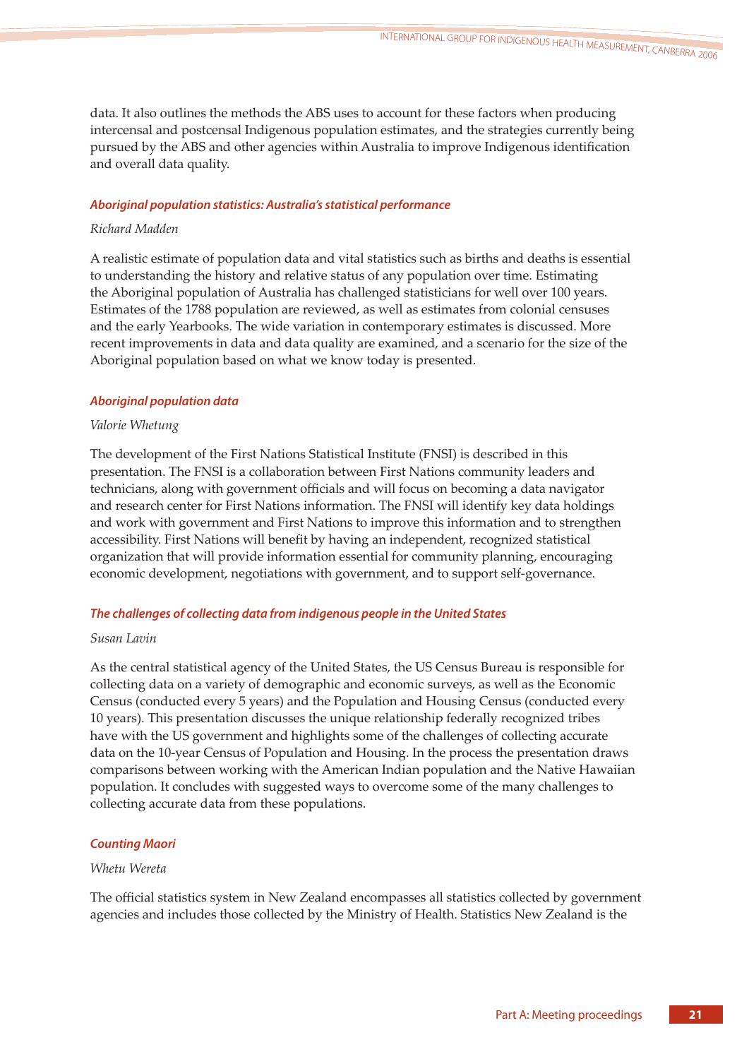data. It also outlines the methods the ABS uses to account for these factors when producing intercensal and postcensal Indigenous population estimates, and the strategies currently being pursued by the ABS and other agencies within Australia to improve Indigenous identification and overall data quality.

### *Aboriginal population statistics: Australia's statistical performance*

*Richard Madden*

A realistic estimate of population data and vital statistics such as births and deaths is essential to understanding the history and relative status of any population over time. Estimating the Aboriginal population of Australia has challenged statisticians for well over 100 years. Estimates of the 1788 population are reviewed, as well as estimates from colonial censuses and the early Yearbooks. The wide variation in contemporary estimates is discussed. More recent improvements in data and data quality are examined, and a scenario for the size of the Aboriginal population based on what we know today is presented.

### *Aboriginal population data*

*Valorie Whetung*

The development of the First Nations Statistical Institute (FNSI) is described in this presentation. The FNSI is a collaboration between First Nations community leaders and technicians, along with government officials and will focus on becoming a data navigator and research center for First Nations information. The FNSI will identify key data holdings and work with government and First Nations to improve this information and to strengthen accessibility. First Nations will benefit by having an independent, recognized statistical organization that will provide information essential for community planning, encouraging economic development, negotiations with government, and to support self-governance.

### *The challenges of collecting data from indigenous people in the United States*

*Susan Lavin*

As the central statistical agency of the United States, the US Census Bureau is responsible for collecting data on a variety of demographic and economic surveys, as well as the Economic Census (conducted every 5 years) and the Population and Housing Census (conducted every 10 years). This presentation discusses the unique relationship federally recognized tribes have with the US government and highlights some of the challenges of collecting accurate data on the 10-year Census of Population and Housing. In the process the presentation draws comparisons between working with the American Indian population and the Native Hawaiian population. It concludes with suggested ways to overcome some of the many challenges to collecting accurate data from these populations.

### *Counting Maori*

*Whetu Wereta*

The official statistics system in New Zealand encompasses all statistics collected by government agencies and includes those collected by the Ministry of Health. Statistics New Zealand is the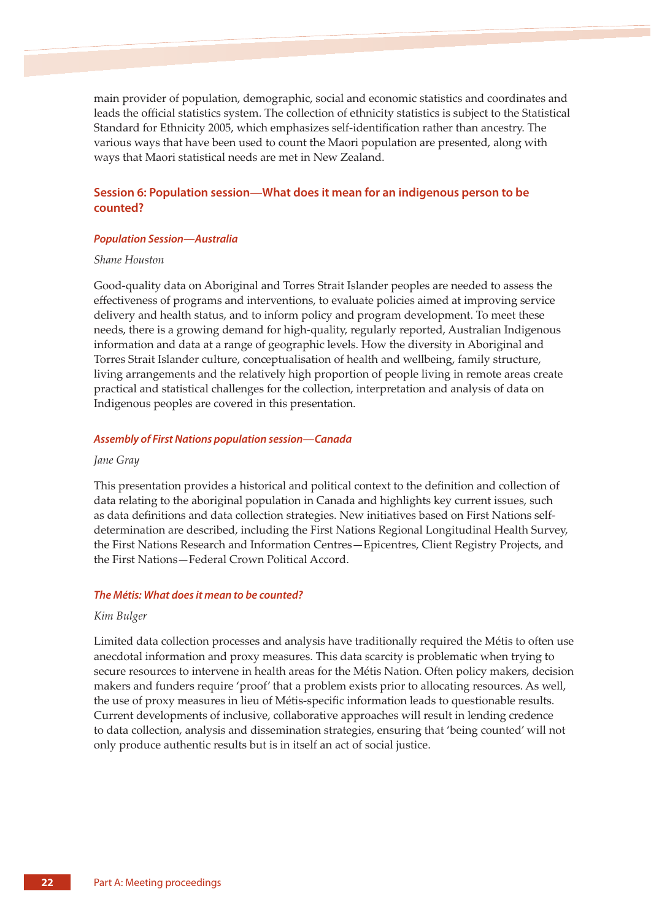main provider of population, demographic, social and economic statistics and coordinates and leads the official statistics system. The collection of ethnicity statistics is subject to the Statistical Standard for Ethnicity 2005, which emphasizes self-identification rather than ancestry. The various ways that have been used to count the Maori population are presented, along with ways that Maori statistical needs are met in New Zealand.

## Session 6: Population session—What does it mean for an indigenous person to be counted?

### *Population Session—Australia*

*Shane Houston*

Good-quality data on Aboriginal and Torres Strait Islander peoples are needed to assess the effectiveness of programs and interventions, to evaluate policies aimed at improving service delivery and health status, and to inform policy and program development. To meet these needs, there is a growing demand for high-quality, regularly reported, Australian Indigenous information and data at a range of geographic levels. How the diversity in Aboriginal and Torres Strait Islander culture, conceptualisation of health and wellbeing, family structure, living arrangements and the relatively high proportion of people living in remote areas create practical and statistical challenges for the collection, interpretation and analysis of data on Indigenous peoples are covered in this presentation.

### *Assembly of First Nations population session—Canada*

*Jane Gray*

This presentation provides a historical and political context to the definition and collection of data relating to the aboriginal population in Canada and highlights key current issues, such as data definitions and data collection strategies. New initiatives based on First Nations self-determination are described, including the First Nations Regional Longitudinal Health Survey, the First Nations Research and Information Centres—Epicentres, Client Registry Projects, and the First Nations—Federal Crown Political Accord.

### *The Métis: What does it mean to be counted?*

*Kim Bulger*

Limited data collection processes and analysis have traditionally required the Métis to often use anecdotal information and proxy measures. This data scarcity is problematic when trying to secure resources to intervene in health areas for the Métis Nation. Often policy makers, decision makers and funders require 'proof' that a problem exists prior to allocating resources. As well, the use of proxy measures in lieu of Métis-specific information leads to questionable results. Current developments of inclusive, collaborative approaches will result in lending credence to data collection, analysis and dissemination strategies, ensuring that 'being counted' will not only produce authentic results but is in itself an act of social justice.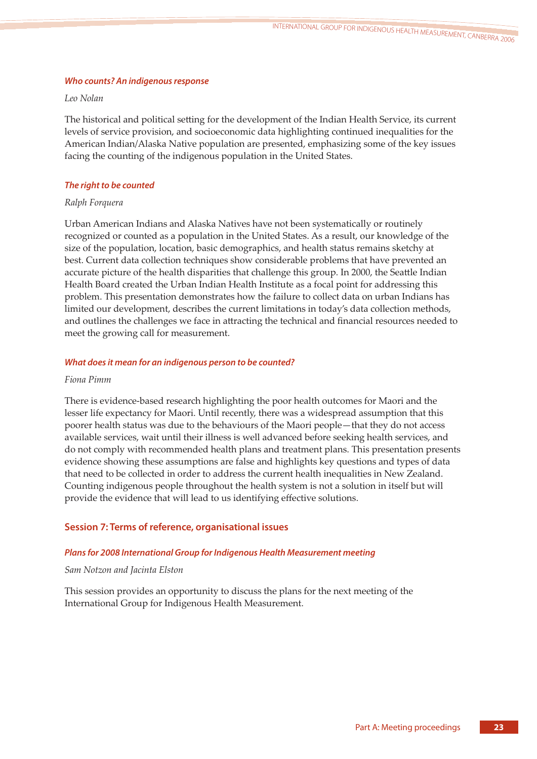### *Who counts? An indigenous response*

*Leo Nolan*

The historical and political setting for the development of the Indian Health Service, its current levels of service provision, and socioeconomic data highlighting continued inequalities for the American Indian/Alaska Native population are presented, emphasizing some of the key issues facing the counting of the indigenous population in the United States.

### *The right to be counted*

*Ralph Forquera*

Urban American Indians and Alaska Natives have not been systematically or routinely recognized or counted as a population in the United States. As a result, our knowledge of the size of the population, location, basic demographics, and health status remains sketchy at best. Current data collection techniques show considerable problems that have prevented an accurate picture of the health disparities that challenge this group. In 2000, the Seattle Indian Health Board created the Urban Indian Health Institute as a focal point for addressing this problem. This presentation demonstrates how the failure to collect data on urban Indians has limited our development, describes the current limitations in today's data collection methods, and outlines the challenges we face in attracting the technical and financial resources needed to meet the growing call for measurement.

### *What does it mean for an indigenous person to be counted?*

*Fiona Pimm*

There is evidence-based research highlighting the poor health outcomes for Maori and the lesser life expectancy for Maori. Until recently, there was a widespread assumption that this poorer health status was due to the behaviours of the Maori people—that they do not access available services, wait until their illness is well advanced before seeking health services, and do not comply with recommended health plans and treatment plans. This presentation presents evidence showing these assumptions are false and highlights key questions and types of data that need to be collected in order to address the current health inequalities in New Zealand. Counting indigenous people throughout the health system is not a solution in itself but will provide the evidence that will lead to us identifying effective solutions.

## Session 7: Terms of reference, organisational issues

### *Plans for 2008 International Group for Indigenous Health Measurement meeting*

*Sam Notzon and Jacinta Elston*

This session provides an opportunity to discuss the plans for the next meeting of the International Group for Indigenous Health Measurement.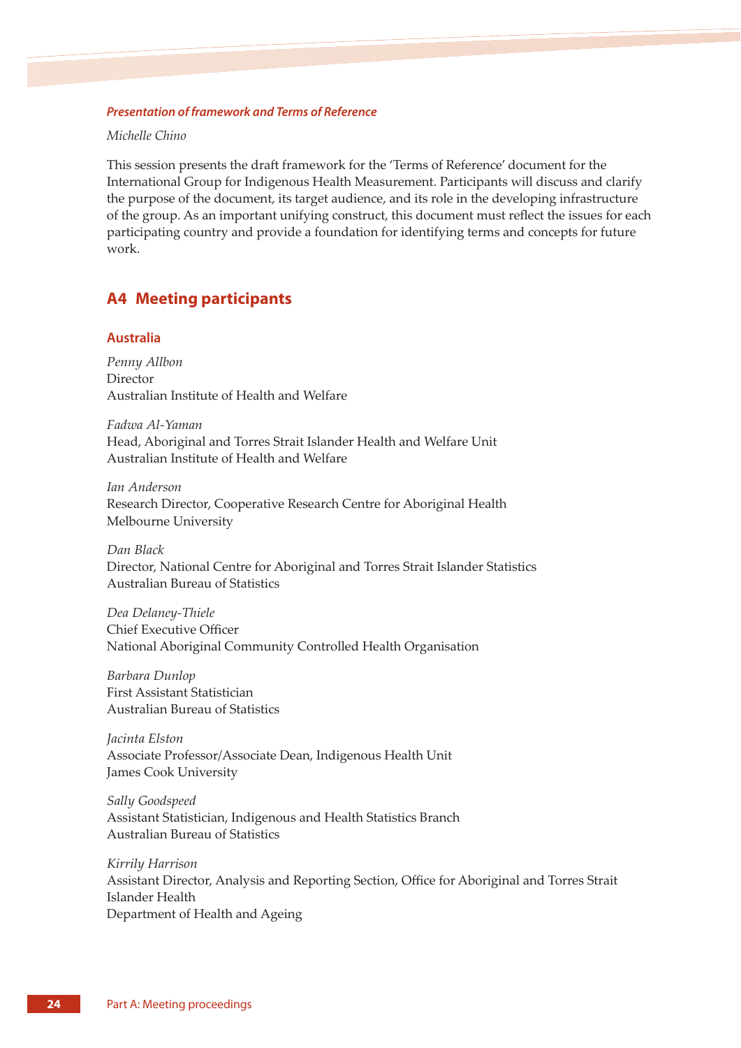#### *Presentation of framework and Terms of Reference*

*Michelle Chino*

This session presents the draft framework for the 'Terms of Reference' document for the International Group for Indigenous Health Measurement. Participants will discuss and clarify the purpose of the document, its target audience, and its role in the developing infrastructure of the group. As an important unifying construct, this document must reflect the issues for each participating country and provide a foundation for identifying terms and concepts for future work.

## A4 Meeting participants

### Australia

*Penny Allbon*
Director
Australian Institute of Health and Welfare

*Fadwa Al-Yaman*
Head, Aboriginal and Torres Strait Islander Health and Welfare Unit
Australian Institute of Health and Welfare

*Ian Anderson*
Research Director, Cooperative Research Centre for Aboriginal Health
Melbourne University

*Dan Black*
Director, National Centre for Aboriginal and Torres Strait Islander Statistics
Australian Bureau of Statistics

*Dea Delaney-Thiele*
Chief Executive Officer
National Aboriginal Community Controlled Health Organisation

*Barbara Dunlop*
First Assistant Statistician
Australian Bureau of Statistics

*Jacinta Elston*
Associate Professor/Associate Dean, Indigenous Health Unit
James Cook University

*Sally Goodspeed*
Assistant Statistician, Indigenous and Health Statistics Branch
Australian Bureau of Statistics

*Kirrily Harrison*
Assistant Director, Analysis and Reporting Section, Office for Aboriginal and Torres Strait Islander Health
Department of Health and Ageing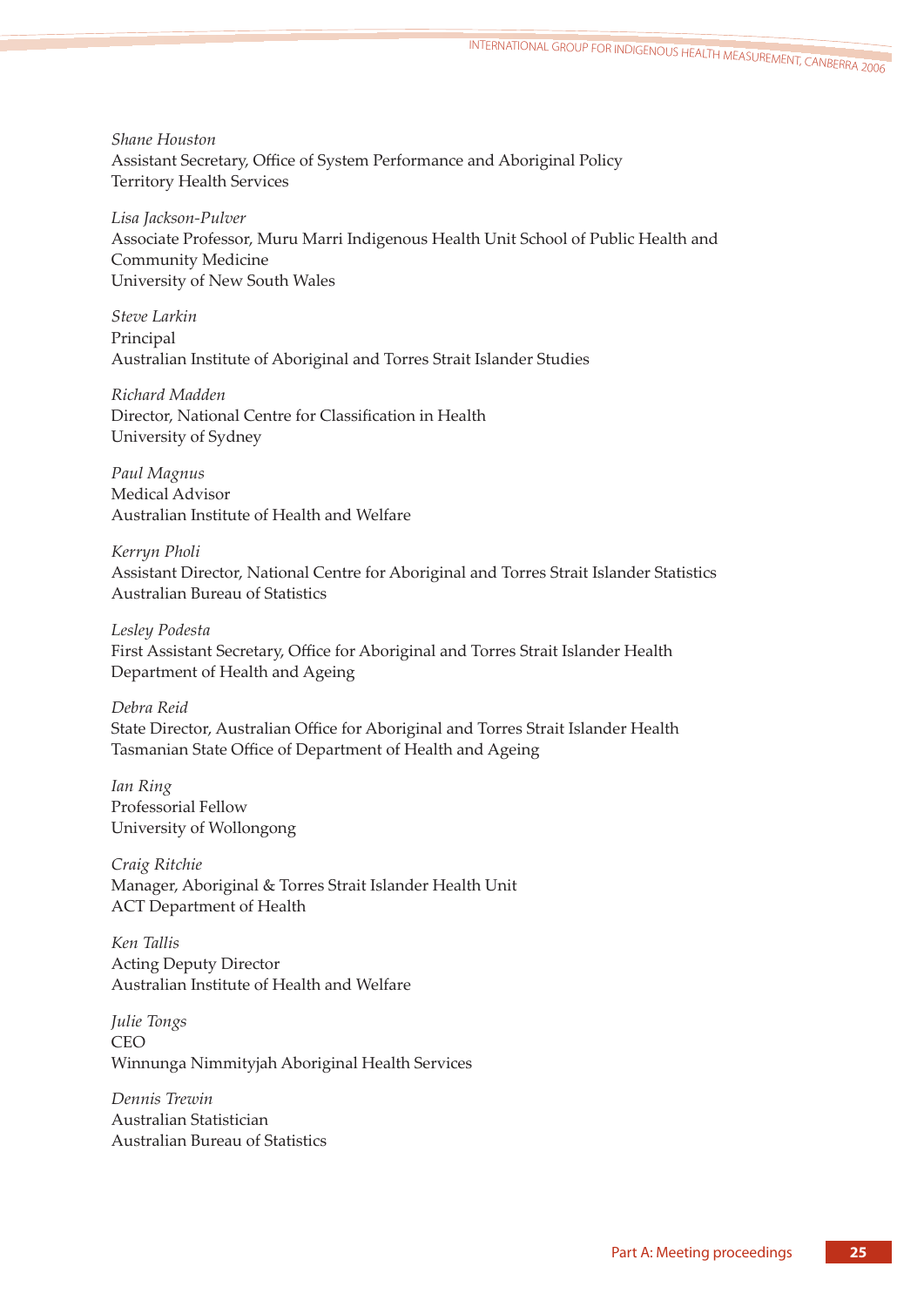*Shane Houston*
Assistant Secretary, Office of System Performance and Aboriginal Policy
Territory Health Services

*Lisa Jackson-Pulver*
Associate Professor, Muru Marri Indigenous Health Unit School of Public Health and Community Medicine
University of New South Wales

*Steve Larkin*
Principal
Australian Institute of Aboriginal and Torres Strait Islander Studies

*Richard Madden*
Director, National Centre for Classification in Health
University of Sydney

*Paul Magnus*
Medical Advisor
Australian Institute of Health and Welfare

*Kerryn Pholi*
Assistant Director, National Centre for Aboriginal and Torres Strait Islander Statistics
Australian Bureau of Statistics

*Lesley Podesta*
First Assistant Secretary, Office for Aboriginal and Torres Strait Islander Health
Department of Health and Ageing

*Debra Reid*
State Director, Australian Office for Aboriginal and Torres Strait Islander Health
Tasmanian State Office of Department of Health and Ageing

*Ian Ring*
Professorial Fellow
University of Wollongong

*Craig Ritchie*
Manager, Aboriginal & Torres Strait Islander Health Unit
ACT Department of Health

*Ken Tallis*
Acting Deputy Director
Australian Institute of Health and Welfare

*Julie Tongs*
CEO
Winnunga Nimmityjah Aboriginal Health Services

*Dennis Trewin*
Australian Statistician
Australian Bureau of Statistics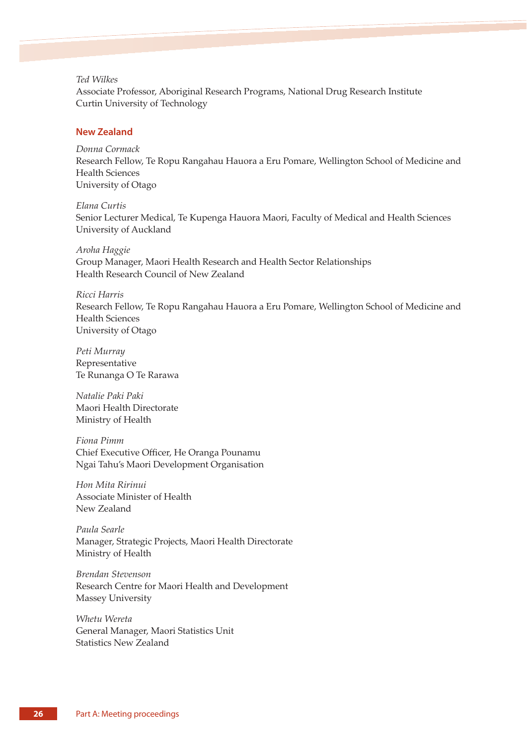*Ted Wilkes*
Associate Professor, Aboriginal Research Programs, National Drug Research Institute
Curtin University of Technology

## New Zealand

*Donna Cormack*
Research Fellow, Te Ropu Rangahau Hauora a Eru Pomare, Wellington School of Medicine and Health Sciences
University of Otago

*Elana Curtis*
Senior Lecturer Medical, Te Kupenga Hauora Maori, Faculty of Medical and Health Sciences
University of Auckland

*Aroha Haggie*
Group Manager, Maori Health Research and Health Sector Relationships
Health Research Council of New Zealand

*Ricci Harris*
Research Fellow, Te Ropu Rangahau Hauora a Eru Pomare, Wellington School of Medicine and Health Sciences
University of Otago

*Peti Murray*
Representative
Te Runanga O Te Rarawa

*Natalie Paki Paki*
Maori Health Directorate
Ministry of Health

*Fiona Pimm*
Chief Executive Officer, He Oranga Pounamu
Ngai Tahu's Maori Development Organisation

*Hon Mita Ririnui*
Associate Minister of Health
New Zealand

*Paula Searle*
Manager, Strategic Projects, Maori Health Directorate
Ministry of Health

*Brendan Stevenson*
Research Centre for Maori Health and Development
Massey University

*Whetu Wereta*
General Manager, Maori Statistics Unit
Statistics New Zealand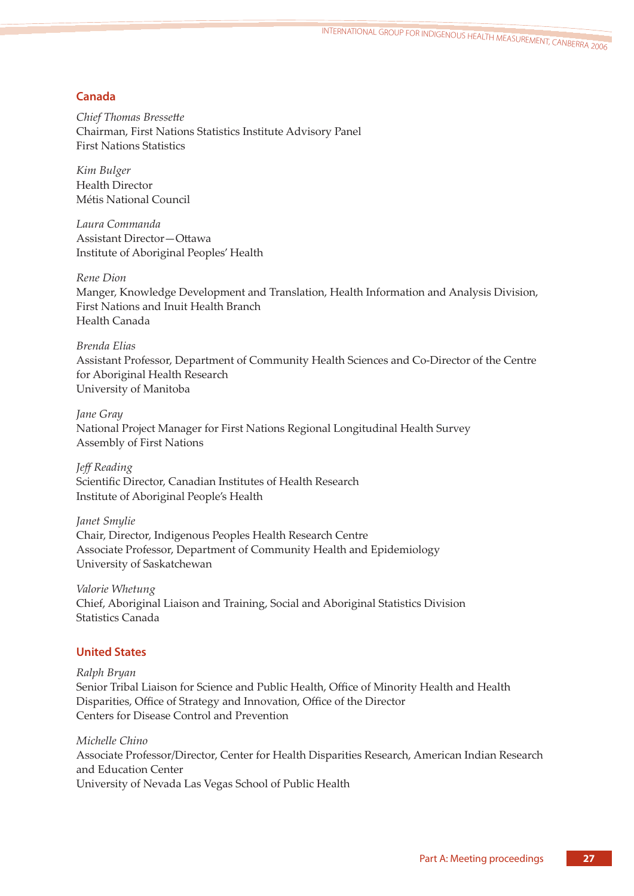## Canada

*Chief Thomas Bressette*
Chairman, First Nations Statistics Institute Advisory Panel
First Nations Statistics

*Kim Bulger*
Health Director
Métis National Council

*Laura Commanda*
Assistant Director—Ottawa
Institute of Aboriginal Peoples' Health

*Rene Dion*
Manger, Knowledge Development and Translation, Health Information and Analysis Division, First Nations and Inuit Health Branch
Health Canada

*Brenda Elias*
Assistant Professor, Department of Community Health Sciences and Co-Director of the Centre for Aboriginal Health Research
University of Manitoba

*Jane Gray*
National Project Manager for First Nations Regional Longitudinal Health Survey
Assembly of First Nations

*Jeff Reading*
Scientific Director, Canadian Institutes of Health Research
Institute of Aboriginal People's Health

*Janet Smylie*
Chair, Director, Indigenous Peoples Health Research Centre
Associate Professor, Department of Community Health and Epidemiology
University of Saskatchewan

*Valorie Whetung*
Chief, Aboriginal Liaison and Training, Social and Aboriginal Statistics Division
Statistics Canada

## United States

*Ralph Bryan*
Senior Tribal Liaison for Science and Public Health, Office of Minority Health and Health Disparities, Office of Strategy and Innovation, Office of the Director
Centers for Disease Control and Prevention

*Michelle Chino*
Associate Professor/Director, Center for Health Disparities Research, American Indian Research and Education Center
University of Nevada Las Vegas School of Public Health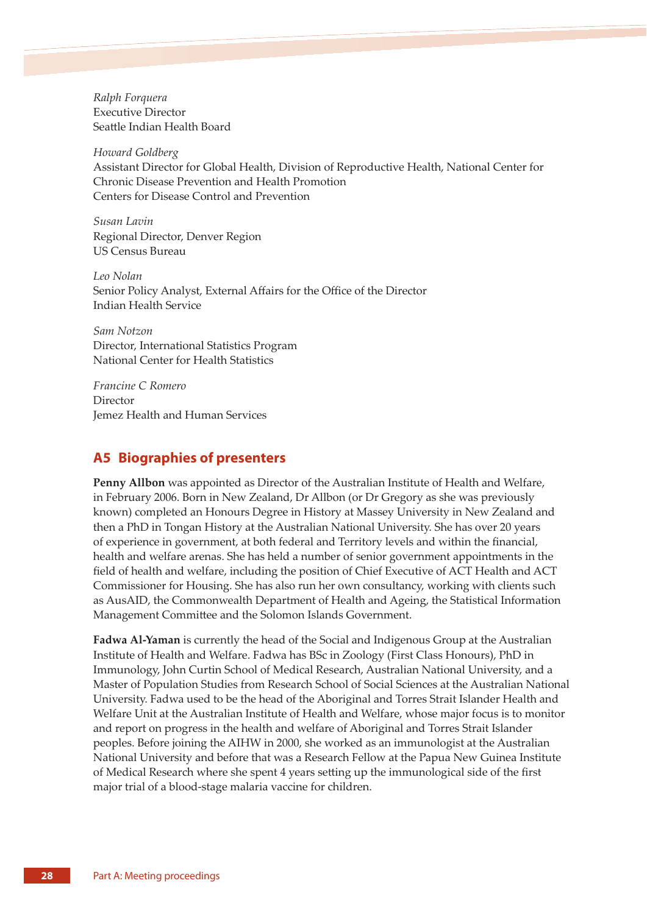*Ralph Forquera*
Executive Director
Seattle Indian Health Board

*Howard Goldberg*
Assistant Director for Global Health, Division of Reproductive Health, National Center for Chronic Disease Prevention and Health Promotion
Centers for Disease Control and Prevention

*Susan Lavin*
Regional Director, Denver Region
US Census Bureau

*Leo Nolan*
Senior Policy Analyst, External Affairs for the Office of the Director
Indian Health Service

*Sam Notzon*
Director, International Statistics Program
National Center for Health Statistics

*Francine C Romero*
Director
Jemez Health and Human Services

## A5 Biographies of presenters

**Penny Allbon** was appointed as Director of the Australian Institute of Health and Welfare, in February 2006. Born in New Zealand, Dr Allbon (or Dr Gregory as she was previously known) completed an Honours Degree in History at Massey University in New Zealand and then a PhD in Tongan History at the Australian National University. She has over 20 years of experience in government, at both federal and Territory levels and within the financial, health and welfare arenas. She has held a number of senior government appointments in the field of health and welfare, including the position of Chief Executive of ACT Health and ACT Commissioner for Housing. She has also run her own consultancy, working with clients such as AusAID, the Commonwealth Department of Health and Ageing, the Statistical Information Management Committee and the Solomon Islands Government.

**Fadwa Al-Yaman** is currently the head of the Social and Indigenous Group at the Australian Institute of Health and Welfare. Fadwa has BSc in Zoology (First Class Honours), PhD in Immunology, John Curtin School of Medical Research, Australian National University, and a Master of Population Studies from Research School of Social Sciences at the Australian National University. Fadwa used to be the head of the Aboriginal and Torres Strait Islander Health and Welfare Unit at the Australian Institute of Health and Welfare, whose major focus is to monitor and report on progress in the health and welfare of Aboriginal and Torres Strait Islander peoples. Before joining the AIHW in 2000, she worked as an immunologist at the Australian National University and before that was a Research Fellow at the Papua New Guinea Institute of Medical Research where she spent 4 years setting up the immunological side of the first major trial of a blood-stage malaria vaccine for children.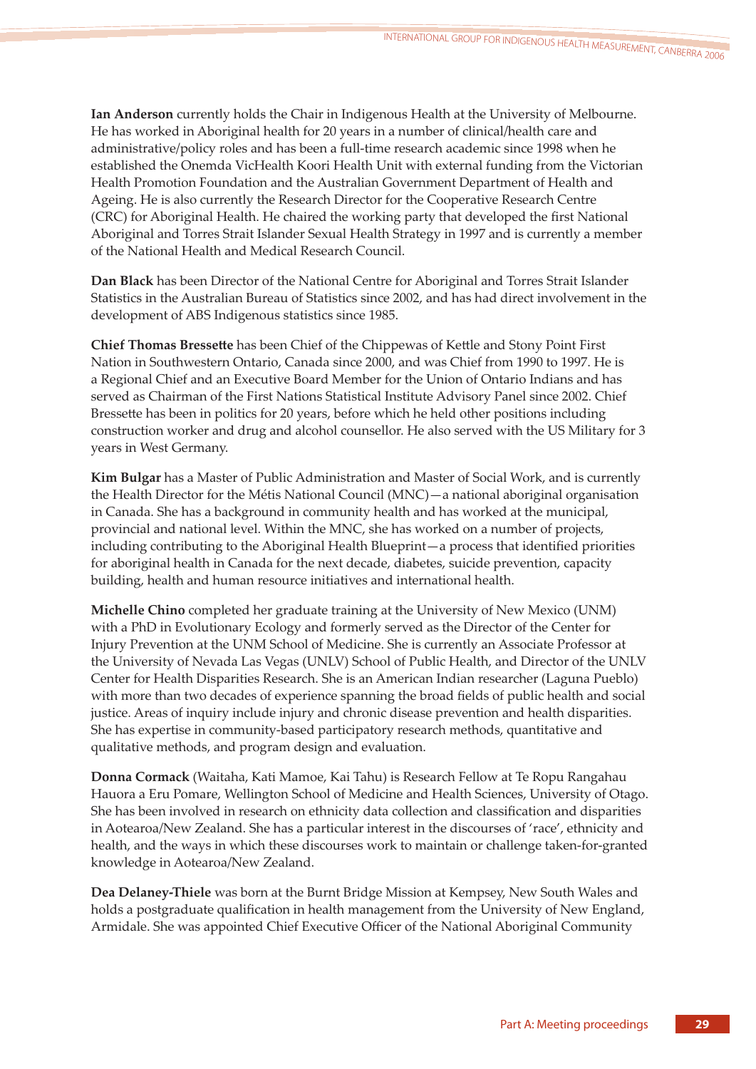**Ian Anderson** currently holds the Chair in Indigenous Health at the University of Melbourne. He has worked in Aboriginal health for 20 years in a number of clinical/health care and administrative/policy roles and has been a full-time research academic since 1998 when he established the Onemda VicHealth Koori Health Unit with external funding from the Victorian Health Promotion Foundation and the Australian Government Department of Health and Ageing. He is also currently the Research Director for the Cooperative Research Centre (CRC) for Aboriginal Health. He chaired the working party that developed the first National Aboriginal and Torres Strait Islander Sexual Health Strategy in 1997 and is currently a member of the National Health and Medical Research Council.

**Dan Black** has been Director of the National Centre for Aboriginal and Torres Strait Islander Statistics in the Australian Bureau of Statistics since 2002, and has had direct involvement in the development of ABS Indigenous statistics since 1985.

**Chief Thomas Bressette** has been Chief of the Chippewas of Kettle and Stony Point First Nation in Southwestern Ontario, Canada since 2000, and was Chief from 1990 to 1997. He is a Regional Chief and an Executive Board Member for the Union of Ontario Indians and has served as Chairman of the First Nations Statistical Institute Advisory Panel since 2002. Chief Bressette has been in politics for 20 years, before which he held other positions including construction worker and drug and alcohol counsellor. He also served with the US Military for 3 years in West Germany.

**Kim Bulgar** has a Master of Public Administration and Master of Social Work, and is currently the Health Director for the Métis National Council (MNC)—a national aboriginal organisation in Canada. She has a background in community health and has worked at the municipal, provincial and national level. Within the MNC, she has worked on a number of projects, including contributing to the Aboriginal Health Blueprint—a process that identified priorities for aboriginal health in Canada for the next decade, diabetes, suicide prevention, capacity building, health and human resource initiatives and international health.

**Michelle Chino** completed her graduate training at the University of New Mexico (UNM) with a PhD in Evolutionary Ecology and formerly served as the Director of the Center for Injury Prevention at the UNM School of Medicine. She is currently an Associate Professor at the University of Nevada Las Vegas (UNLV) School of Public Health, and Director of the UNLV Center for Health Disparities Research. She is an American Indian researcher (Laguna Pueblo) with more than two decades of experience spanning the broad fields of public health and social justice. Areas of inquiry include injury and chronic disease prevention and health disparities. She has expertise in community-based participatory research methods, quantitative and qualitative methods, and program design and evaluation.

**Donna Cormack** (Waitaha, Kati Mamoe, Kai Tahu) is Research Fellow at Te Ropu Rangahau Hauora a Eru Pomare, Wellington School of Medicine and Health Sciences, University of Otago. She has been involved in research on ethnicity data collection and classification and disparities in Aotearoa/New Zealand. She has a particular interest in the discourses of 'race', ethnicity and health, and the ways in which these discourses work to maintain or challenge taken-for-granted knowledge in Aotearoa/New Zealand.

**Dea Delaney-Thiele** was born at the Burnt Bridge Mission at Kempsey, New South Wales and holds a postgraduate qualification in health management from the University of New England, Armidale. She was appointed Chief Executive Officer of the National Aboriginal Community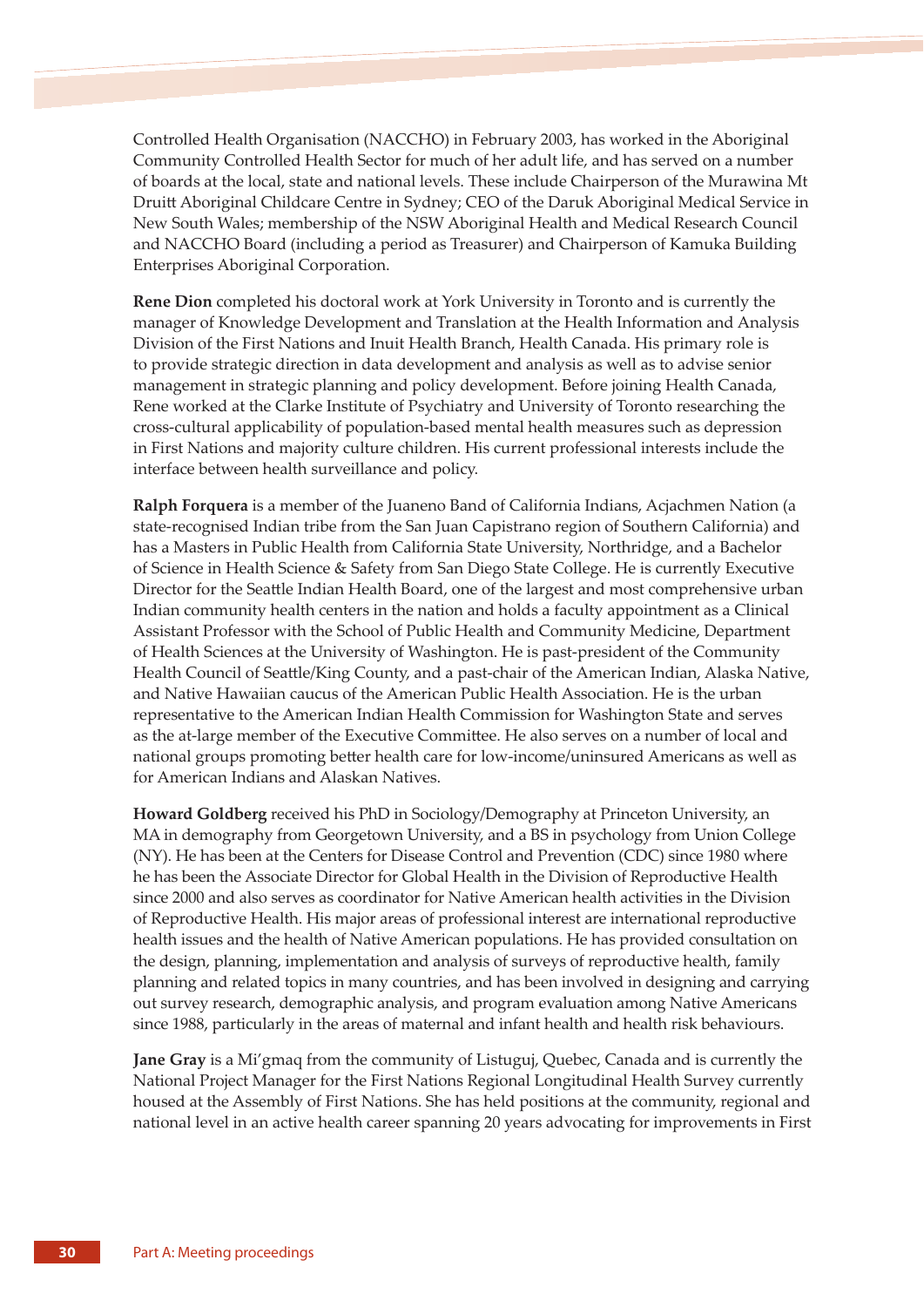Controlled Health Organisation (NACCHO) in February 2003, has worked in the Aboriginal Community Controlled Health Sector for much of her adult life, and has served on a number of boards at the local, state and national levels. These include Chairperson of the Murawina Mt Druitt Aboriginal Childcare Centre in Sydney; CEO of the Daruk Aboriginal Medical Service in New South Wales; membership of the NSW Aboriginal Health and Medical Research Council and NACCHO Board (including a period as Treasurer) and Chairperson of Kamuka Building Enterprises Aboriginal Corporation.

**Rene Dion** completed his doctoral work at York University in Toronto and is currently the manager of Knowledge Development and Translation at the Health Information and Analysis Division of the First Nations and Inuit Health Branch, Health Canada. His primary role is to provide strategic direction in data development and analysis as well as to advise senior management in strategic planning and policy development. Before joining Health Canada, Rene worked at the Clarke Institute of Psychiatry and University of Toronto researching the cross-cultural applicability of population-based mental health measures such as depression in First Nations and majority culture children. His current professional interests include the interface between health surveillance and policy.

**Ralph Forquera** is a member of the Juaneno Band of California Indians, Acjachmen Nation (a state-recognised Indian tribe from the San Juan Capistrano region of Southern California) and has a Masters in Public Health from California State University, Northridge, and a Bachelor of Science in Health Science & Safety from San Diego State College. He is currently Executive Director for the Seattle Indian Health Board, one of the largest and most comprehensive urban Indian community health centers in the nation and holds a faculty appointment as a Clinical Assistant Professor with the School of Public Health and Community Medicine, Department of Health Sciences at the University of Washington. He is past-president of the Community Health Council of Seattle/King County, and a past-chair of the American Indian, Alaska Native, and Native Hawaiian caucus of the American Public Health Association. He is the urban representative to the American Indian Health Commission for Washington State and serves as the at-large member of the Executive Committee. He also serves on a number of local and national groups promoting better health care for low-income/uninsured Americans as well as for American Indians and Alaskan Natives.

**Howard Goldberg** received his PhD in Sociology/Demography at Princeton University, an MA in demography from Georgetown University, and a BS in psychology from Union College (NY). He has been at the Centers for Disease Control and Prevention (CDC) since 1980 where he has been the Associate Director for Global Health in the Division of Reproductive Health since 2000 and also serves as coordinator for Native American health activities in the Division of Reproductive Health. His major areas of professional interest are international reproductive health issues and the health of Native American populations. He has provided consultation on the design, planning, implementation and analysis of surveys of reproductive health, family planning and related topics in many countries, and has been involved in designing and carrying out survey research, demographic analysis, and program evaluation among Native Americans since 1988, particularly in the areas of maternal and infant health and health risk behaviours.

**Jane Gray** is a Mi'gmaq from the community of Listuguj, Quebec, Canada and is currently the National Project Manager for the First Nations Regional Longitudinal Health Survey currently housed at the Assembly of First Nations. She has held positions at the community, regional and national level in an active health career spanning 20 years advocating for improvements in First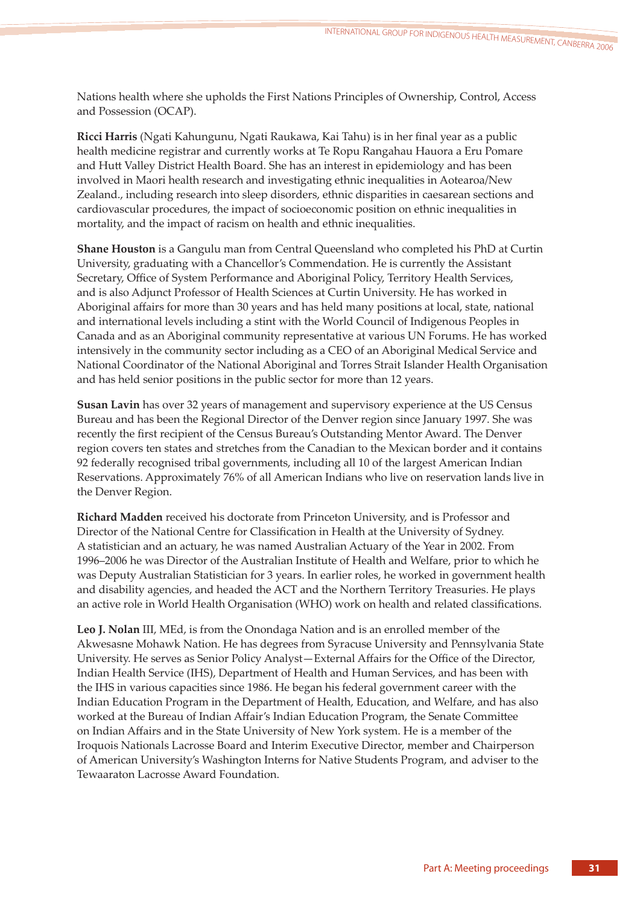Nations health where she upholds the First Nations Principles of Ownership, Control, Access and Possession (OCAP).

**Ricci Harris** (Ngati Kahungunu, Ngati Raukawa, Kai Tahu) is in her final year as a public health medicine registrar and currently works at Te Ropu Rangahau Hauora a Eru Pomare and Hutt Valley District Health Board. She has an interest in epidemiology and has been involved in Maori health research and investigating ethnic inequalities in Aotearoa/New Zealand., including research into sleep disorders, ethnic disparities in caesarean sections and cardiovascular procedures, the impact of socioeconomic position on ethnic inequalities in mortality, and the impact of racism on health and ethnic inequalities.

**Shane Houston** is a Gangulu man from Central Queensland who completed his PhD at Curtin University, graduating with a Chancellor's Commendation. He is currently the Assistant Secretary, Office of System Performance and Aboriginal Policy, Territory Health Services, and is also Adjunct Professor of Health Sciences at Curtin University. He has worked in Aboriginal affairs for more than 30 years and has held many positions at local, state, national and international levels including a stint with the World Council of Indigenous Peoples in Canada and as an Aboriginal community representative at various UN Forums. He has worked intensively in the community sector including as a CEO of an Aboriginal Medical Service and National Coordinator of the National Aboriginal and Torres Strait Islander Health Organisation and has held senior positions in the public sector for more than 12 years.

**Susan Lavin** has over 32 years of management and supervisory experience at the US Census Bureau and has been the Regional Director of the Denver region since January 1997. She was recently the first recipient of the Census Bureau's Outstanding Mentor Award. The Denver region covers ten states and stretches from the Canadian to the Mexican border and it contains 92 federally recognised tribal governments, including all 10 of the largest American Indian Reservations. Approximately 76% of all American Indians who live on reservation lands live in the Denver Region.

**Richard Madden** received his doctorate from Princeton University, and is Professor and Director of the National Centre for Classification in Health at the University of Sydney. A statistician and an actuary, he was named Australian Actuary of the Year in 2002. From 1996–2006 he was Director of the Australian Institute of Health and Welfare, prior to which he was Deputy Australian Statistician for 3 years. In earlier roles, he worked in government health and disability agencies, and headed the ACT and the Northern Territory Treasuries. He plays an active role in World Health Organisation (WHO) work on health and related classifications.

**Leo J. Nolan** III, MEd, is from the Onondaga Nation and is an enrolled member of the Akwesasne Mohawk Nation. He has degrees from Syracuse University and Pennsylvania State University. He serves as Senior Policy Analyst—External Affairs for the Office of the Director, Indian Health Service (IHS), Department of Health and Human Services, and has been with the IHS in various capacities since 1986. He began his federal government career with the Indian Education Program in the Department of Health, Education, and Welfare, and has also worked at the Bureau of Indian Affair's Indian Education Program, the Senate Committee on Indian Affairs and in the State University of New York system. He is a member of the Iroquois Nationals Lacrosse Board and Interim Executive Director, member and Chairperson of American University's Washington Interns for Native Students Program, and adviser to the Tewaaraton Lacrosse Award Foundation.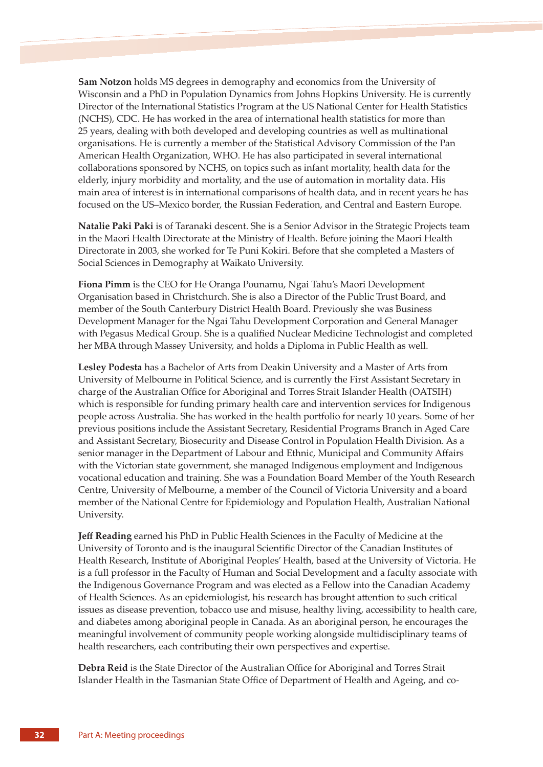**Sam Notzon** holds MS degrees in demography and economics from the University of Wisconsin and a PhD in Population Dynamics from Johns Hopkins University. He is currently Director of the International Statistics Program at the US National Center for Health Statistics (NCHS), CDC. He has worked in the area of international health statistics for more than 25 years, dealing with both developed and developing countries as well as multinational organisations. He is currently a member of the Statistical Advisory Commission of the Pan American Health Organization, WHO. He has also participated in several international collaborations sponsored by NCHS, on topics such as infant mortality, health data for the elderly, injury morbidity and mortality, and the use of automation in mortality data. His main area of interest is in international comparisons of health data, and in recent years he has focused on the US–Mexico border, the Russian Federation, and Central and Eastern Europe.

**Natalie Paki Paki** is of Taranaki descent. She is a Senior Advisor in the Strategic Projects team in the Maori Health Directorate at the Ministry of Health. Before joining the Maori Health Directorate in 2003, she worked for Te Puni Kokiri. Before that she completed a Masters of Social Sciences in Demography at Waikato University.

**Fiona Pimm** is the CEO for He Oranga Pounamu, Ngai Tahu's Maori Development Organisation based in Christchurch. She is also a Director of the Public Trust Board, and member of the South Canterbury District Health Board. Previously she was Business Development Manager for the Ngai Tahu Development Corporation and General Manager with Pegasus Medical Group. She is a qualified Nuclear Medicine Technologist and completed her MBA through Massey University, and holds a Diploma in Public Health as well.

**Lesley Podesta** has a Bachelor of Arts from Deakin University and a Master of Arts from University of Melbourne in Political Science, and is currently the First Assistant Secretary in charge of the Australian Office for Aboriginal and Torres Strait Islander Health (OATSIH) which is responsible for funding primary health care and intervention services for Indigenous people across Australia. She has worked in the health portfolio for nearly 10 years. Some of her previous positions include the Assistant Secretary, Residential Programs Branch in Aged Care and Assistant Secretary, Biosecurity and Disease Control in Population Health Division. As a senior manager in the Department of Labour and Ethnic, Municipal and Community Affairs with the Victorian state government, she managed Indigenous employment and Indigenous vocational education and training. She was a Foundation Board Member of the Youth Research Centre, University of Melbourne, a member of the Council of Victoria University and a board member of the National Centre for Epidemiology and Population Health, Australian National University.

**Jeff Reading** earned his PhD in Public Health Sciences in the Faculty of Medicine at the University of Toronto and is the inaugural Scientific Director of the Canadian Institutes of Health Research, Institute of Aboriginal Peoples' Health, based at the University of Victoria. He is a full professor in the Faculty of Human and Social Development and a faculty associate with the Indigenous Governance Program and was elected as a Fellow into the Canadian Academy of Health Sciences. As an epidemiologist, his research has brought attention to such critical issues as disease prevention, tobacco use and misuse, healthy living, accessibility to health care, and diabetes among aboriginal people in Canada. As an aboriginal person, he encourages the meaningful involvement of community people working alongside multidisciplinary teams of health researchers, each contributing their own perspectives and expertise.

**Debra Reid** is the State Director of the Australian Office for Aboriginal and Torres Strait Islander Health in the Tasmanian State Office of Department of Health and Ageing, and co-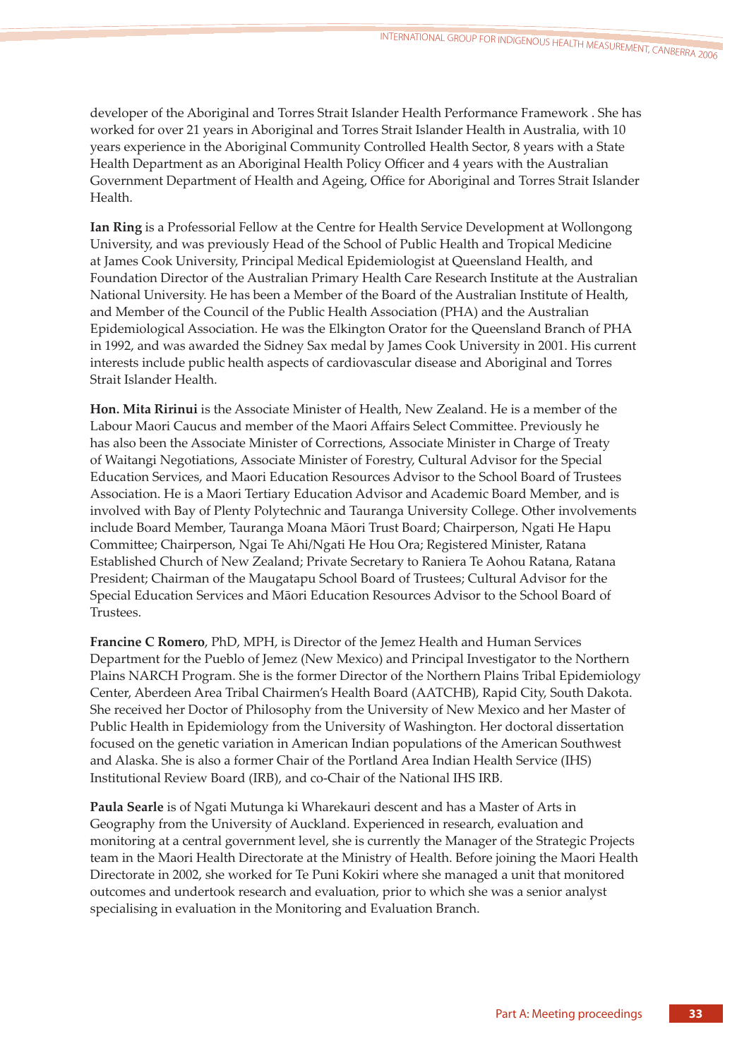developer of the Aboriginal and Torres Strait Islander Health Performance Framework . She has worked for over 21 years in Aboriginal and Torres Strait Islander Health in Australia, with 10 years experience in the Aboriginal Community Controlled Health Sector, 8 years with a State Health Department as an Aboriginal Health Policy Officer and 4 years with the Australian Government Department of Health and Ageing, Office for Aboriginal and Torres Strait Islander Health.

**Ian Ring** is a Professorial Fellow at the Centre for Health Service Development at Wollongong University, and was previously Head of the School of Public Health and Tropical Medicine at James Cook University, Principal Medical Epidemiologist at Queensland Health, and Foundation Director of the Australian Primary Health Care Research Institute at the Australian National University. He has been a Member of the Board of the Australian Institute of Health, and Member of the Council of the Public Health Association (PHA) and the Australian Epidemiological Association. He was the Elkington Orator for the Queensland Branch of PHA in 1992, and was awarded the Sidney Sax medal by James Cook University in 2001. His current interests include public health aspects of cardiovascular disease and Aboriginal and Torres Strait Islander Health.

**Hon. Mita Ririnui** is the Associate Minister of Health, New Zealand. He is a member of the Labour Maori Caucus and member of the Maori Affairs Select Committee. Previously he has also been the Associate Minister of Corrections, Associate Minister in Charge of Treaty of Waitangi Negotiations, Associate Minister of Forestry, Cultural Advisor for the Special Education Services, and Maori Education Resources Advisor to the School Board of Trustees Association. He is a Maori Tertiary Education Advisor and Academic Board Member, and is involved with Bay of Plenty Polytechnic and Tauranga University College. Other involvements include Board Member, Tauranga Moana Māori Trust Board; Chairperson, Ngati He Hapu Committee; Chairperson, Ngai Te Ahi/Ngati He Hou Ora; Registered Minister, Ratana Established Church of New Zealand; Private Secretary to Raniera Te Aohou Ratana, Ratana President; Chairman of the Maugatapu School Board of Trustees; Cultural Advisor for the Special Education Services and Māori Education Resources Advisor to the School Board of Trustees.

**Francine C Romero**, PhD, MPH, is Director of the Jemez Health and Human Services Department for the Pueblo of Jemez (New Mexico) and Principal Investigator to the Northern Plains NARCH Program. She is the former Director of the Northern Plains Tribal Epidemiology Center, Aberdeen Area Tribal Chairmen's Health Board (AATCHB), Rapid City, South Dakota. She received her Doctor of Philosophy from the University of New Mexico and her Master of Public Health in Epidemiology from the University of Washington. Her doctoral dissertation focused on the genetic variation in American Indian populations of the American Southwest and Alaska. She is also a former Chair of the Portland Area Indian Health Service (IHS) Institutional Review Board (IRB), and co-Chair of the National IHS IRB.

**Paula Searle** is of Ngati Mutunga ki Wharekauri descent and has a Master of Arts in Geography from the University of Auckland. Experienced in research, evaluation and monitoring at a central government level, she is currently the Manager of the Strategic Projects team in the Maori Health Directorate at the Ministry of Health. Before joining the Maori Health Directorate in 2002, she worked for Te Puni Kokiri where she managed a unit that monitored outcomes and undertook research and evaluation, prior to which she was a senior analyst specialising in evaluation in the Monitoring and Evaluation Branch.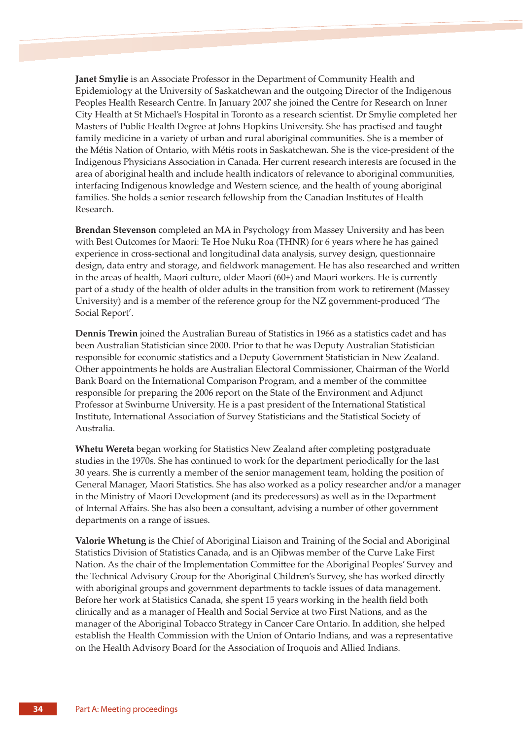**Janet Smylie** is an Associate Professor in the Department of Community Health and Epidemiology at the University of Saskatchewan and the outgoing Director of the Indigenous Peoples Health Research Centre. In January 2007 she joined the Centre for Research on Inner City Health at St Michael's Hospital in Toronto as a research scientist. Dr Smylie completed her Masters of Public Health Degree at Johns Hopkins University. She has practised and taught family medicine in a variety of urban and rural aboriginal communities. She is a member of the Métis Nation of Ontario, with Métis roots in Saskatchewan. She is the vice-president of the Indigenous Physicians Association in Canada. Her current research interests are focused in the area of aboriginal health and include health indicators of relevance to aboriginal communities, interfacing Indigenous knowledge and Western science, and the health of young aboriginal families. She holds a senior research fellowship from the Canadian Institutes of Health Research.

**Brendan Stevenson** completed an MA in Psychology from Massey University and has been with Best Outcomes for Maori: Te Hoe Nuku Roa (THNR) for 6 years where he has gained experience in cross-sectional and longitudinal data analysis, survey design, questionnaire design, data entry and storage, and fieldwork management. He has also researched and written in the areas of health, Maori culture, older Maori (60+) and Maori workers. He is currently part of a study of the health of older adults in the transition from work to retirement (Massey University) and is a member of the reference group for the NZ government-produced 'The Social Report'.

**Dennis Trewin** joined the Australian Bureau of Statistics in 1966 as a statistics cadet and has been Australian Statistician since 2000. Prior to that he was Deputy Australian Statistician responsible for economic statistics and a Deputy Government Statistician in New Zealand. Other appointments he holds are Australian Electoral Commissioner, Chairman of the World Bank Board on the International Comparison Program, and a member of the committee responsible for preparing the 2006 report on the State of the Environment and Adjunct Professor at Swinburne University. He is a past president of the International Statistical Institute, International Association of Survey Statisticians and the Statistical Society of Australia.

**Whetu Wereta** began working for Statistics New Zealand after completing postgraduate studies in the 1970s. She has continued to work for the department periodically for the last 30 years. She is currently a member of the senior management team, holding the position of General Manager, Maori Statistics. She has also worked as a policy researcher and/or a manager in the Ministry of Maori Development (and its predecessors) as well as in the Department of Internal Affairs. She has also been a consultant, advising a number of other government departments on a range of issues.

**Valorie Whetung** is the Chief of Aboriginal Liaison and Training of the Social and Aboriginal Statistics Division of Statistics Canada, and is an Ojibwas member of the Curve Lake First Nation. As the chair of the Implementation Committee for the Aboriginal Peoples' Survey and the Technical Advisory Group for the Aboriginal Children's Survey, she has worked directly with aboriginal groups and government departments to tackle issues of data management. Before her work at Statistics Canada, she spent 15 years working in the health field both clinically and as a manager of Health and Social Service at two First Nations, and as the manager of the Aboriginal Tobacco Strategy in Cancer Care Ontario. In addition, she helped establish the Health Commission with the Union of Ontario Indians, and was a representative on the Health Advisory Board for the Association of Iroquois and Allied Indians.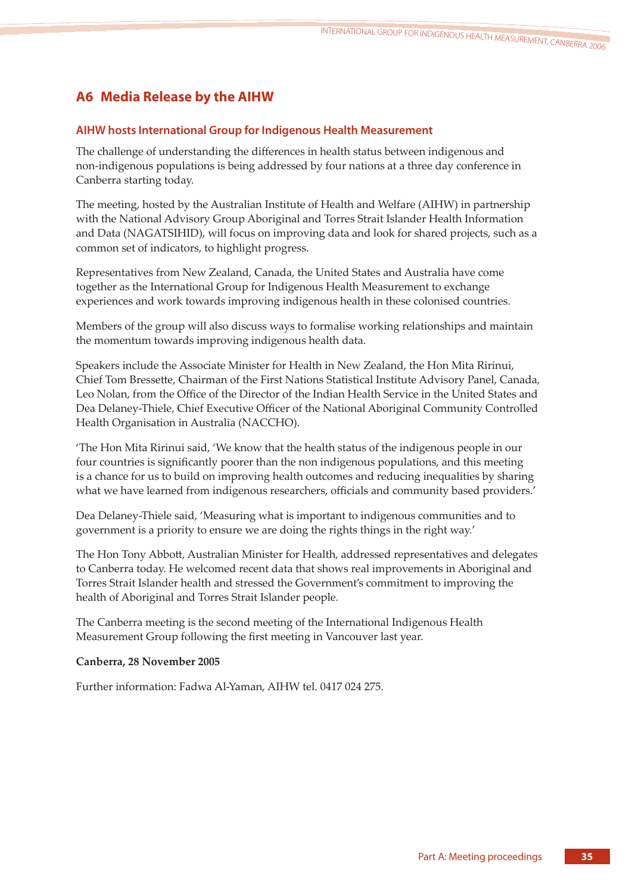## A6 Media Release by the AIHW

### AIHW hosts International Group for Indigenous Health Measurement

The challenge of understanding the differences in health status between indigenous and non-indigenous populations is being addressed by four nations at a three day conference in Canberra starting today.

The meeting, hosted by the Australian Institute of Health and Welfare (AIHW) in partnership with the National Advisory Group Aboriginal and Torres Strait Islander Health Information and Data (NAGATSIHID), will focus on improving data and look for shared projects, such as a common set of indicators, to highlight progress.

Representatives from New Zealand, Canada, the United States and Australia have come together as the International Group for Indigenous Health Measurement to exchange experiences and work towards improving indigenous health in these colonised countries.

Members of the group will also discuss ways to formalise working relationships and maintain the momentum towards improving indigenous health data.

Speakers include the Associate Minister for Health in New Zealand, the Hon Mita Ririnui, Chief Tom Bressette, Chairman of the First Nations Statistical Institute Advisory Panel, Canada, Leo Nolan, from the Office of the Director of the Indian Health Service in the United States and Dea Delaney-Thiele, Chief Executive Officer of the National Aboriginal Community Controlled Health Organisation in Australia (NACCHO).

'The Hon Mita Ririnui said, 'We know that the health status of the indigenous people in our four countries is significantly poorer than the non indigenous populations, and this meeting is a chance for us to build on improving health outcomes and reducing inequalities by sharing what we have learned from indigenous researchers, officials and community based providers.'

Dea Delaney-Thiele said, 'Measuring what is important to indigenous communities and to government is a priority to ensure we are doing the rights things in the right way.'

The Hon Tony Abbott, Australian Minister for Health, addressed representatives and delegates to Canberra today. He welcomed recent data that shows real improvements in Aboriginal and Torres Strait Islander health and stressed the Government's commitment to improving the health of Aboriginal and Torres Strait Islander people.

The Canberra meeting is the second meeting of the International Indigenous Health Measurement Group following the first meeting in Vancouver last year.

**Canberra, 28 November 2005**

Further information: Fadwa Al-Yaman, AIHW tel. 0417 024 275.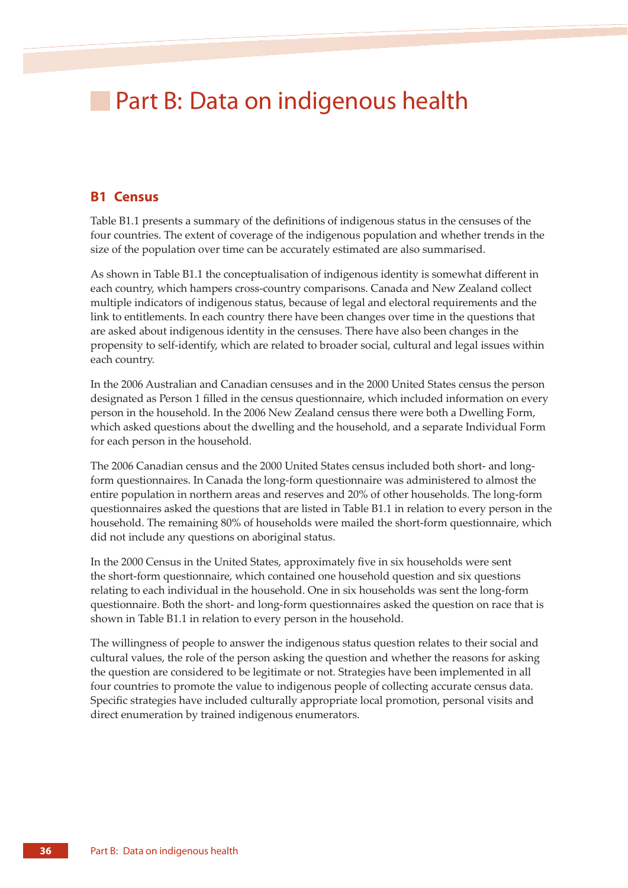# Part B: Data on indigenous health

## B1 Census

Table B1.1 presents a summary of the definitions of indigenous status in the censuses of the four countries. The extent of coverage of the indigenous population and whether trends in the size of the population over time can be accurately estimated are also summarised.

As shown in Table B1.1 the conceptualisation of indigenous identity is somewhat different in each country, which hampers cross-country comparisons. Canada and New Zealand collect multiple indicators of indigenous status, because of legal and electoral requirements and the link to entitlements. In each country there have been changes over time in the questions that are asked about indigenous identity in the censuses. There have also been changes in the propensity to self-identify, which are related to broader social, cultural and legal issues within each country.

In the 2006 Australian and Canadian censuses and in the 2000 United States census the person designated as Person 1 filled in the census questionnaire, which included information on every person in the household. In the 2006 New Zealand census there were both a Dwelling Form, which asked questions about the dwelling and the household, and a separate Individual Form for each person in the household.

The 2006 Canadian census and the 2000 United States census included both short- and long-form questionnaires. In Canada the long-form questionnaire was administered to almost the entire population in northern areas and reserves and 20% of other households. The long-form questionnaires asked the questions that are listed in Table B1.1 in relation to every person in the household. The remaining 80% of households were mailed the short-form questionnaire, which did not include any questions on aboriginal status.

In the 2000 Census in the United States, approximately five in six households were sent the short-form questionnaire, which contained one household question and six questions relating to each individual in the household. One in six households was sent the long-form questionnaire. Both the short- and long-form questionnaires asked the question on race that is shown in Table B1.1 in relation to every person in the household.

The willingness of people to answer the indigenous status question relates to their social and cultural values, the role of the person asking the question and whether the reasons for asking the question are considered to be legitimate or not. Strategies have been implemented in all four countries to promote the value to indigenous people of collecting accurate census data. Specific strategies have included culturally appropriate local promotion, personal visits and direct enumeration by trained indigenous enumerators.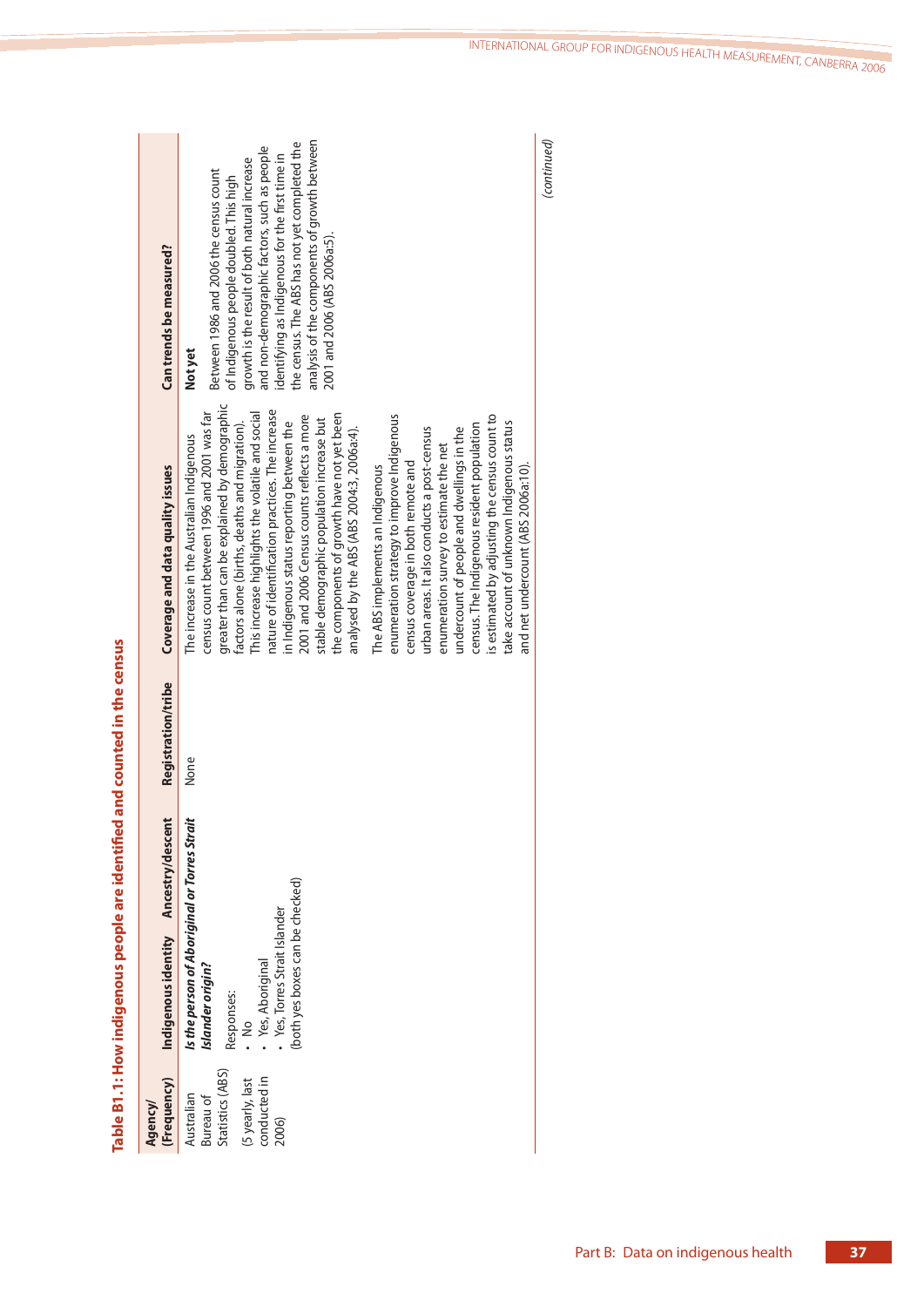**Table B1.1: How indigenous people are identified and counted in the census**

| Agency/ (Frequency) | Indigenous identity | Ancestry/descent | Registration/tribe | Coverage and data quality issues | Can trends be measured? |
|---|---|---|---|---|---|
| Australian Bureau of Statistics (ABS) (5 yearly, last conducted in 2006) | ***Is the person of Aboriginal or Torres Strait Islander origin?*** Responses: • No • Yes, Aboriginal • Yes, Torres Strait Islander (both yes boxes can be checked) | | None | The increase in the Australian Indigenous census count between 1996 and 2001 was far greater than can be explained by demographic factors alone (births, deaths and migration). This increase highlights the volatile and social nature of identification practices. The increase in Indigenous status reporting between the 2001 and 2006 Census counts reflects a more stable demographic population increase but the components of growth have not yet been analysed by the ABS (ABS 2004:3, 2006a:4). The ABS implements an Indigenous enumeration strategy to improve Indigenous census coverage in both remote and urban areas. It also conducts a post-census enumeration survey to estimate the net undercount of people and dwellings in the census. The Indigenous resident population is estimated by adjusting the census count to take account of unknown Indigenous status and net undercount (ABS 2006a:10). | **Not yet** Between 1986 and 2006 the census count of Indigenous people doubled. This high growth is the result of both natural increase and non-demographic factors, such as people identifying as Indigenous for the first time in the census. The ABS has not yet completed the analysis of the components of growth between 2001 and 2006 (ABS 2006a:5). |

*(continued)*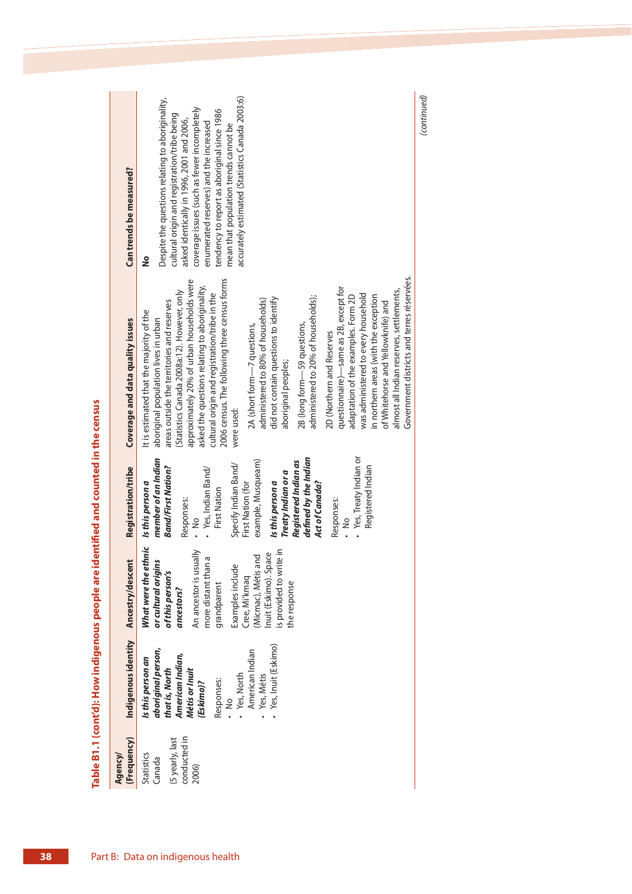**Table B1.1 (cont'd): How indigenous people are identified and counted in the census**

| Agency/ (Frequency) | Indigenous identity | Ancestry/descent | Registration/tribe | Coverage and data quality issues | Can trends be measured? |
|---|---|---|---|---|---|
| Statistics Canada<br><br>(5 yearly, last conducted in 2006) | ***Is this person an aboriginal person, that is, North American Indian, Métis or Inuit (Eskimo)?***<br><br>Responses:<br>• No<br>• Yes, North American Indian<br>• Yes, Métis<br>• Yes, Inuit (Eskimo) | ***What were the ethnic or cultural origins of this person's ancestors?***<br><br>An ancestor is usually more distant than a grandparent<br><br>Examples include Cree, Mi'kmaq (Micmac), Métis and Inuit (Eskimo). Space is provided to write in the response | ***Is this person a member of an Indian Band/First Nation?***<br><br>Responses:<br>• No<br>• Yes, Indian Band/ First Nation<br><br>Specify Indian Band/ First Nation (for example, Musqueam)<br><br>***Is this person a Treaty Indian or a Registered Indian as defined by the Indian Act of Canada?***<br><br>Responses:<br>• No<br>• Yes, Treaty Indian or Registered Indian | It is estimated that the majority of the aboriginal population lives in urban areas outside the territories and reserves (Statistics Canada 2008a:12). However, only approximately 20% of urban households were asked the questions relating to aboriginality, cultural origin and registration/tribe in the 2006 census. The following three census forms were used:<br><br>2A (short form—7 questions, administered to 80% of households) did not contain questions to identify aboriginal peoples;<br><br>2B (long form—59 questions, administered to 20% of households);<br><br>2D (Northern and Reserves questionnaire)—same as 2B, except for adaptation of the examples. Form 2D was administered to every household in northern areas (with the exception of Whitehorse and Yellowknife) and almost all Indian reserves, settlements, Government districts and terres réservées. | **No**<br><br>Despite the questions relating to aboriginality, cultural origin and registration/tribe being asked identically in 1996, 2001 and 2006, coverage issues (such as fewer incompletely enumerated reserves) and the increased tendency to report as aboriginal since 1986 mean that population trends cannot be accurately estimated (Statistics Canada 2003:6) |

*(continued)*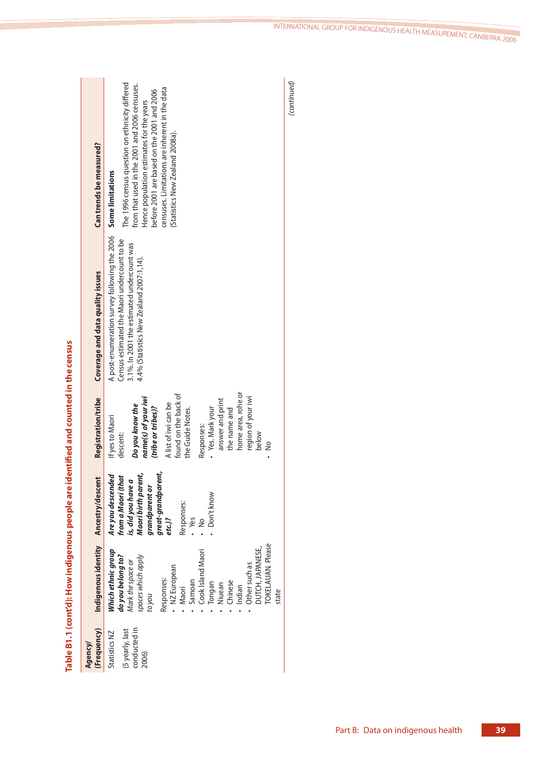**Table B1.1 (cont'd): How indigenous people are identified and counted in the census**

| Agency/ (Frequency) | Indigenous identity | Ancestry/descent | Registration/tribe | Coverage and data quality issues | Can trends be measured? |
|---|---|---|---|---|---|
| Statistics NZ<br><br>(5 yearly, last conducted in 2006) | ***Which ethnic group do you belong to?*** *Mark the space or spaces which apply to you*<br><br>Responses:<br>• NZ European<br>• Maori<br>• Samoan<br>• Cook Island Maori<br>• Tongan<br>• Niuean<br>• Chinese<br>• Indian<br>• Other such as DUTCH, JAPANESE, TOKELAUAN. Please state | ***Are you descended from a Maori (that is, did you have a Maori birth parent, grandparent or great-grandparent, etc.)?***<br><br>Responses:<br>• Yes<br>• No<br>• Don't know | If yes to Maori descent:<br><br>***Do you know the name(s) of your iwi (tribe or tribes)?***<br><br>A list of iwi can be found on the back of the Guide Notes.<br><br>Responses:<br>• Yes. Mark your answer and print the name and the home area, rohe or region of your iwi below<br>• No | A post-enumeration survey following the 2006 Census estimated the Maori undercount to be 3.1%. In 2001 the estimated undercount was 4.4% (Statistics New Zealand 2007:1,14). | **Some limitations**<br><br>The 1996 census question on ethnicity differed from that used in the 2001 and 2006 censuses. Hence population estimates for the years before 2001 are based on the 2001 and 2006 censuses. Limitations are inherent in the data (Statistics New Zealand 2008a). |

*(continued)*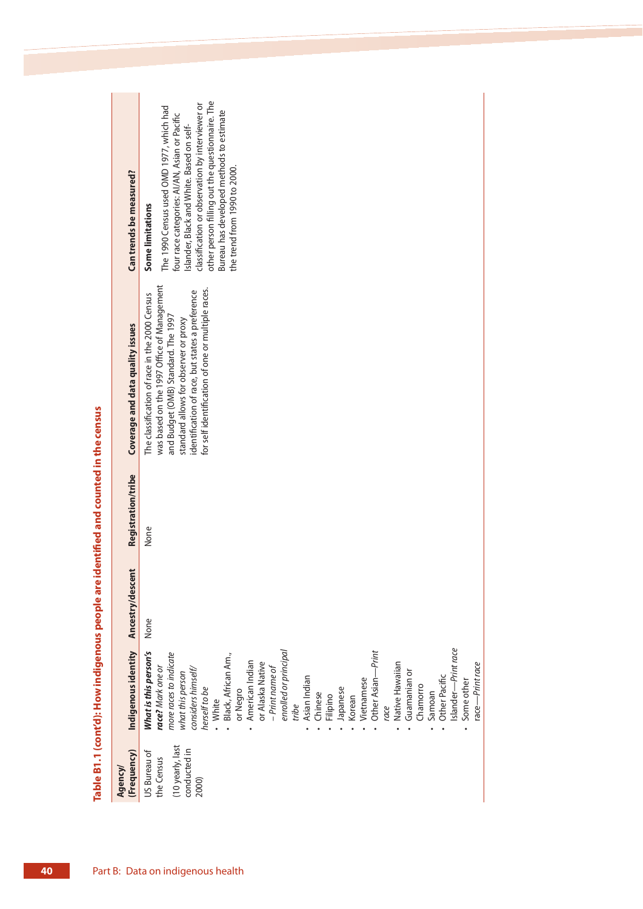**Table B1.1 (cont'd): How indigenous people are identified and counted in the census**

| Agency/ (Frequency) | Indigenous identity | Ancestry/descent | Registration/tribe | Coverage and data quality issues | Can trends be measured? |
|---|---|---|---|---|---|
| US Bureau of the Census (10 yearly, last conducted in 2000) | ***What is this person's race?*** *Mark one or more races to indicate what this person considers himself/ herself to be* • White • Black, African Am., or Negro • American Indian or Alaska Native *– Print name of enrolled or principal tribe* • Asian Indian • Chinese • Filipino • Japanese • Korean • Vietnamese • Other Asian—*Print race* • Native Hawaiian • Guamanian or Chamorro • Samoan • Other Pacific Islander—*Print race* • Some other race—*Print race* | None | None | The classification of race in the 2000 Census was based on the 1997 Office of Management and Budget (OMB) Standard. The 1997 standard allows for observer or proxy identification of race, but states a preference for self identification of one or multiple races. | **Some limitations** The 1990 Census used OMD 1977, which had four race categories: AI/AN, Asian or Pacific Islander, Black and White. Based on self-classification or observation by interviewer or other person filling out the questionnaire. The Bureau has developed methods to estimate the trend from 1990 to 2000. |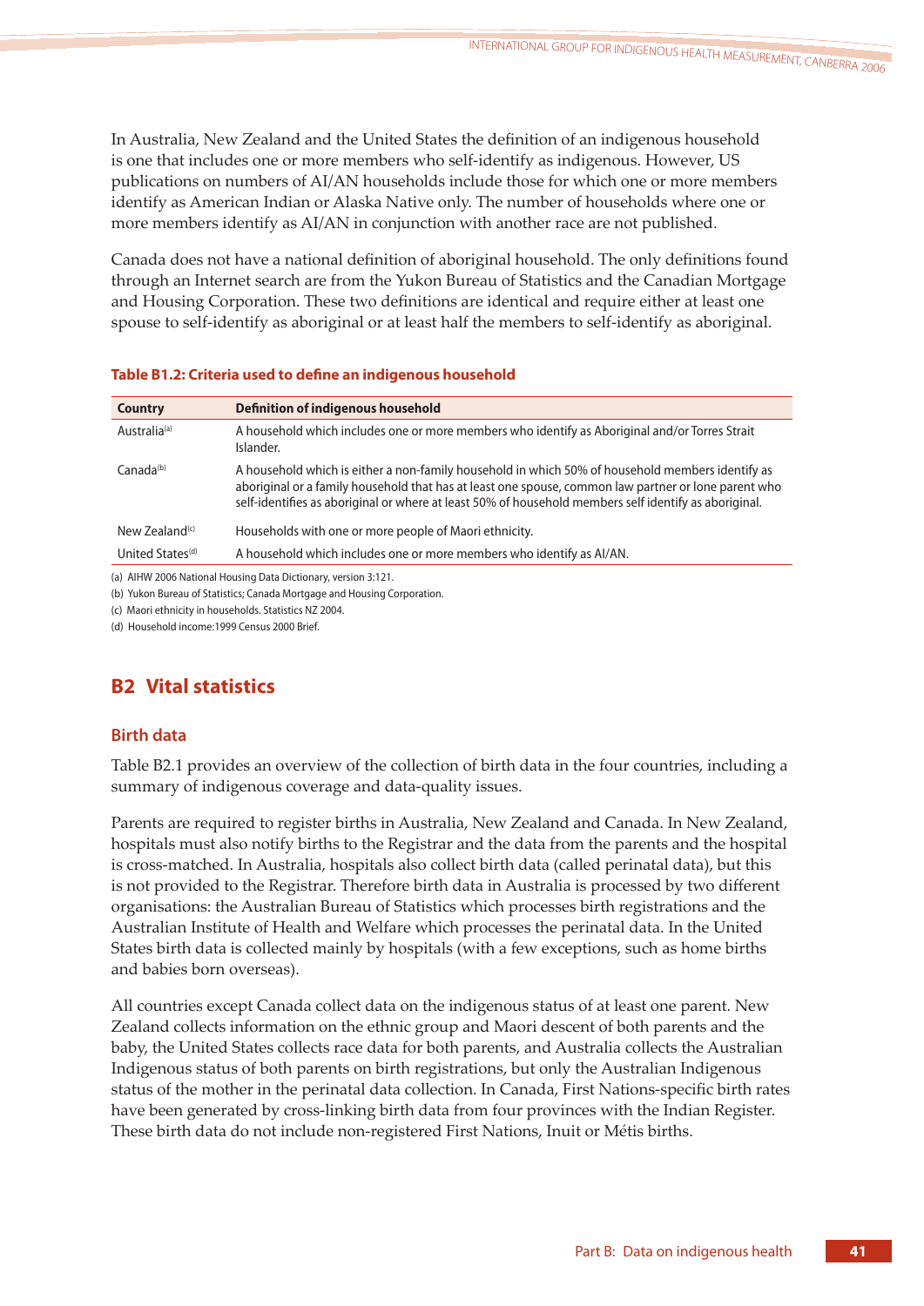In Australia, New Zealand and the United States the definition of an indigenous household is one that includes one or more members who self-identify as indigenous. However, US publications on numbers of AI/AN households include those for which one or more members identify as American Indian or Alaska Native only. The number of households where one or more members identify as AI/AN in conjunction with another race are not published.

Canada does not have a national definition of aboriginal household. The only definitions found through an Internet search are from the Yukon Bureau of Statistics and the Canadian Mortgage and Housing Corporation. These two definitions are identical and require either at least one spouse to self-identify as aboriginal or at least half the members to self-identify as aboriginal.

**Table B1.2: Criteria used to define an indigenous household**

| Country | Definition of indigenous household |
|---|---|
| Australia[a] | A household which includes one or more members who identify as Aboriginal and/or Torres Strait Islander. |
| Canada[b] | A household which is either a non-family household in which 50% of household members identify as aboriginal or a family household that has at least one spouse, common law partner or lone parent who self-identifies as aboriginal or where at least 50% of household members self identify as aboriginal. |
| New Zealand[c] | Households with one or more people of Maori ethnicity. |
| United States[d] | A household which includes one or more members who identify as AI/AN. |

(a) AIHW 2006 National Housing Data Dictionary, version 3:121.

(b) Yukon Bureau of Statistics; Canada Mortgage and Housing Corporation.

(c) Maori ethnicity in households. Statistics NZ 2004.

(d) Household income:1999 Census 2000 Brief.

## B2 Vital statistics

### Birth data

Table B2.1 provides an overview of the collection of birth data in the four countries, including a summary of indigenous coverage and data-quality issues.

Parents are required to register births in Australia, New Zealand and Canada. In New Zealand, hospitals must also notify births to the Registrar and the data from the parents and the hospital is cross-matched. In Australia, hospitals also collect birth data (called perinatal data), but this is not provided to the Registrar. Therefore birth data in Australia is processed by two different organisations: the Australian Bureau of Statistics which processes birth registrations and the Australian Institute of Health and Welfare which processes the perinatal data. In the United States birth data is collected mainly by hospitals (with a few exceptions, such as home births and babies born overseas).

All countries except Canada collect data on the indigenous status of at least one parent. New Zealand collects information on the ethnic group and Maori descent of both parents and the baby, the United States collects race data for both parents, and Australia collects the Australian Indigenous status of both parents on birth registrations, but only the Australian Indigenous status of the mother in the perinatal data collection. In Canada, First Nations-specific birth rates have been generated by cross-linking birth data from four provinces with the Indian Register. These birth data do not include non-registered First Nations, Inuit or Métis births.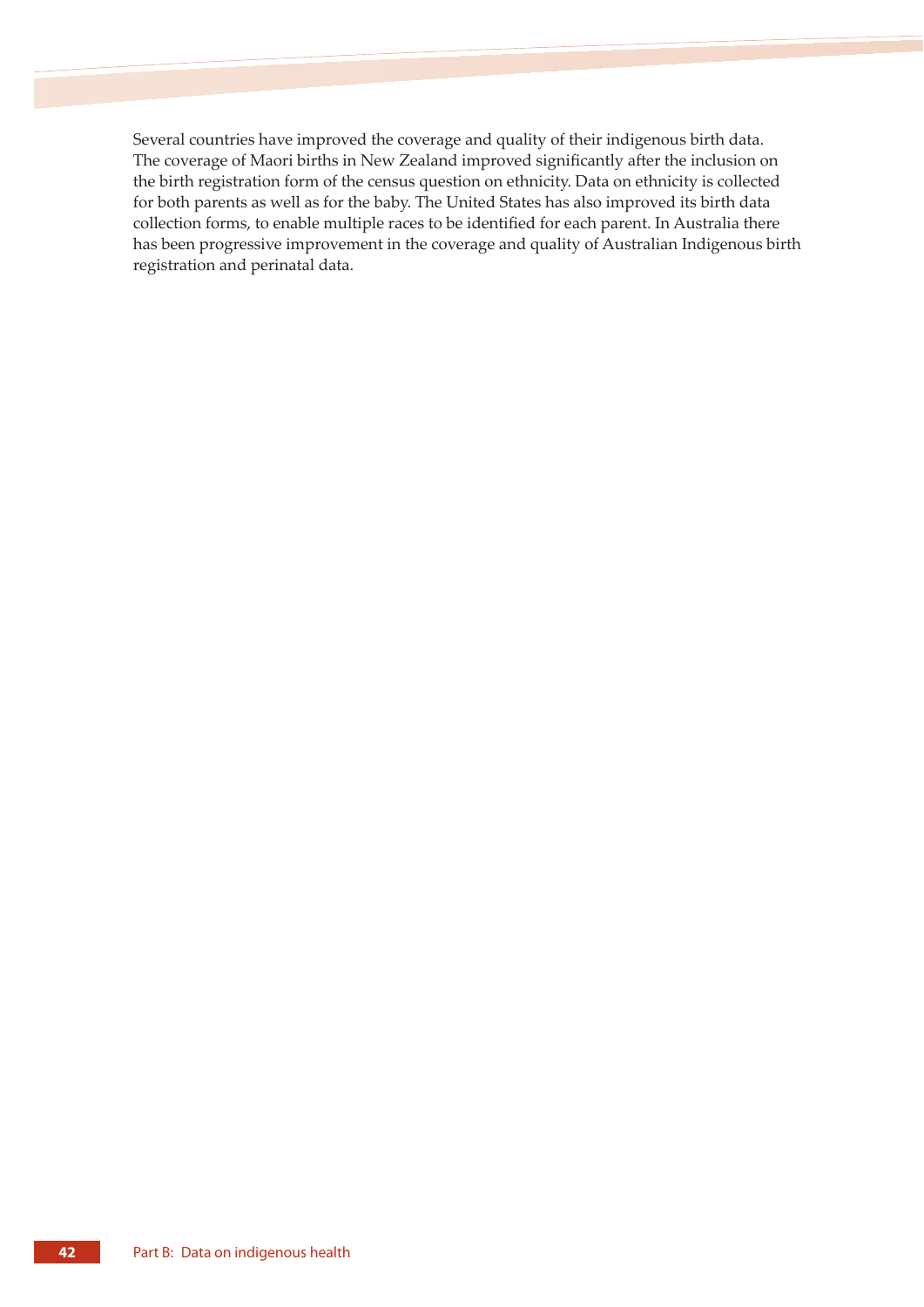Several countries have improved the coverage and quality of their indigenous birth data. The coverage of Maori births in New Zealand improved significantly after the inclusion on the birth registration form of the census question on ethnicity. Data on ethnicity is collected for both parents as well as for the baby. The United States has also improved its birth data collection forms, to enable multiple races to be identified for each parent. In Australia there has been progressive improvement in the coverage and quality of Australian Indigenous birth registration and perinatal data.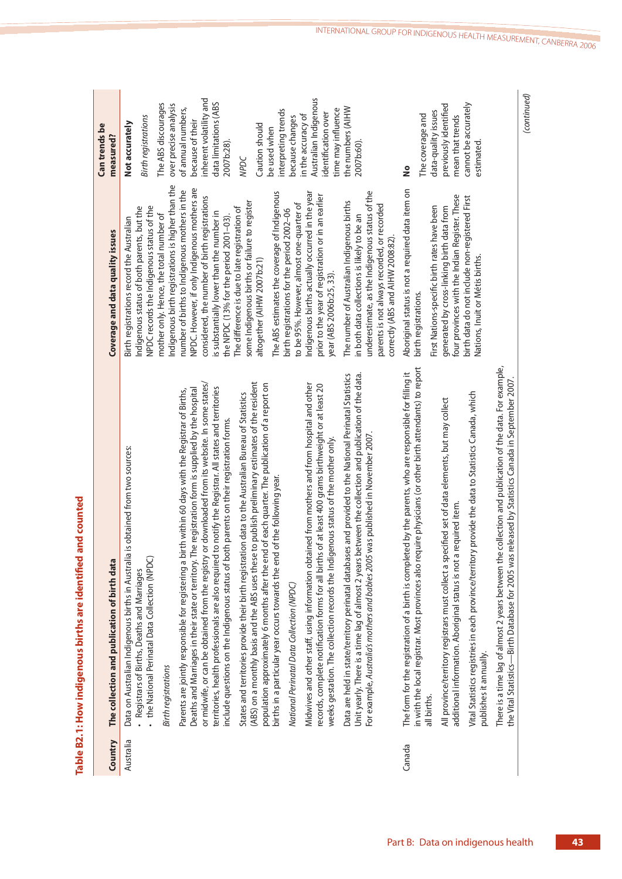## Table B2.1: How indigenous births are identified and counted

| Country | The collection and publication of birth data | Coverage and data quality issues | Can trends be measured? |
|---|---|---|---|
| Australia | Data on Australian Indigenous births in Australia is obtained from two sources:<br>• Registrars of Births, Deaths and Marriages<br>• the National Perinatal Data Collection (NPDC)<br><br>*Birth registrations*<br><br>Parents are jointly responsible for registering a birth within 60 days with the Registrar of Births, Deaths and Marriages in their state or territory. The registration form is supplied by the hospital or midwife, or can be obtained from the registry or downloaded from its website. In some states/territories, health professionals are also required to notify the Registrar. All states and territories include questions on the Indigenous status of both parents on their registration forms.<br><br>States and territories provide their birth registration data to the Australian Bureau of Statistics (ABS) on a monthly basis and the ABS uses these to publish preliminary estimates of the resident population approximately 6 months after the end of each quarter. The publication of a report on births in a particular year occurs towards the end of the following year.<br><br>*National Perinatal Data Collection (NPDC)*<br><br>Midwives and other staff, using information obtained from mothers and from hospital and other records, complete notification forms for all births of at least 400 grams birthweight or at least 20 weeks gestation. The collection records the Indigenous status of the mother only.<br><br>Data are held in state/territory perinatal databases and provided to the National Perinatal Statistics Unit yearly. There is a time lag of almost 2 years between the collection and publication of the data. For example, *Australia's mothers and babies 2005* was published in November 2007. | Birth registrations record the Australian Indigenous status of both parents, but the NPDC records the Indigenous status of the mother only. Hence, the total number of Indigenous birth registrations is higher than the number of births to Indigenous mothers in the NPDC. However, if only Indigenous mothers are considered, the number of birth registrations is substantially lower than the number in the NPDC (13% for the period 2001–03). The difference is due to late registration of some Indigenous births or failure to register altogether (AIHW 2007b:21)<br><br>The ABS estimates the coverage of Indigenous birth registrations for the period 2002–06 to be 95%. However, almost one-quarter of Indigenous births actually occurred in the year prior to the year of registration or in an earlier year (ABS 2006b:25, 33).<br><br>The number of Australian Indigenous births in both data collections is likely to be an underestimate, as the Indigenous status of the parents is not always recorded, or recorded correctly (ABS and AIHW 2008:82). | **Not accurately**<br><br>*Birth registrations*<br><br>The ABS discourages over precise analysis of annual numbers, because of their inherent volatility and data limitations (ABS 2007b:28).<br><br>*NPDC*<br><br>Caution should be used when interpreting trends because changes in the accuracy of Australian Indigenous identification over time may influence the numbers (AIHW 2007b:60). |
| Canada | The form for the registration of a birth is completed by the parents, who are responsible for filling it in with the local registrar. Most provinces also require physicians (or other birth attendants) to report all births.<br><br>All province/territory registrars must collect a specified set of data elements, but may collect additional information. Aboriginal status is not a required item.<br><br>Vital Statistics registries in each province/territory provide the data to Statistics Canada, which publishes it annually.<br><br>There is a time lag of almost 2 years between the collection and publication of the data. For example, the Vital Statistics—Birth Database for 2005 was released by Statistics Canada in September 2007. | Aboriginal status is not a required data item on birth registrations.<br><br>First Nations-specific birth rates have been generated by cross-linking birth data from four provinces with the Indian Register. These birth data do not include non-registered First Nations, Inuit or Métis births. | **No**<br><br>The coverage and data-quality issues previously identified mean that trends cannot be accurately estimated. |

*(continued)*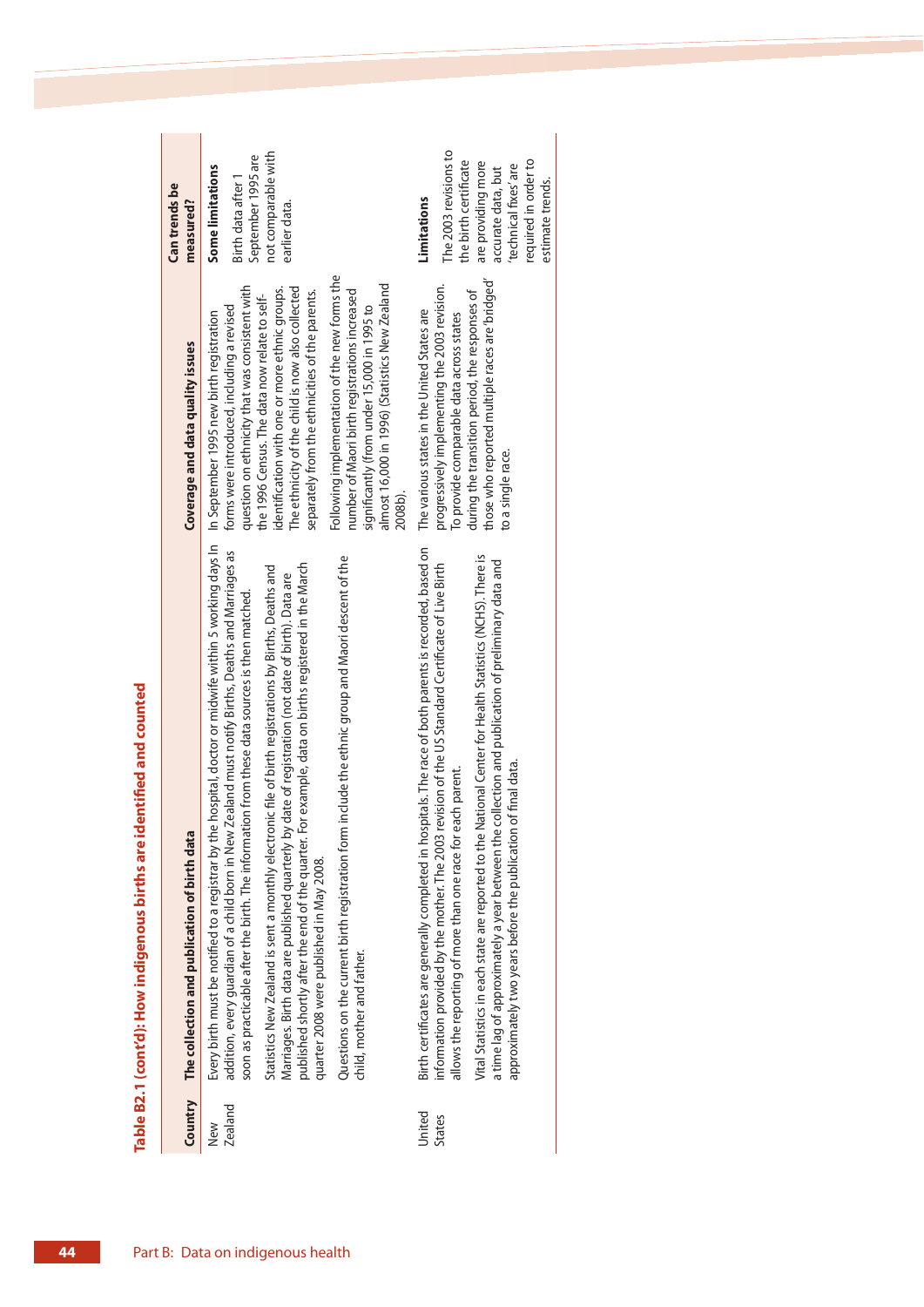## Table B2.1 (cont'd): How indigenous births are identified and counted

| Country | The collection and publication of birth data | Coverage and data quality issues | Can trends be measured? |
|---|---|---|---|
| New Zealand | Every birth must be notified to a registrar by the hospital, doctor or midwife within 5 working days In addition, every guardian of a child born in New Zealand must notify Births, Deaths and Marriages as soon as practicable after the birth. The information from these data sources is then matched.<br><br>Statistics New Zealand is sent a monthly electronic file of birth registrations by Births, Deaths and Marriages. Birth data are published quarterly by date of registration (not date of birth). Data are published shortly after the end of the quarter. For example, data on births registered in the March quarter 2008 were published in May 2008.<br><br>Questions on the current birth registration form include the ethnic group and Maori descent of the child, mother and father. | In September 1995 new birth registration forms were introduced, including a revised question on ethnicity that was consistent with the 1996 Census. The data now relate to self-identification with one or more ethnic groups. The ethnicity of the child is now also collected separately from the ethnicities of the parents.<br><br>Following implementation of the new forms the number of Maori birth registrations increased significantly (from under 15,000 in 1995 to almost 16,000 in 1996) (Statistics New Zealand 2008b). | **Some limitations**<br><br>Birth data after 1 September 1995 are not comparable with earlier data. |
| United States | Birth certificates are generally completed in hospitals. The race of both parents is recorded, based on information provided by the mother. The 2003 revision of the US Standard Certificate of Live Birth allows the reporting of more than one race for each parent.<br><br>Vital Statistics in each state are reported to the National Center for Health Statistics (NCHS). There is a time lag of approximately a year between the collection and publication of preliminary data and approximately two years before the publication of final data. | The various states in the United States are progressively implementing the 2003 revision. To provide comparable data across states during the transition period, the responses of those who reported multiple races are 'bridged' to a single race. | **Limitations**<br><br>The 2003 revisions to the birth certificate are providing more accurate data, but 'technical fixes' are required in order to estimate trends. |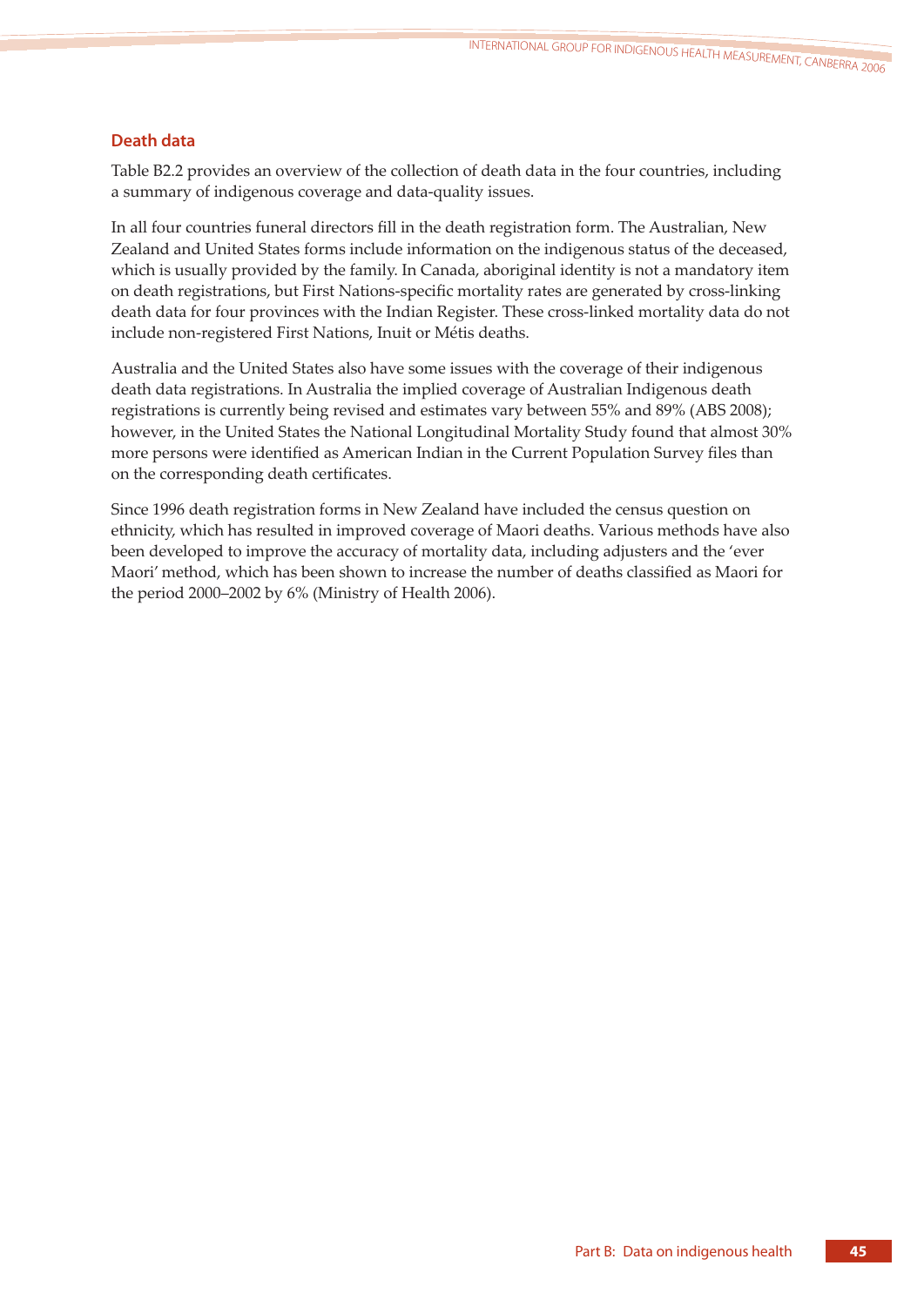## Death data

Table B2.2 provides an overview of the collection of death data in the four countries, including a summary of indigenous coverage and data-quality issues.

In all four countries funeral directors fill in the death registration form. The Australian, New Zealand and United States forms include information on the indigenous status of the deceased, which is usually provided by the family. In Canada, aboriginal identity is not a mandatory item on death registrations, but First Nations-specific mortality rates are generated by cross-linking death data for four provinces with the Indian Register. These cross-linked mortality data do not include non-registered First Nations, Inuit or Métis deaths.

Australia and the United States also have some issues with the coverage of their indigenous death data registrations. In Australia the implied coverage of Australian Indigenous death registrations is currently being revised and estimates vary between 55% and 89% (ABS 2008); however, in the United States the National Longitudinal Mortality Study found that almost 30% more persons were identified as American Indian in the Current Population Survey files than on the corresponding death certificates.

Since 1996 death registration forms in New Zealand have included the census question on ethnicity, which has resulted in improved coverage of Maori deaths. Various methods have also been developed to improve the accuracy of mortality data, including adjusters and the 'ever Maori' method, which has been shown to increase the number of deaths classified as Maori for the period 2000–2002 by 6% (Ministry of Health 2006).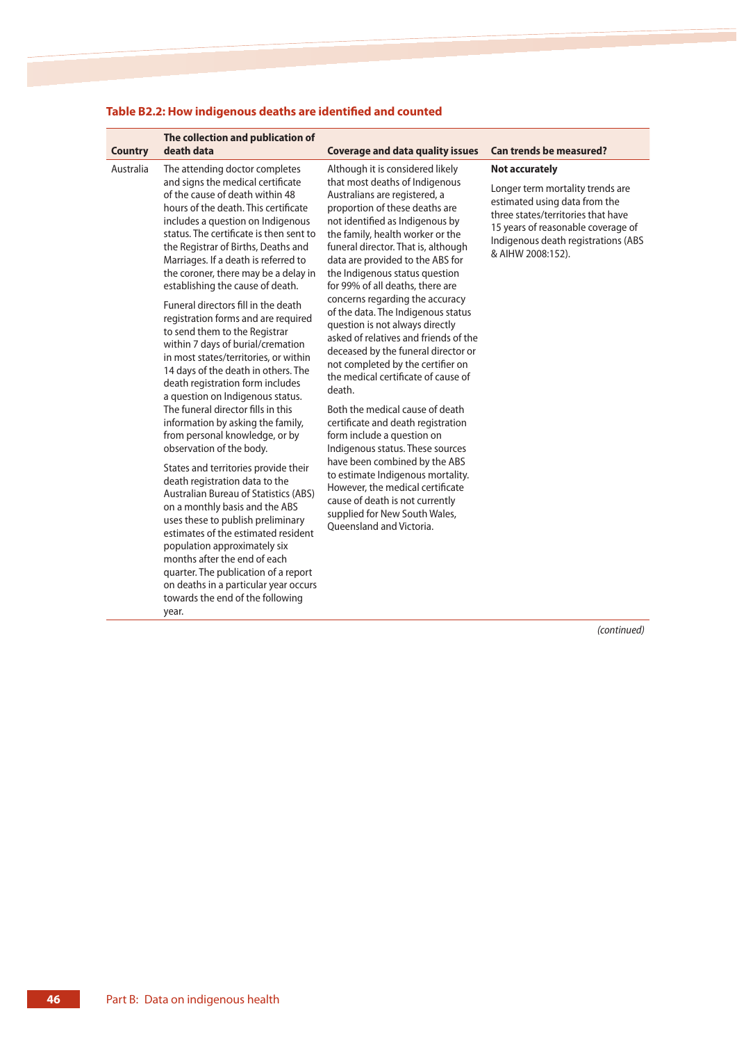### Table B2.2: How indigenous deaths are identified and counted

| Country | The collection and publication of death data | Coverage and data quality issues | Can trends be measured? |
|---|---|---|---|
| Australia | The attending doctor completes and signs the medical certificate of the cause of death within 48 hours of the death. This certificate includes a question on Indigenous status. The certificate is then sent to the Registrar of Births, Deaths and Marriages. If a death is referred to the coroner, there may be a delay in establishing the cause of death.<br><br>Funeral directors fill in the death registration forms and are required to send them to the Registrar within 7 days of burial/cremation in most states/territories, or within 14 days of the death in others. The death registration form includes a question on Indigenous status. The funeral director fills in this information by asking the family, from personal knowledge, or by observation of the body.<br><br>States and territories provide their death registration data to the Australian Bureau of Statistics (ABS) on a monthly basis and the ABS uses these to publish preliminary estimates of the estimated resident population approximately six months after the end of each quarter. The publication of a report on deaths in a particular year occurs towards the end of the following year. | Although it is considered likely that most deaths of Indigenous Australians are registered, a proportion of these deaths are not identified as Indigenous by the family, health worker or the funeral director. That is, although data are provided to the ABS for the Indigenous status question for 99% of all deaths, there are concerns regarding the accuracy of the data. The Indigenous status question is not always directly asked of relatives and friends of the deceased by the funeral director or not completed by the certifier on the medical certificate of cause of death.<br><br>Both the medical cause of death certificate and death registration form include a question on Indigenous status. These sources have been combined by the ABS to estimate Indigenous mortality. However, the medical certificate cause of death is not currently supplied for New South Wales, Queensland and Victoria. | **Not accurately**<br><br>Longer term mortality trends are estimated using data from the three states/territories that have 15 years of reasonable coverage of Indigenous death registrations (ABS & AIHW 2008:152). |

*(continued)*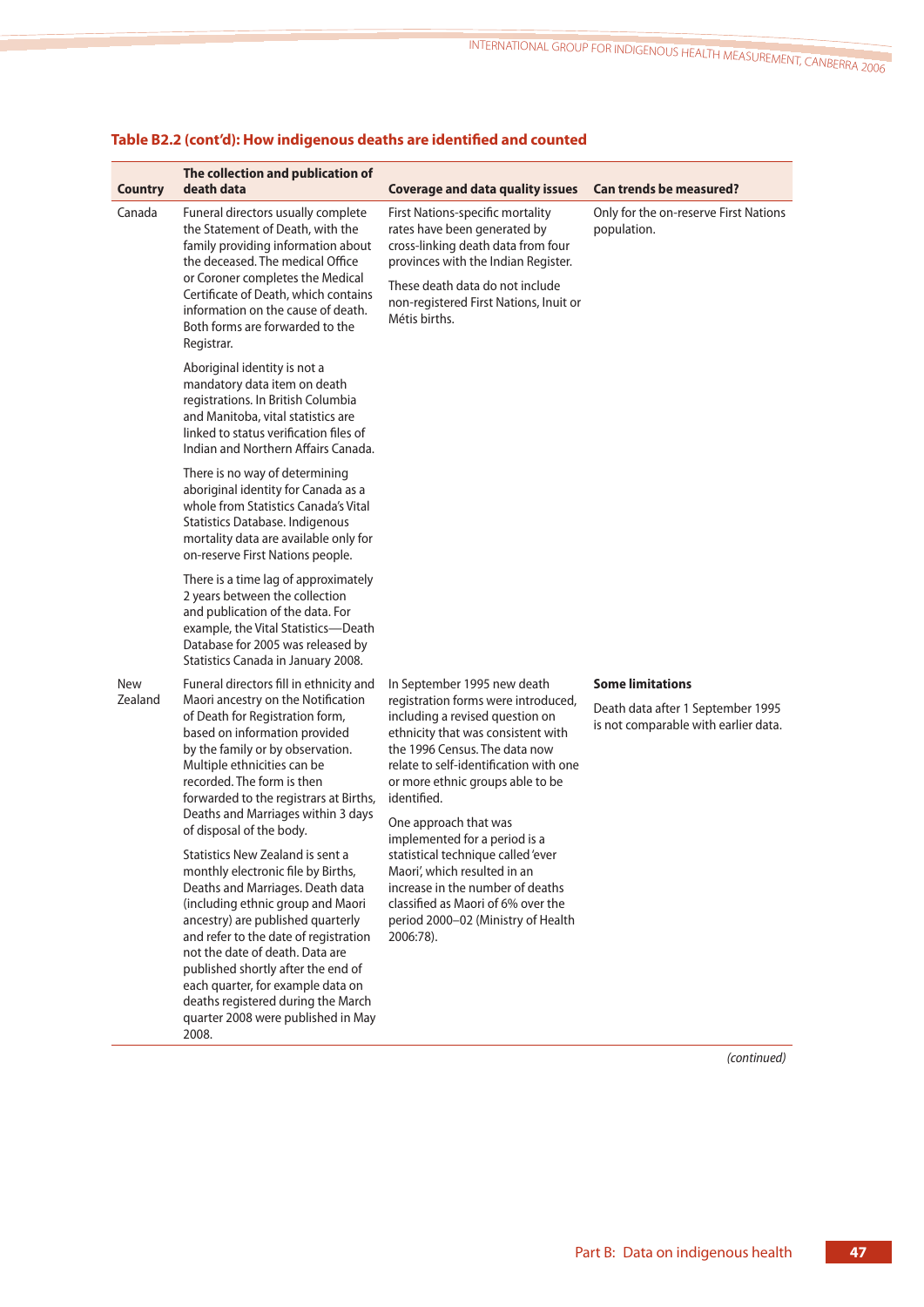### Table B2.2 (cont'd): How indigenous deaths are identified and counted

| Country | The collection and publication of death data | Coverage and data quality issues | Can trends be measured? |
|---|---|---|---|
| Canada | Funeral directors usually complete the Statement of Death, with the family providing information about the deceased. The medical Office or Coroner completes the Medical Certificate of Death, which contains information on the cause of death. Both forms are forwarded to the Registrar.<br><br>Aboriginal identity is not a mandatory data item on death registrations. In British Columbia and Manitoba, vital statistics are linked to status verification files of Indian and Northern Affairs Canada.<br><br>There is no way of determining aboriginal identity for Canada as a whole from Statistics Canada's Vital Statistics Database. Indigenous mortality data are available only for on-reserve First Nations people.<br><br>There is a time lag of approximately 2 years between the collection and publication of the data. For example, the Vital Statistics—Death Database for 2005 was released by Statistics Canada in January 2008. | First Nations-specific mortality rates have been generated by cross-linking death data from four provinces with the Indian Register.<br><br>These death data do not include non-registered First Nations, Inuit or Métis births. | Only for the on-reserve First Nations population. |
| New Zealand | Funeral directors fill in ethnicity and Maori ancestry on the Notification of Death for Registration form, based on information provided by the family or by observation. Multiple ethnicities can be recorded. The form is then forwarded to the registrars at Births, Deaths and Marriages within 3 days of disposal of the body.<br><br>Statistics New Zealand is sent a monthly electronic file by Births, Deaths and Marriages. Death data (including ethnic group and Maori ancestry) are published quarterly and refer to the date of registration not the date of death. Data are published shortly after the end of each quarter, for example data on deaths registered during the March quarter 2008 were published in May 2008. | In September 1995 new death registration forms were introduced, including a revised question on ethnicity that was consistent with the 1996 Census. The data now relate to self-identification with one or more ethnic groups able to be identified.<br><br>One approach that was implemented for a period is a statistical technique called 'ever Maori', which resulted in an increase in the number of deaths classified as Maori of 6% over the period 2000–02 (Ministry of Health 2006:78). | **Some limitations**<br><br>Death data after 1 September 1995 is not comparable with earlier data. |

*(continued)*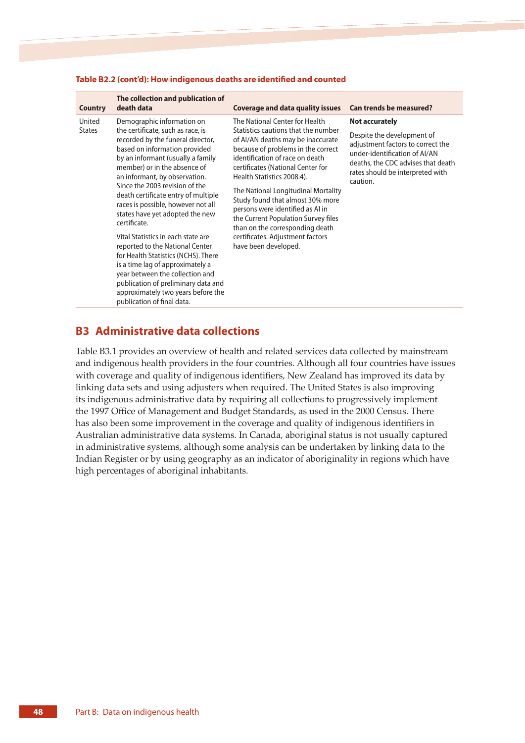**Table B2.2 (cont'd): How indigenous deaths are identified and counted**

| Country | The collection and publication of death data | Coverage and data quality issues | Can trends be measured? |
|---|---|---|---|
| United States | Demographic information on the certificate, such as race, is recorded by the funeral director, based on information provided by an informant (usually a family member) or in the absence of an informant, by observation. Since the 2003 revision of the death certificate entry of multiple races is possible, however not all states have yet adopted the new certificate.<br><br>Vital Statistics in each state are reported to the National Center for Health Statistics (NCHS). There is a time lag of approximately a year between the collection and publication of preliminary data and approximately two years before the publication of final data. | The National Center for Health Statistics cautions that the number of AI/AN deaths may be inaccurate because of problems in the correct identification of race on death certificates (National Center for Health Statistics 2008:4).<br><br>The National Longitudinal Mortality Study found that almost 30% more persons were identified as AI in the Current Population Survey files than on the corresponding death certificates. Adjustment factors have been developed. | **Not accurately**<br><br>Despite the development of adjustment factors to correct the under-identification of AI/AN deaths, the CDC advises that death rates should be interpreted with caution. |

## B3 Administrative data collections

Table B3.1 provides an overview of health and related services data collected by mainstream and indigenous health providers in the four countries. Although all four countries have issues with coverage and quality of indigenous identifiers, New Zealand has improved its data by linking data sets and using adjusters when required. The United States is also improving its indigenous administrative data by requiring all collections to progressively implement the 1997 Office of Management and Budget Standards, as used in the 2000 Census. There has also been some improvement in the coverage and quality of indigenous identifiers in Australian administrative data systems. In Canada, aboriginal status is not usually captured in administrative systems, although some analysis can be undertaken by linking data to the Indian Register or by using geography as an indicator of aboriginality in regions which have high percentages of aboriginal inhabitants.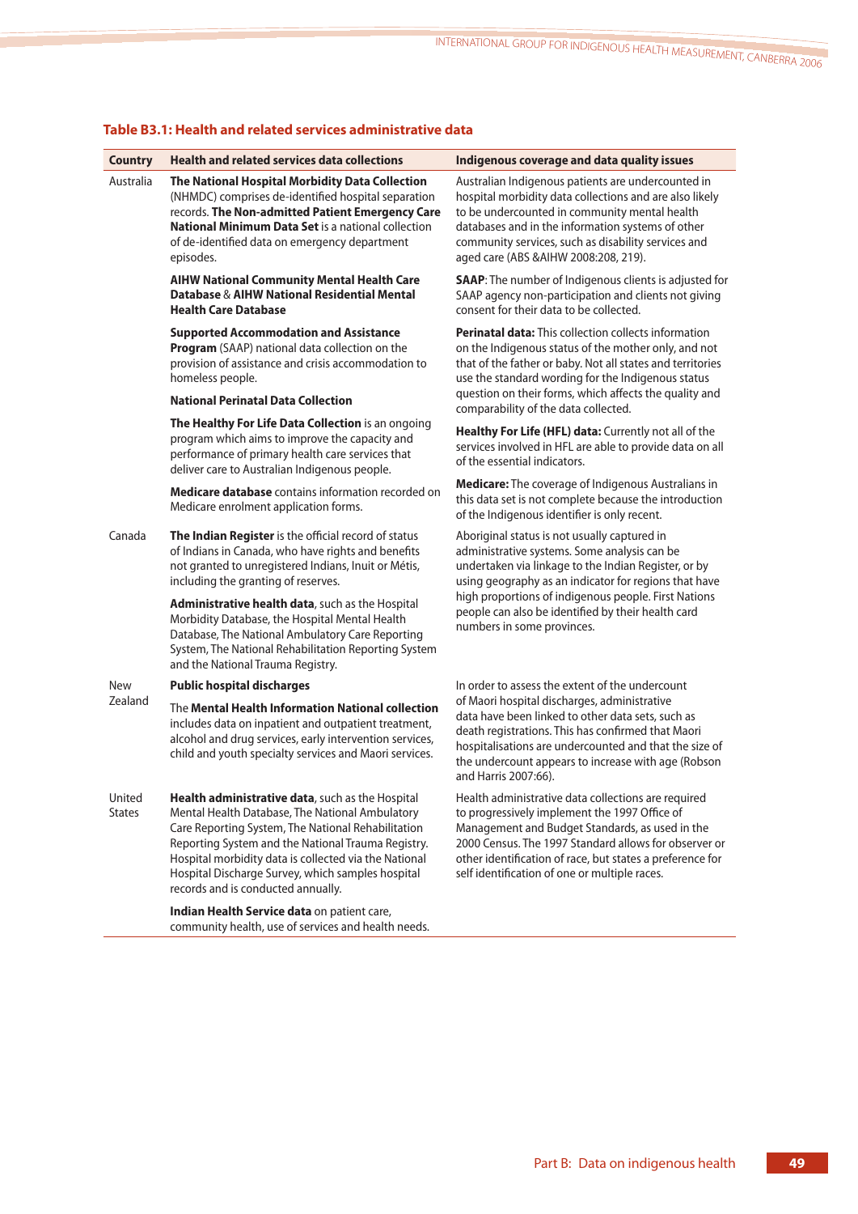### Table B3.1: Health and related services administrative data

| Country | Health and related services data collections | Indigenous coverage and data quality issues |
|---|---|---|
| Australia | **The National Hospital Morbidity Data Collection** (NHMDC) comprises de-identified hospital separation records. **The Non-admitted Patient Emergency Care National Minimum Data Set** is a national collection of de-identified data on emergency department episodes. | Australian Indigenous patients are undercounted in hospital morbidity data collections and are also likely to be undercounted in community mental health databases and in the information systems of other community services, such as disability services and aged care (ABS &AIHW 2008:208, 219). |
| | **AIHW National Community Mental Health Care Database** & **AIHW National Residential Mental Health Care Database** | **SAAP**: The number of Indigenous clients is adjusted for SAAP agency non-participation and clients not giving consent for their data to be collected. |
| | **Supported Accommodation and Assistance Program** (SAAP) national data collection on the provision of assistance and crisis accommodation to homeless people. | **Perinatal data:** This collection collects information on the Indigenous status of the mother only, and not that of the father or baby. Not all states and territories use the standard wording for the Indigenous status question on their forms, which affects the quality and comparability of the data collected. |
| | **National Perinatal Data Collection** | |
| | **The Healthy For Life Data Collection** is an ongoing program which aims to improve the capacity and performance of primary health care services that deliver care to Australian Indigenous people. | **Healthy For Life (HFL) data:** Currently not all of the services involved in HFL are able to provide data on all of the essential indicators. |
| | **Medicare database** contains information recorded on Medicare enrolment application forms. | **Medicare:** The coverage of Indigenous Australians in this data set is not complete because the introduction of the Indigenous identifier is only recent. |
| Canada | **The Indian Register** is the official record of status of Indians in Canada, who have rights and benefits not granted to unregistered Indians, Inuit or Métis, including the granting of reserves. | Aboriginal status is not usually captured in administrative systems. Some analysis can be undertaken via linkage to the Indian Register, or by using geography as an indicator for regions that have high proportions of indigenous people. First Nations people can also be identified by their health card numbers in some provinces. |
| | **Administrative health data**, such as the Hospital Morbidity Database, the Hospital Mental Health Database, The National Ambulatory Care Reporting System, The National Rehabilitation Reporting System and the National Trauma Registry. | |
| New Zealand | **Public hospital discharges** | In order to assess the extent of the undercount of Maori hospital discharges, administrative data have been linked to other data sets, such as death registrations. This has confirmed that Maori hospitalisations are undercounted and that the size of the undercount appears to increase with age (Robson and Harris 2007:66). |
| | The **Mental Health Information National collection** includes data on inpatient and outpatient treatment, alcohol and drug services, early intervention services, child and youth specialty services and Maori services. | |
| United States | **Health administrative data**, such as the Hospital Mental Health Database, The National Ambulatory Care Reporting System, The National Rehabilitation Reporting System and the National Trauma Registry. Hospital morbidity data is collected via the National Hospital Discharge Survey, which samples hospital records and is conducted annually. | Health administrative data collections are required to progressively implement the 1997 Office of Management and Budget Standards, as used in the 2000 Census. The 1997 Standard allows for observer or other identification of race, but states a preference for self identification of one or multiple races. |
| | **Indian Health Service data** on patient care, community health, use of services and health needs. | |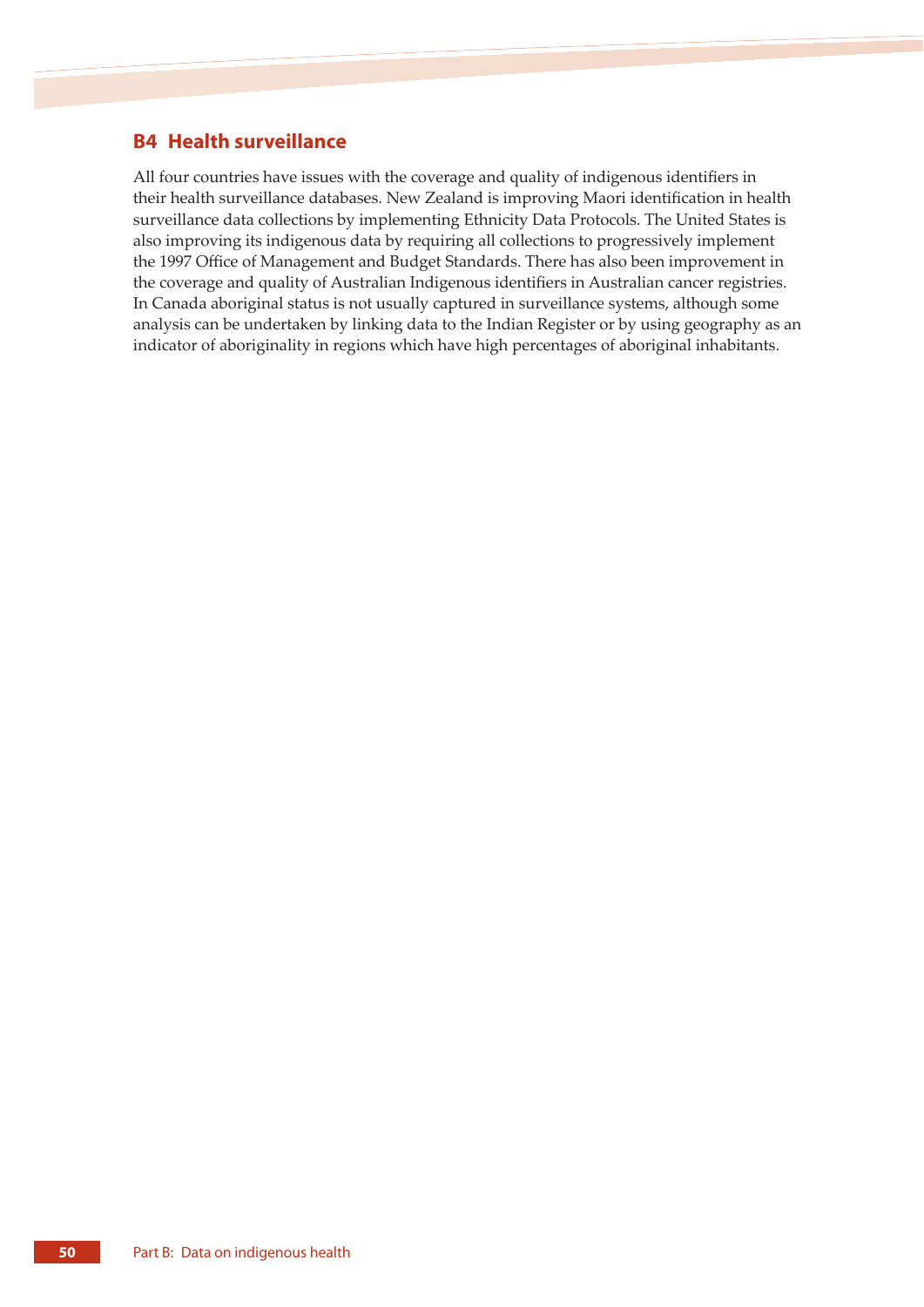## B4 Health surveillance

All four countries have issues with the coverage and quality of indigenous identifiers in their health surveillance databases. New Zealand is improving Maori identification in health surveillance data collections by implementing Ethnicity Data Protocols. The United States is also improving its indigenous data by requiring all collections to progressively implement the 1997 Office of Management and Budget Standards. There has also been improvement in the coverage and quality of Australian Indigenous identifiers in Australian cancer registries. In Canada aboriginal status is not usually captured in surveillance systems, although some analysis can be undertaken by linking data to the Indian Register or by using geography as an indicator of aboriginality in regions which have high percentages of aboriginal inhabitants.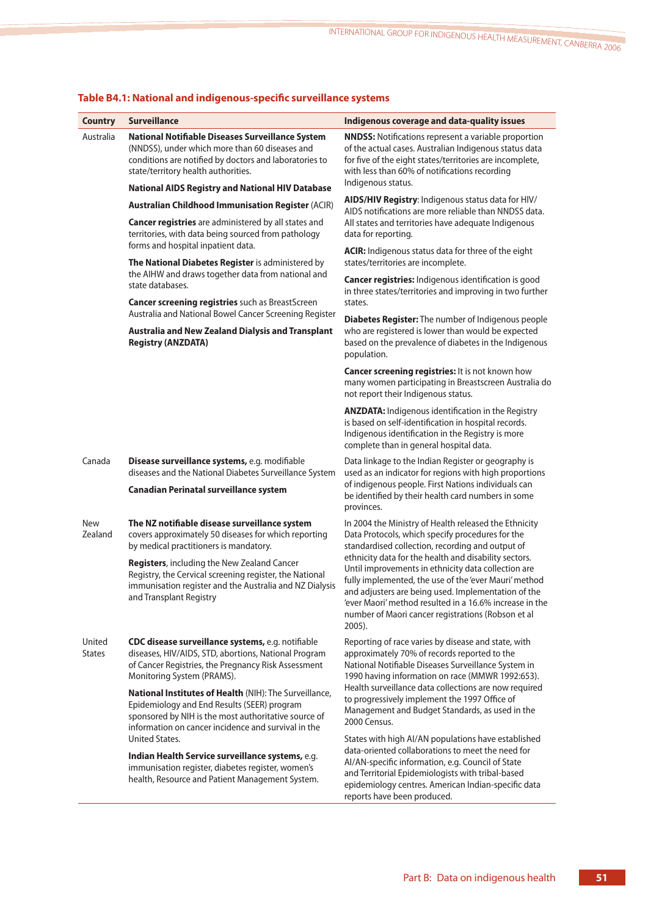**Table B4.1: National and indigenous-specific surveillance systems**

| Country | Surveillance | Indigenous coverage and data-quality issues |
|---|---|---|
| Australia | **National Notifiable Diseases Surveillance System** (NNDSS), under which more than 60 diseases and conditions are notified by doctors and laboratories to state/territory health authorities. | **NNDSS:** Notifications represent a variable proportion of the actual cases. Australian Indigenous status data for five of the eight states/territories are incomplete, with less than 60% of notifications recording Indigenous status. |
| | **National AIDS Registry and National HIV Database** | **AIDS/HIV Registry**: Indigenous status data for HIV/AIDS notifications are more reliable than NNDSS data. All states and territories have adequate Indigenous data for reporting. |
| | **Australian Childhood Immunisation Register** (ACIR) | **ACIR:** Indigenous status data for three of the eight states/territories are incomplete. |
| | **Cancer registries** are administered by all states and territories, with data being sourced from pathology forms and hospital inpatient data. | **Cancer registries:** Indigenous identification is good in three states/territories and improving in two further states. |
| | **The National Diabetes Register** is administered by the AIHW and draws together data from national and state databases. | **Diabetes Register:** The number of Indigenous people who are registered is lower than would be expected based on the prevalence of diabetes in the Indigenous population. |
| | **Cancer screening registries** such as BreastScreen Australia and National Bowel Cancer Screening Register | **Cancer screening registries:** It is not known how many women participating in Breastscreen Australia do not report their Indigenous status. |
| | **Australia and New Zealand Dialysis and Transplant Registry (ANZDATA)** | **ANZDATA:** Indigenous identification in the Registry is based on self-identification in hospital records. Indigenous identification in the Registry is more complete than in general hospital data. |
| Canada | **Disease surveillance systems,** e.g. modifiable diseases and the National Diabetes Surveillance System<br><br>**Canadian Perinatal surveillance system** | Data linkage to the Indian Register or geography is used as an indicator for regions with high proportions of indigenous people. First Nations individuals can be identified by their health card numbers in some provinces. |
| New Zealand | **The NZ notifiable disease surveillance system** covers approximately 50 diseases for which reporting by medical practitioners is mandatory.<br><br>**Registers**, including the New Zealand Cancer Registry, the Cervical screening register, the National immunisation register and the Australia and NZ Dialysis and Transplant Registry | In 2004 the Ministry of Health released the Ethnicity Data Protocols, which specify procedures for the standardised collection, recording and output of ethnicity data for the health and disability sectors. Until improvements in ethnicity data collection are fully implemented, the use of the 'ever Mauri' method and adjusters are being used. Implementation of the 'ever Maori' method resulted in a 16.6% increase in the number of Maori cancer registrations (Robson et al 2005). |
| United States | **CDC disease surveillance systems,** e.g. notifiable diseases, HIV/AIDS, STD, abortions, National Program of Cancer Registries, the Pregnancy Risk Assessment Monitoring System (PRAMS).<br><br>**National Institutes of Health** (NIH): The Surveillance, Epidemiology and End Results (SEER) program sponsored by NIH is the most authoritative source of information on cancer incidence and survival in the United States.<br><br>**Indian Health Service surveillance systems,** e.g. immunisation register, diabetes register, women's health, Resource and Patient Management System. | Reporting of race varies by disease and state, with approximately 70% of records reported to the National Notifiable Diseases Surveillance System in 1990 having information on race (MMWR 1992:653). Health surveillance data collections are now required to progressively implement the 1997 Office of Management and Budget Standards, as used in the 2000 Census.<br><br>States with high AI/AN populations have established data-oriented collaborations to meet the need for AI/AN-specific information, e.g. Council of State and Territorial Epidemiologists with tribal-based epidemiology centres. American Indian-specific data reports have been produced. |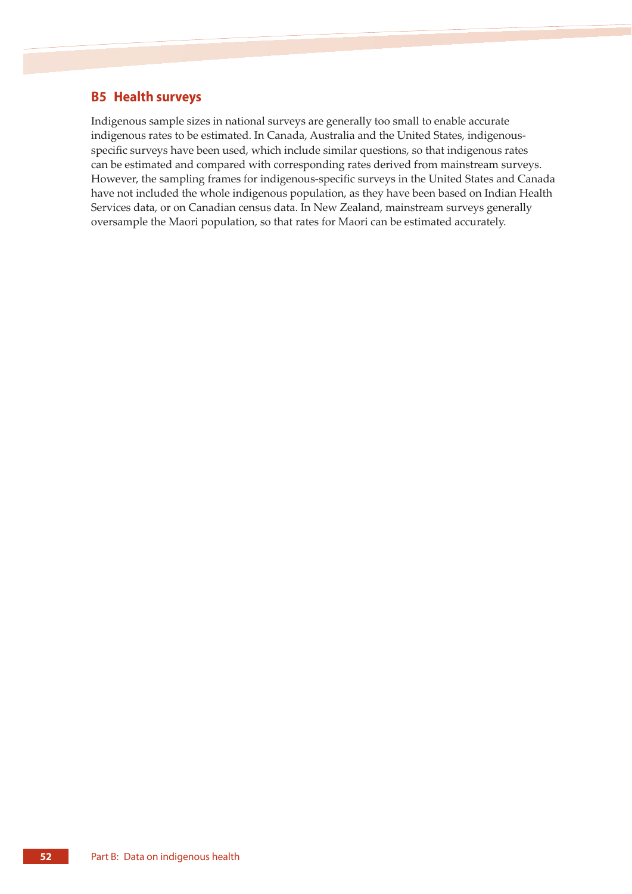## B5 Health surveys

Indigenous sample sizes in national surveys are generally too small to enable accurate indigenous rates to be estimated. In Canada, Australia and the United States, indigenous-specific surveys have been used, which include similar questions, so that indigenous rates can be estimated and compared with corresponding rates derived from mainstream surveys. However, the sampling frames for indigenous-specific surveys in the United States and Canada have not included the whole indigenous population, as they have been based on Indian Health Services data, or on Canadian census data. In New Zealand, mainstream surveys generally oversample the Maori population, so that rates for Maori can be estimated accurately.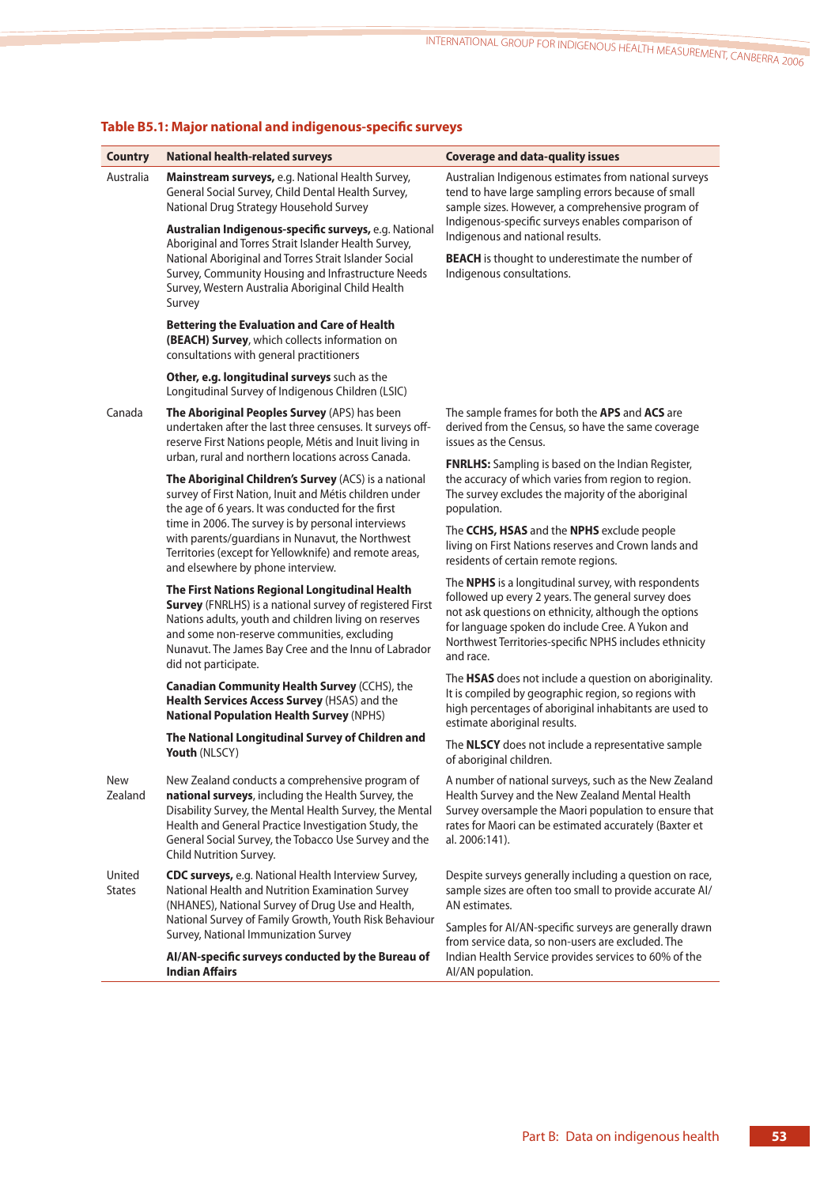**Table B5.1: Major national and indigenous-specific surveys**

| Country | National health-related surveys | Coverage and data-quality issues |
|---|---|---|
| Australia | **Mainstream surveys,** e.g. National Health Survey, General Social Survey, Child Dental Health Survey, National Drug Strategy Household Survey<br><br>**Australian Indigenous-specific surveys,** e.g. National Aboriginal and Torres Strait Islander Health Survey, National Aboriginal and Torres Strait Islander Social Survey, Community Housing and Infrastructure Needs Survey, Western Australia Aboriginal Child Health Survey<br><br>**Bettering the Evaluation and Care of Health (BEACH) Survey**, which collects information on consultations with general practitioners<br><br>**Other, e.g. longitudinal surveys** such as the Longitudinal Survey of Indigenous Children (LSIC) | Australian Indigenous estimates from national surveys tend to have large sampling errors because of small sample sizes. However, a comprehensive program of Indigenous-specific surveys enables comparison of Indigenous and national results.<br><br>**BEACH** is thought to underestimate the number of Indigenous consultations. |
| Canada | **The Aboriginal Peoples Survey** (APS) has been undertaken after the last three censuses. It surveys off-reserve First Nations people, Métis and Inuit living in urban, rural and northern locations across Canada.<br><br>**The Aboriginal Children's Survey** (ACS) is a national survey of First Nation, Inuit and Métis children under the age of 6 years. It was conducted for the first time in 2006. The survey is by personal interviews with parents/guardians in Nunavut, the Northwest Territories (except for Yellowknife) and remote areas, and elsewhere by phone interview.<br><br>**The First Nations Regional Longitudinal Health Survey** (FNRLHS) is a national survey of registered First Nations adults, youth and children living on reserves and some non-reserve communities, excluding Nunavut. The James Bay Cree and the Innu of Labrador did not participate.<br><br>**Canadian Community Health Survey** (CCHS), the **Health Services Access Survey** (HSAS) and the **National Population Health Survey** (NPHS)<br><br>**The National Longitudinal Survey of Children and Youth** (NLSCY) | The sample frames for both the **APS** and **ACS** are derived from the Census, so have the same coverage issues as the Census.<br><br>**FNRLHS:** Sampling is based on the Indian Register, the accuracy of which varies from region to region. The survey excludes the majority of the aboriginal population.<br><br>The **CCHS, HSAS** and the **NPHS** exclude people living on First Nations reserves and Crown lands and residents of certain remote regions.<br><br>The **NPHS** is a longitudinal survey, with respondents followed up every 2 years. The general survey does not ask questions on ethnicity, although the options for language spoken do include Cree. A Yukon and Northwest Territories-specific NPHS includes ethnicity and race.<br><br>The **HSAS** does not include a question on aboriginality. It is compiled by geographic region, so regions with high percentages of aboriginal inhabitants are used to estimate aboriginal results.<br><br>The **NLSCY** does not include a representative sample of aboriginal children. |
| New Zealand | New Zealand conducts a comprehensive program of **national surveys**, including the Health Survey, the Disability Survey, the Mental Health Survey, the Mental Health and General Practice Investigation Study, the General Social Survey, the Tobacco Use Survey and the Child Nutrition Survey. | A number of national surveys, such as the New Zealand Health Survey and the New Zealand Mental Health Survey oversample the Maori population to ensure that rates for Maori can be estimated accurately (Baxter et al. 2006:141). |
| United States | **CDC surveys,** e.g. National Health Interview Survey, National Health and Nutrition Examination Survey (NHANES), National Survey of Drug Use and Health, National Survey of Family Growth, Youth Risk Behaviour Survey, National Immunization Survey<br><br>**AI/AN-specific surveys conducted by the Bureau of Indian Affairs** | Despite surveys generally including a question on race, sample sizes are often too small to provide accurate AI/AN estimates.<br><br>Samples for AI/AN-specific surveys are generally drawn from service data, so non-users are excluded. The Indian Health Service provides services to 60% of the AI/AN population. |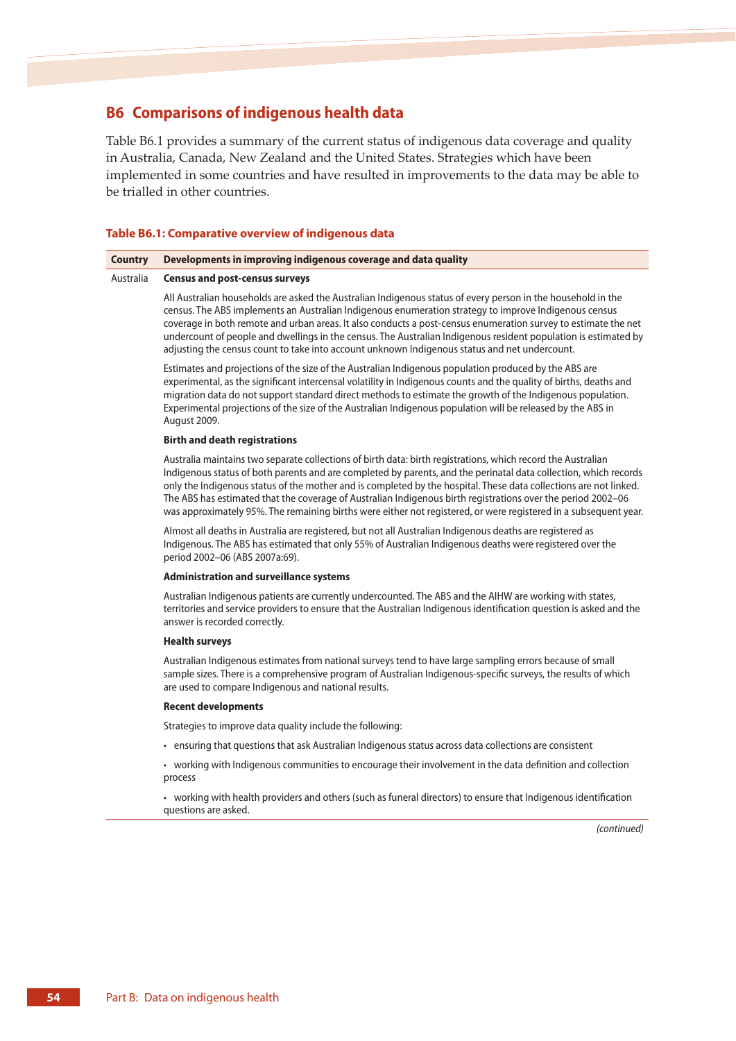## B6 Comparisons of indigenous health data

Table B6.1 provides a summary of the current status of indigenous data coverage and quality in Australia, Canada, New Zealand and the United States. Strategies which have been implemented in some countries and have resulted in improvements to the data may be able to be trialled in other countries.

**Table B6.1: Comparative overview of indigenous data**

| Country | Developments in improving indigenous coverage and data quality |
|---|---|
| Australia | **Census and post-census surveys** |
| | All Australian households are asked the Australian Indigenous status of every person in the household in the census. The ABS implements an Australian Indigenous enumeration strategy to improve Indigenous census coverage in both remote and urban areas. It also conducts a post-census enumeration survey to estimate the net undercount of people and dwellings in the census. The Australian Indigenous resident population is estimated by adjusting the census count to take into account unknown Indigenous status and net undercount. |
| | Estimates and projections of the size of the Australian Indigenous population produced by the ABS are experimental, as the significant intercensal volatility in Indigenous counts and the quality of births, deaths and migration data do not support standard direct methods to estimate the growth of the Indigenous population. Experimental projections of the size of the Australian Indigenous population will be released by the ABS in August 2009. |
| | **Birth and death registrations** |
| | Australia maintains two separate collections of birth data: birth registrations, which record the Australian Indigenous status of both parents and are completed by parents, and the perinatal data collection, which records only the Indigenous status of the mother and is completed by the hospital. These data collections are not linked. The ABS has estimated that the coverage of Australian Indigenous birth registrations over the period 2002–06 was approximately 95%. The remaining births were either not registered, or were registered in a subsequent year. |
| | Almost all deaths in Australia are registered, but not all Australian Indigenous deaths are registered as Indigenous. The ABS has estimated that only 55% of Australian Indigenous deaths were registered over the period 2002–06 (ABS 2007a:69). |
| | **Administration and surveillance systems** |
| | Australian Indigenous patients are currently undercounted. The ABS and the AIHW are working with states, territories and service providers to ensure that the Australian Indigenous identification question is asked and the answer is recorded correctly. |
| | **Health surveys** |
| | Australian Indigenous estimates from national surveys tend to have large sampling errors because of small sample sizes. There is a comprehensive program of Australian Indigenous-specific surveys, the results of which are used to compare Indigenous and national results. |
| | **Recent developments** |
| | Strategies to improve data quality include the following: |
| | • ensuring that questions that ask Australian Indigenous status across data collections are consistent |
| | • working with Indigenous communities to encourage their involvement in the data definition and collection process |
| | • working with health providers and others (such as funeral directors) to ensure that Indigenous identification questions are asked. |

*(continued)*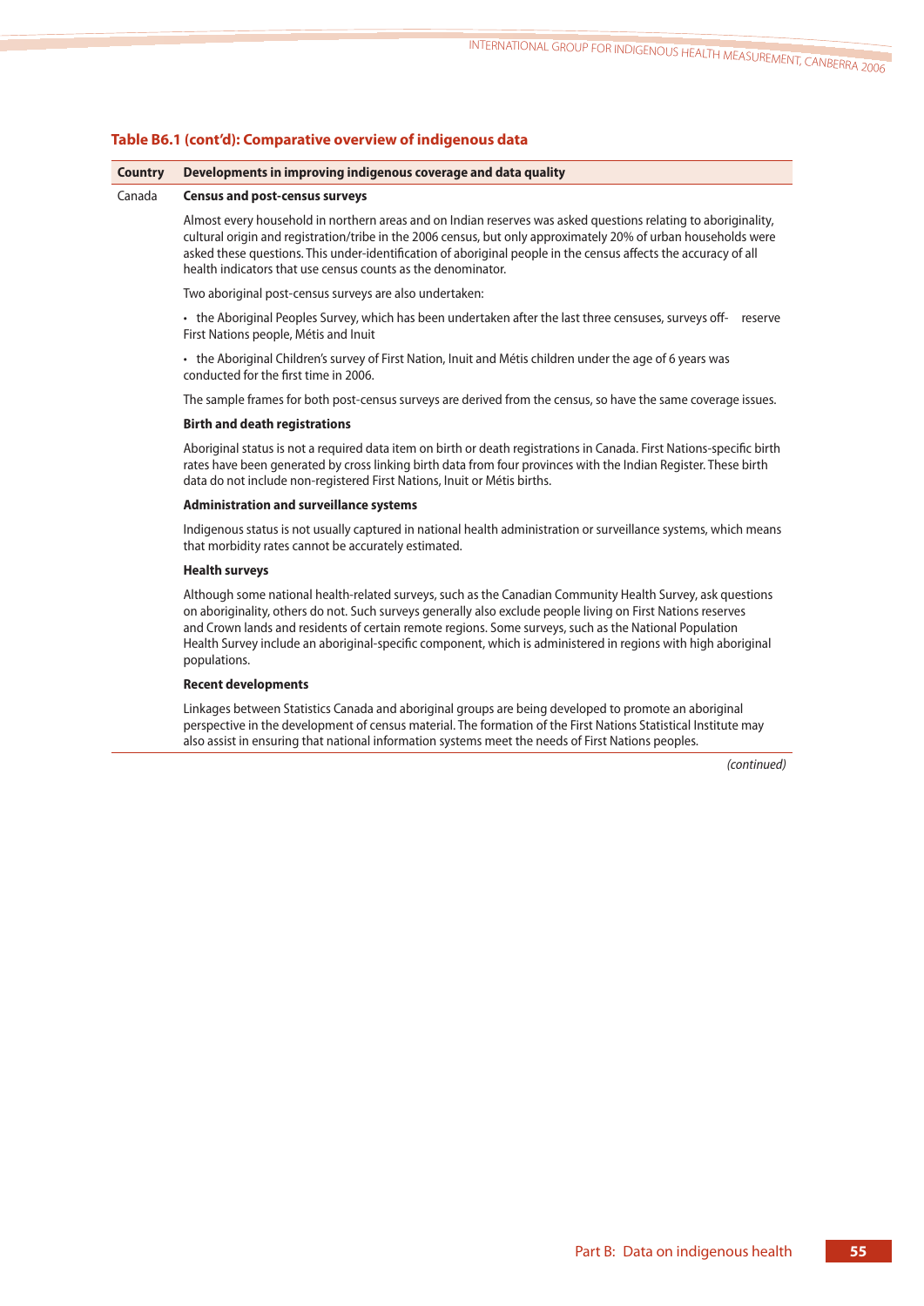**Table B6.1 (cont'd): Comparative overview of indigenous data**

| Country | Developments in improving indigenous coverage and data quality |
|---|---|
| Canada | **Census and post-census surveys**<br><br>Almost every household in northern areas and on Indian reserves was asked questions relating to aboriginality, cultural origin and registration/tribe in the 2006 census, but only approximately 20% of urban households were asked these questions. This under-identification of aboriginal people in the census affects the accuracy of all health indicators that use census counts as the denominator.<br><br>Two aboriginal post-census surveys are also undertaken:<br><br>• the Aboriginal Peoples Survey, which has been undertaken after the last three censuses, surveys off- reserve First Nations people, Métis and Inuit<br><br>• the Aboriginal Children's survey of First Nation, Inuit and Métis children under the age of 6 years was conducted for the first time in 2006.<br><br>The sample frames for both post-census surveys are derived from the census, so have the same coverage issues.<br><br>**Birth and death registrations**<br><br>Aboriginal status is not a required data item on birth or death registrations in Canada. First Nations-specific birth rates have been generated by cross linking birth data from four provinces with the Indian Register. These birth data do not include non-registered First Nations, Inuit or Métis births.<br><br>**Administration and surveillance systems**<br><br>Indigenous status is not usually captured in national health administration or surveillance systems, which means that morbidity rates cannot be accurately estimated.<br><br>**Health surveys**<br><br>Although some national health-related surveys, such as the Canadian Community Health Survey, ask questions on aboriginality, others do not. Such surveys generally also exclude people living on First Nations reserves and Crown lands and residents of certain remote regions. Some surveys, such as the National Population Health Survey include an aboriginal-specific component, which is administered in regions with high aboriginal populations.<br><br>**Recent developments**<br><br>Linkages between Statistics Canada and aboriginal groups are being developed to promote an aboriginal perspective in the development of census material. The formation of the First Nations Statistical Institute may also assist in ensuring that national information systems meet the needs of First Nations peoples. |

*(continued)*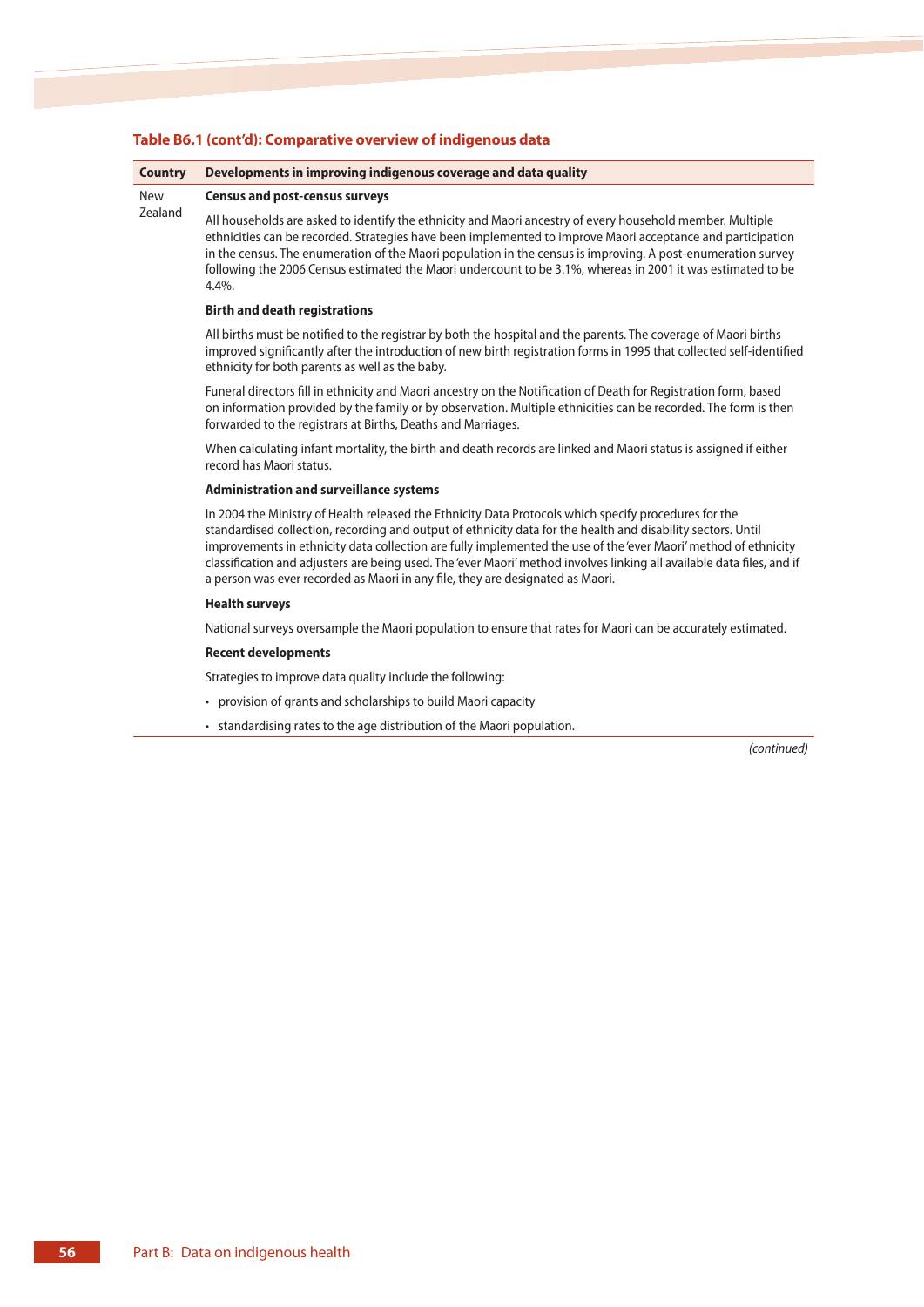**Table B6.1 (cont'd): Comparative overview of indigenous data**

| Country | Developments in improving indigenous coverage and data quality |
|---|---|
| New Zealand | **Census and post-census surveys**<br><br>All households are asked to identify the ethnicity and Maori ancestry of every household member. Multiple ethnicities can be recorded. Strategies have been implemented to improve Maori acceptance and participation in the census. The enumeration of the Maori population in the census is improving. A post-enumeration survey following the 2006 Census estimated the Maori undercount to be 3.1%, whereas in 2001 it was estimated to be 4.4%.<br><br>**Birth and death registrations**<br><br>All births must be notified to the registrar by both the hospital and the parents. The coverage of Maori births improved significantly after the introduction of new birth registration forms in 1995 that collected self-identified ethnicity for both parents as well as the baby.<br><br>Funeral directors fill in ethnicity and Maori ancestry on the Notification of Death for Registration form, based on information provided by the family or by observation. Multiple ethnicities can be recorded. The form is then forwarded to the registrars at Births, Deaths and Marriages.<br><br>When calculating infant mortality, the birth and death records are linked and Maori status is assigned if either record has Maori status.<br><br>**Administration and surveillance systems**<br><br>In 2004 the Ministry of Health released the Ethnicity Data Protocols which specify procedures for the standardised collection, recording and output of ethnicity data for the health and disability sectors. Until improvements in ethnicity data collection are fully implemented the use of the 'ever Maori' method of ethnicity classification and adjusters are being used. The 'ever Maori' method involves linking all available data files, and if a person was ever recorded as Maori in any file, they are designated as Maori.<br><br>**Health surveys**<br><br>National surveys oversample the Maori population to ensure that rates for Maori can be accurately estimated.<br><br>**Recent developments**<br><br>Strategies to improve data quality include the following:<br><br>• provision of grants and scholarships to build Maori capacity<br><br>• standardising rates to the age distribution of the Maori population. |

*(continued)*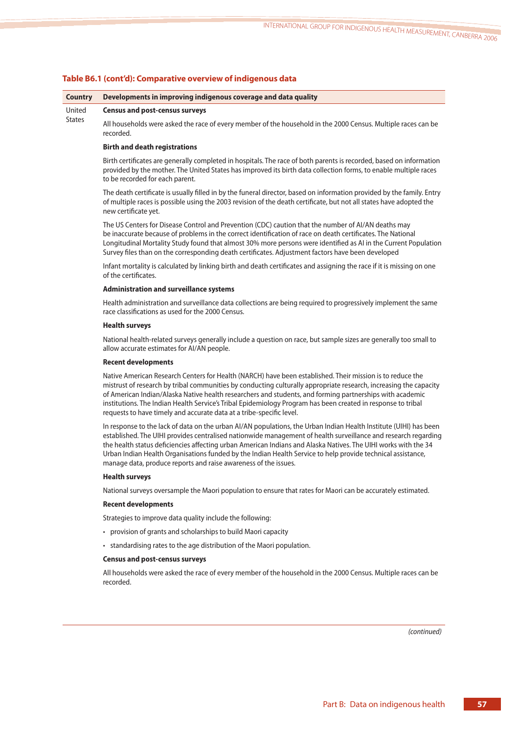### Table B6.1 (cont'd): Comparative overview of indigenous data

| Country | Developments in improving indigenous coverage and data quality |
|---|---|
| United States | **Census and post-census surveys**<br><br>All households were asked the race of every member of the household in the 2000 Census. Multiple races can be recorded.<br><br>**Birth and death registrations**<br><br>Birth certificates are generally completed in hospitals. The race of both parents is recorded, based on information provided by the mother. The United States has improved its birth data collection forms, to enable multiple races to be recorded for each parent.<br><br>The death certificate is usually filled in by the funeral director, based on information provided by the family. Entry of multiple races is possible using the 2003 revision of the death certificate, but not all states have adopted the new certificate yet.<br><br>The US Centers for Disease Control and Prevention (CDC) caution that the number of AI/AN deaths may be inaccurate because of problems in the correct identification of race on death certificates. The National Longitudinal Mortality Study found that almost 30% more persons were identified as AI in the Current Population Survey files than on the corresponding death certificates. Adjustment factors have been developed<br><br>Infant mortality is calculated by linking birth and death certificates and assigning the race if it is missing on one of the certificates.<br><br>**Administration and surveillance systems**<br><br>Health administration and surveillance data collections are being required to progressively implement the same race classifications as used for the 2000 Census.<br><br>**Health surveys**<br><br>National health-related surveys generally include a question on race, but sample sizes are generally too small to allow accurate estimates for AI/AN people.<br><br>**Recent developments**<br><br>Native American Research Centers for Health (NARCH) have been established. Their mission is to reduce the mistrust of research by tribal communities by conducting culturally appropriate research, increasing the capacity of American Indian/Alaska Native health researchers and students, and forming partnerships with academic institutions. The Indian Health Service's Tribal Epidemiology Program has been created in response to tribal requests to have timely and accurate data at a tribe-specific level.<br><br>In response to the lack of data on the urban AI/AN populations, the Urban Indian Health Institute (UIHI) has been established. The UIHI provides centralised nationwide management of health surveillance and research regarding the health status deficiencies affecting urban American Indians and Alaska Natives. The UIHI works with the 34 Urban Indian Health Organisations funded by the Indian Health Service to help provide technical assistance, manage data, produce reports and raise awareness of the issues.<br><br>**Health surveys**<br><br>National surveys oversample the Maori population to ensure that rates for Maori can be accurately estimated.<br><br>**Recent developments**<br><br>Strategies to improve data quality include the following:<br><br>• provision of grants and scholarships to build Maori capacity<br><br>• standardising rates to the age distribution of the Maori population.<br><br>**Census and post-census surveys**<br><br>All households were asked the race of every member of the household in the 2000 Census. Multiple races can be recorded. |

*(continued)*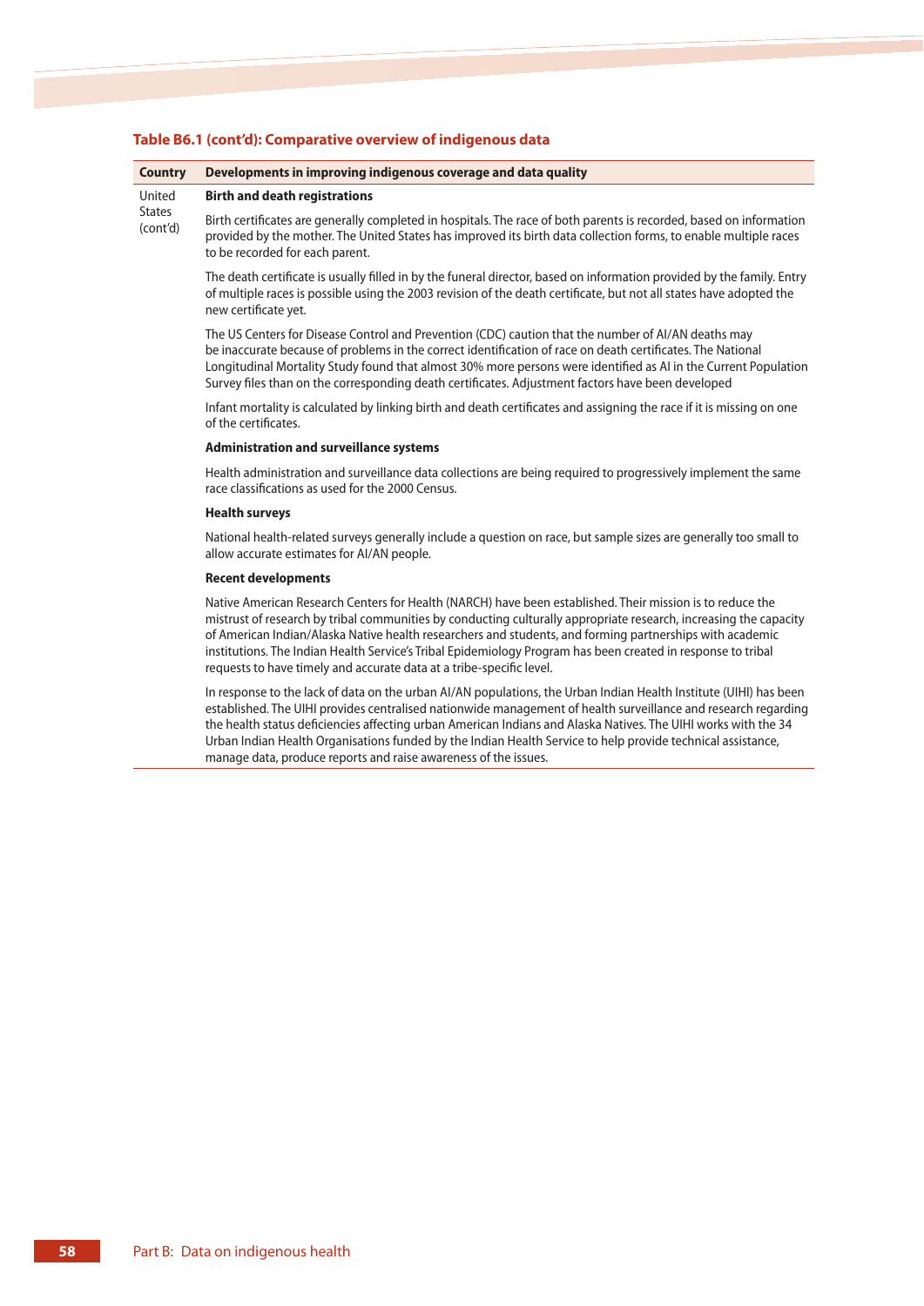**Table B6.1 (cont'd): Comparative overview of indigenous data**

| Country | Developments in improving indigenous coverage and data quality |
|---|---|
| United States (cont'd) | **Birth and death registrations** |
| | Birth certificates are generally completed in hospitals. The race of both parents is recorded, based on information provided by the mother. The United States has improved its birth data collection forms, to enable multiple races to be recorded for each parent. |
| | The death certificate is usually filled in by the funeral director, based on information provided by the family. Entry of multiple races is possible using the 2003 revision of the death certificate, but not all states have adopted the new certificate yet. |
| | The US Centers for Disease Control and Prevention (CDC) caution that the number of AI/AN deaths may be inaccurate because of problems in the correct identification of race on death certificates. The National Longitudinal Mortality Study found that almost 30% more persons were identified as AI in the Current Population Survey files than on the corresponding death certificates. Adjustment factors have been developed |
| | Infant mortality is calculated by linking birth and death certificates and assigning the race if it is missing on one of the certificates. |
| | **Administration and surveillance systems** |
| | Health administration and surveillance data collections are being required to progressively implement the same race classifications as used for the 2000 Census. |
| | **Health surveys** |
| | National health-related surveys generally include a question on race, but sample sizes are generally too small to allow accurate estimates for AI/AN people. |
| | **Recent developments** |
| | Native American Research Centers for Health (NARCH) have been established. Their mission is to reduce the mistrust of research by tribal communities by conducting culturally appropriate research, increasing the capacity of American Indian/Alaska Native health researchers and students, and forming partnerships with academic institutions. The Indian Health Service's Tribal Epidemiology Program has been created in response to tribal requests to have timely and accurate data at a tribe-specific level. |
| | In response to the lack of data on the urban AI/AN populations, the Urban Indian Health Institute (UIHI) has been established. The UIHI provides centralised nationwide management of health surveillance and research regarding the health status deficiencies affecting urban American Indians and Alaska Natives. The UIHI works with the 34 Urban Indian Health Organisations funded by the Indian Health Service to help provide technical assistance, manage data, produce reports and raise awareness of the issues. |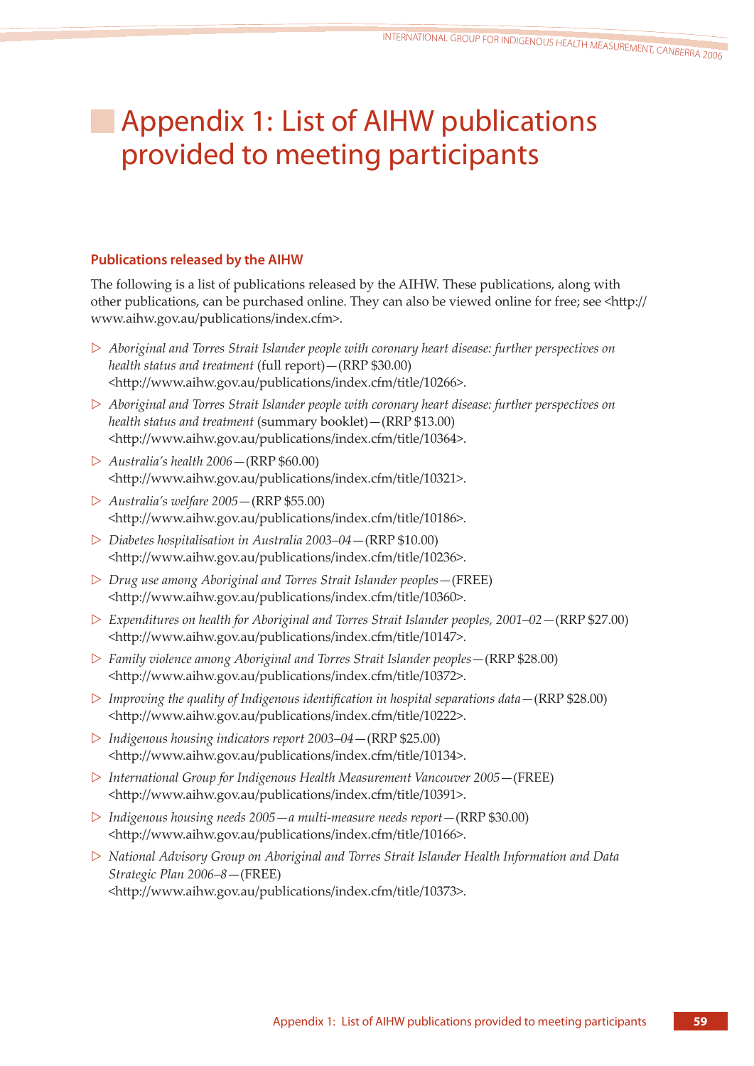# Appendix 1: List of AIHW publications provided to meeting participants

### Publications released by the AIHW

The following is a list of publications released by the AIHW. These publications, along with other publications, can be purchased online. They can also be viewed online for free; see <http://www.aihw.gov.au/publications/index.cfm>.

- *Aboriginal and Torres Strait Islander people with coronary heart disease: further perspectives on health status and treatment* (full report)—(RRP $30.00) <http://www.aihw.gov.au/publications/index.cfm/title/10266>.
- *Aboriginal and Torres Strait Islander people with coronary heart disease: further perspectives on health status and treatment* (summary booklet)—(RRP $13.00) <http://www.aihw.gov.au/publications/index.cfm/title/10364>.
- *Australia's health 2006*—(RRP $60.00) <http://www.aihw.gov.au/publications/index.cfm/title/10321>.
- *Australia's welfare 2005*—(RRP $55.00) <http://www.aihw.gov.au/publications/index.cfm/title/10186>.
- *Diabetes hospitalisation in Australia 2003–04*—(RRP $10.00) <http://www.aihw.gov.au/publications/index.cfm/title/10236>.
- *Drug use among Aboriginal and Torres Strait Islander peoples*—(FREE) <http://www.aihw.gov.au/publications/index.cfm/title/10360>.
- *Expenditures on health for Aboriginal and Torres Strait Islander peoples, 2001–02*—(RRP $27.00) <http://www.aihw.gov.au/publications/index.cfm/title/10147>.
- *Family violence among Aboriginal and Torres Strait Islander peoples*—(RRP $28.00) <http://www.aihw.gov.au/publications/index.cfm/title/10372>.
- *Improving the quality of Indigenous identification in hospital separations data*—(RRP $28.00) <http://www.aihw.gov.au/publications/index.cfm/title/10222>.
- *Indigenous housing indicators report 2003–04*—(RRP $25.00) <http://www.aihw.gov.au/publications/index.cfm/title/10134>.
- *International Group for Indigenous Health Measurement Vancouver 2005*—(FREE) <http://www.aihw.gov.au/publications/index.cfm/title/10391>.
- *Indigenous housing needs 2005—a multi-measure needs report*—(RRP $30.00) <http://www.aihw.gov.au/publications/index.cfm/title/10166>.
- *National Advisory Group on Aboriginal and Torres Strait Islander Health Information and Data Strategic Plan 2006–8*—(FREE) <http://www.aihw.gov.au/publications/index.cfm/title/10373>.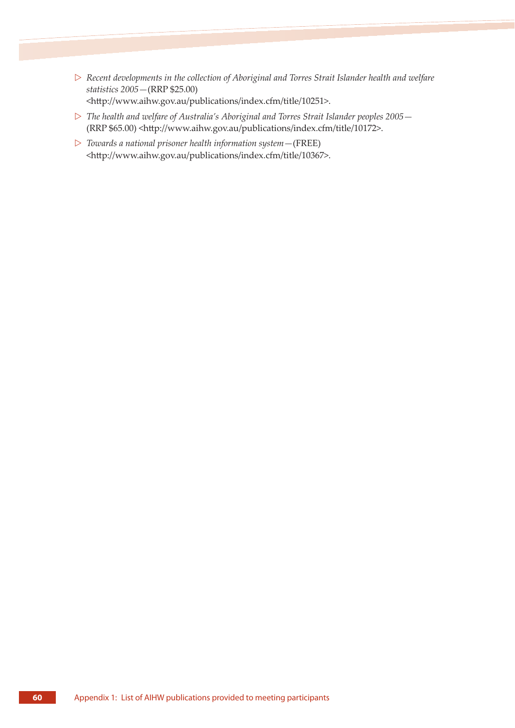- *Recent developments in the collection of Aboriginal and Torres Strait Islander health and welfare statistics 2005*—(RRP $25.00) <http://www.aihw.gov.au/publications/index.cfm/title/10251>.
- *The health and welfare of Australia's Aboriginal and Torres Strait Islander peoples 2005*—(RRP $65.00) <http://www.aihw.gov.au/publications/index.cfm/title/10172>.
- *Towards a national prisoner health information system*—(FREE) <http://www.aihw.gov.au/publications/index.cfm/title/10367>.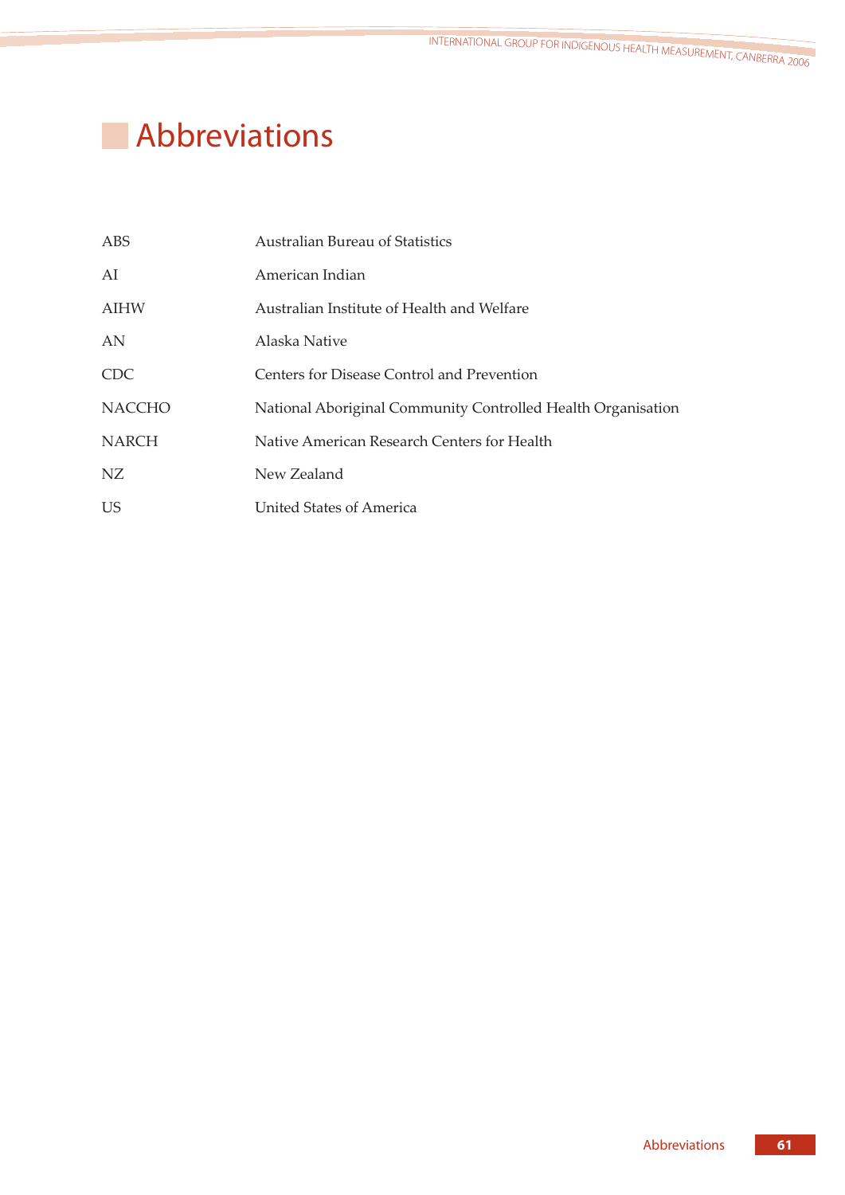# Abbreviations

| | |
|---|---|
| ABS | Australian Bureau of Statistics |
| AI | American Indian |
| AIHW | Australian Institute of Health and Welfare |
| AN | Alaska Native |
| CDC | Centers for Disease Control and Prevention |
| NACCHO | National Aboriginal Community Controlled Health Organisation |
| NARCH | Native American Research Centers for Health |
| NZ | New Zealand |
| US | United States of America |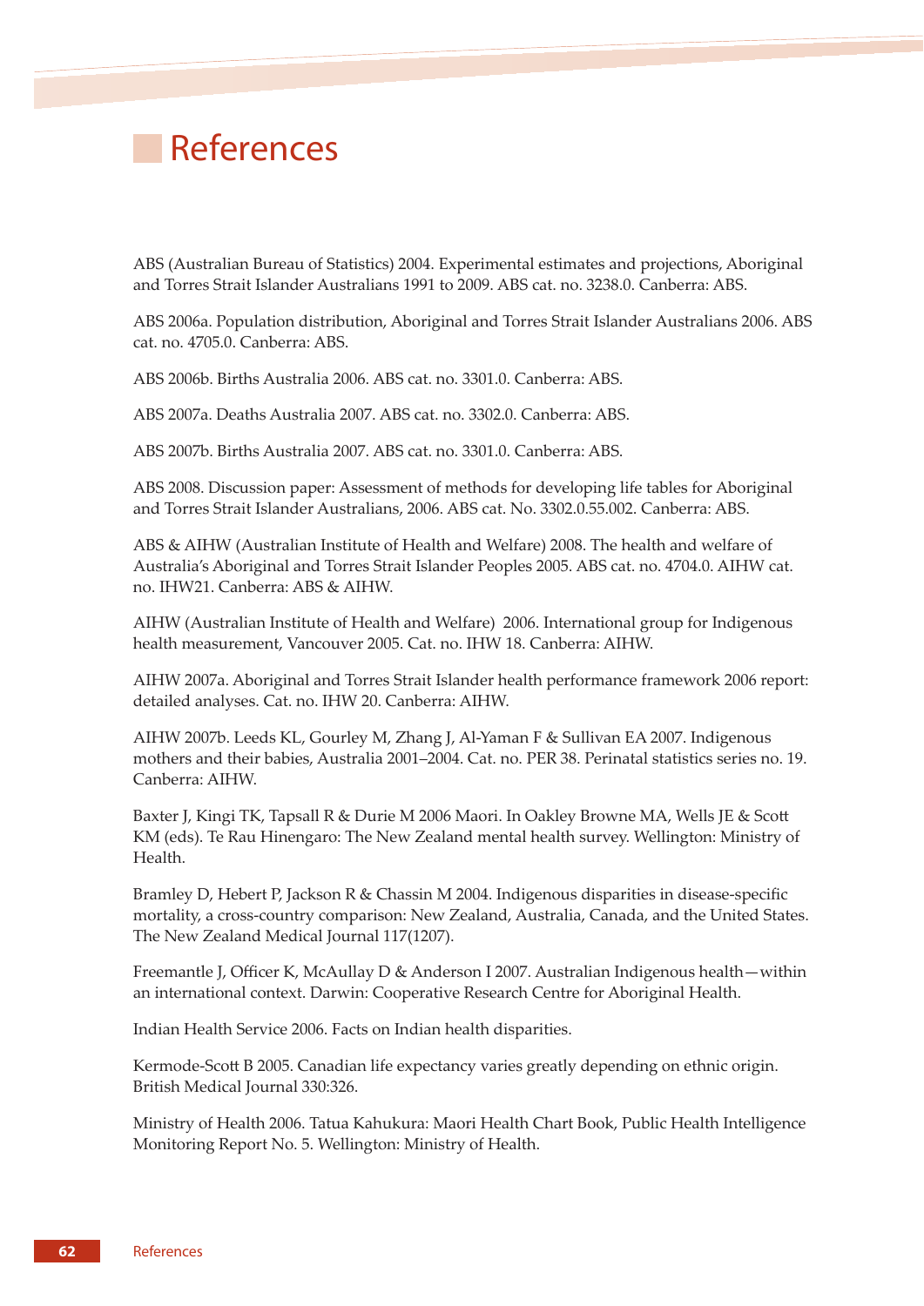# References

ABS (Australian Bureau of Statistics) 2004. Experimental estimates and projections, Aboriginal and Torres Strait Islander Australians 1991 to 2009. ABS cat. no. 3238.0. Canberra: ABS.

ABS 2006a. Population distribution, Aboriginal and Torres Strait Islander Australians 2006. ABS cat. no. 4705.0. Canberra: ABS.

ABS 2006b. Births Australia 2006. ABS cat. no. 3301.0. Canberra: ABS.

ABS 2007a. Deaths Australia 2007. ABS cat. no. 3302.0. Canberra: ABS.

ABS 2007b. Births Australia 2007. ABS cat. no. 3301.0. Canberra: ABS.

ABS 2008. Discussion paper: Assessment of methods for developing life tables for Aboriginal and Torres Strait Islander Australians, 2006. ABS cat. No. 3302.0.55.002. Canberra: ABS.

ABS & AIHW (Australian Institute of Health and Welfare) 2008. The health and welfare of Australia's Aboriginal and Torres Strait Islander Peoples 2005. ABS cat. no. 4704.0. AIHW cat. no. IHW21. Canberra: ABS & AIHW.

AIHW (Australian Institute of Health and Welfare) 2006. International group for Indigenous health measurement, Vancouver 2005. Cat. no. IHW 18. Canberra: AIHW.

AIHW 2007a. Aboriginal and Torres Strait Islander health performance framework 2006 report: detailed analyses. Cat. no. IHW 20. Canberra: AIHW.

AIHW 2007b. Leeds KL, Gourley M, Zhang J, Al-Yaman F & Sullivan EA 2007. Indigenous mothers and their babies, Australia 2001–2004. Cat. no. PER 38. Perinatal statistics series no. 19. Canberra: AIHW.

Baxter J, Kingi TK, Tapsall R & Durie M 2006 Maori. In Oakley Browne MA, Wells JE & Scott KM (eds). Te Rau Hinengaro: The New Zealand mental health survey. Wellington: Ministry of Health.

Bramley D, Hebert P, Jackson R & Chassin M 2004. Indigenous disparities in disease-specific mortality, a cross-country comparison: New Zealand, Australia, Canada, and the United States. The New Zealand Medical Journal 117(1207).

Freemantle J, Officer K, McAullay D & Anderson I 2007. Australian Indigenous health—within an international context. Darwin: Cooperative Research Centre for Aboriginal Health.

Indian Health Service 2006. Facts on Indian health disparities.

Kermode-Scott B 2005. Canadian life expectancy varies greatly depending on ethnic origin. British Medical Journal 330:326.

Ministry of Health 2006. Tatua Kahukura: Maori Health Chart Book, Public Health Intelligence Monitoring Report No. 5. Wellington: Ministry of Health.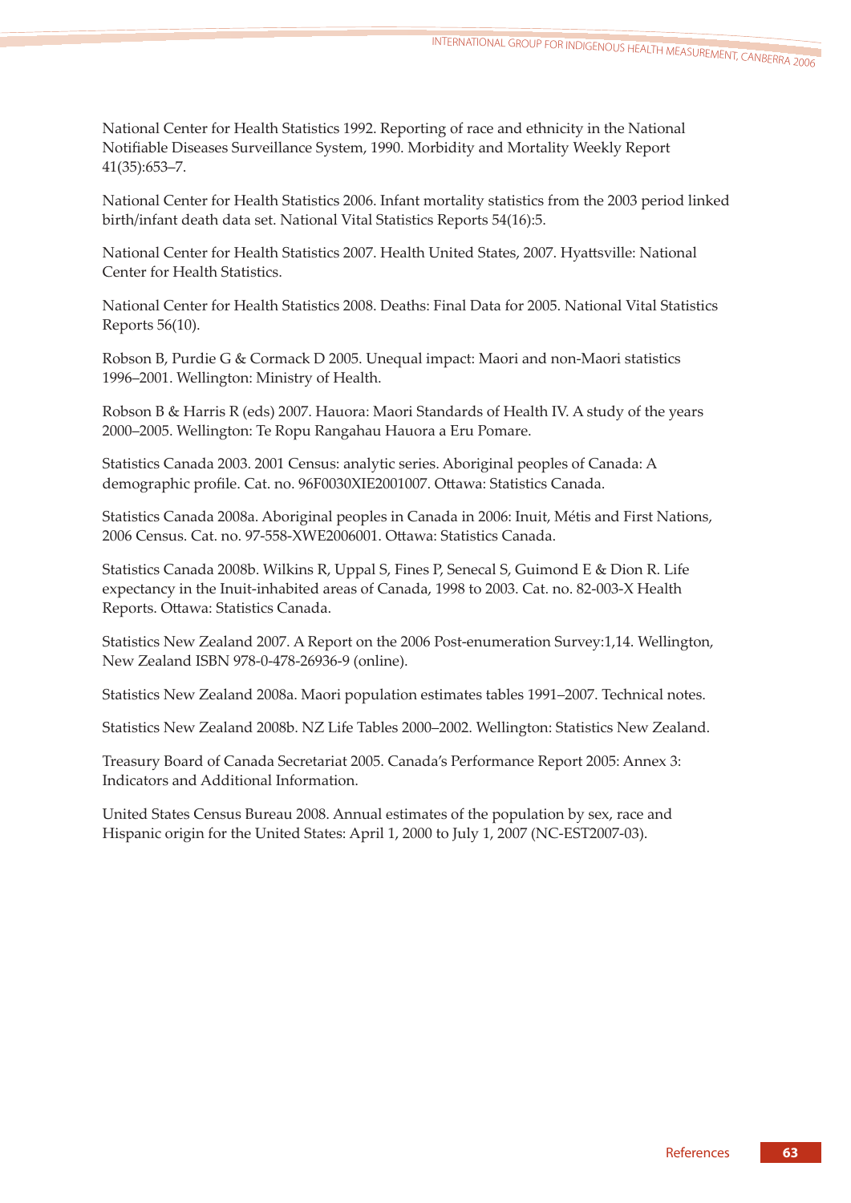National Center for Health Statistics 1992. Reporting of race and ethnicity in the National Notifiable Diseases Surveillance System, 1990. Morbidity and Mortality Weekly Report 41(35):653–7.

National Center for Health Statistics 2006. Infant mortality statistics from the 2003 period linked birth/infant death data set. National Vital Statistics Reports 54(16):5.

National Center for Health Statistics 2007. Health United States, 2007. Hyattsville: National Center for Health Statistics.

National Center for Health Statistics 2008. Deaths: Final Data for 2005. National Vital Statistics Reports 56(10).

Robson B, Purdie G & Cormack D 2005. Unequal impact: Maori and non-Maori statistics 1996–2001. Wellington: Ministry of Health.

Robson B & Harris R (eds) 2007. Hauora: Maori Standards of Health IV. A study of the years 2000–2005. Wellington: Te Ropu Rangahau Hauora a Eru Pomare.

Statistics Canada 2003. 2001 Census: analytic series. Aboriginal peoples of Canada: A demographic profile. Cat. no. 96F0030XIE2001007. Ottawa: Statistics Canada.

Statistics Canada 2008a. Aboriginal peoples in Canada in 2006: Inuit, Métis and First Nations, 2006 Census. Cat. no. 97-558-XWE2006001. Ottawa: Statistics Canada.

Statistics Canada 2008b. Wilkins R, Uppal S, Fines P, Senecal S, Guimond E & Dion R. Life expectancy in the Inuit-inhabited areas of Canada, 1998 to 2003. Cat. no. 82-003-X Health Reports. Ottawa: Statistics Canada.

Statistics New Zealand 2007. A Report on the 2006 Post-enumeration Survey:1,14. Wellington, New Zealand ISBN 978-0-478-26936-9 (online).

Statistics New Zealand 2008a. Maori population estimates tables 1991–2007. Technical notes.

Statistics New Zealand 2008b. NZ Life Tables 2000–2002. Wellington: Statistics New Zealand.

Treasury Board of Canada Secretariat 2005. Canada's Performance Report 2005: Annex 3: Indicators and Additional Information.

United States Census Bureau 2008. Annual estimates of the population by sex, race and Hispanic origin for the United States: April 1, 2000 to July 1, 2007 (NC-EST2007-03).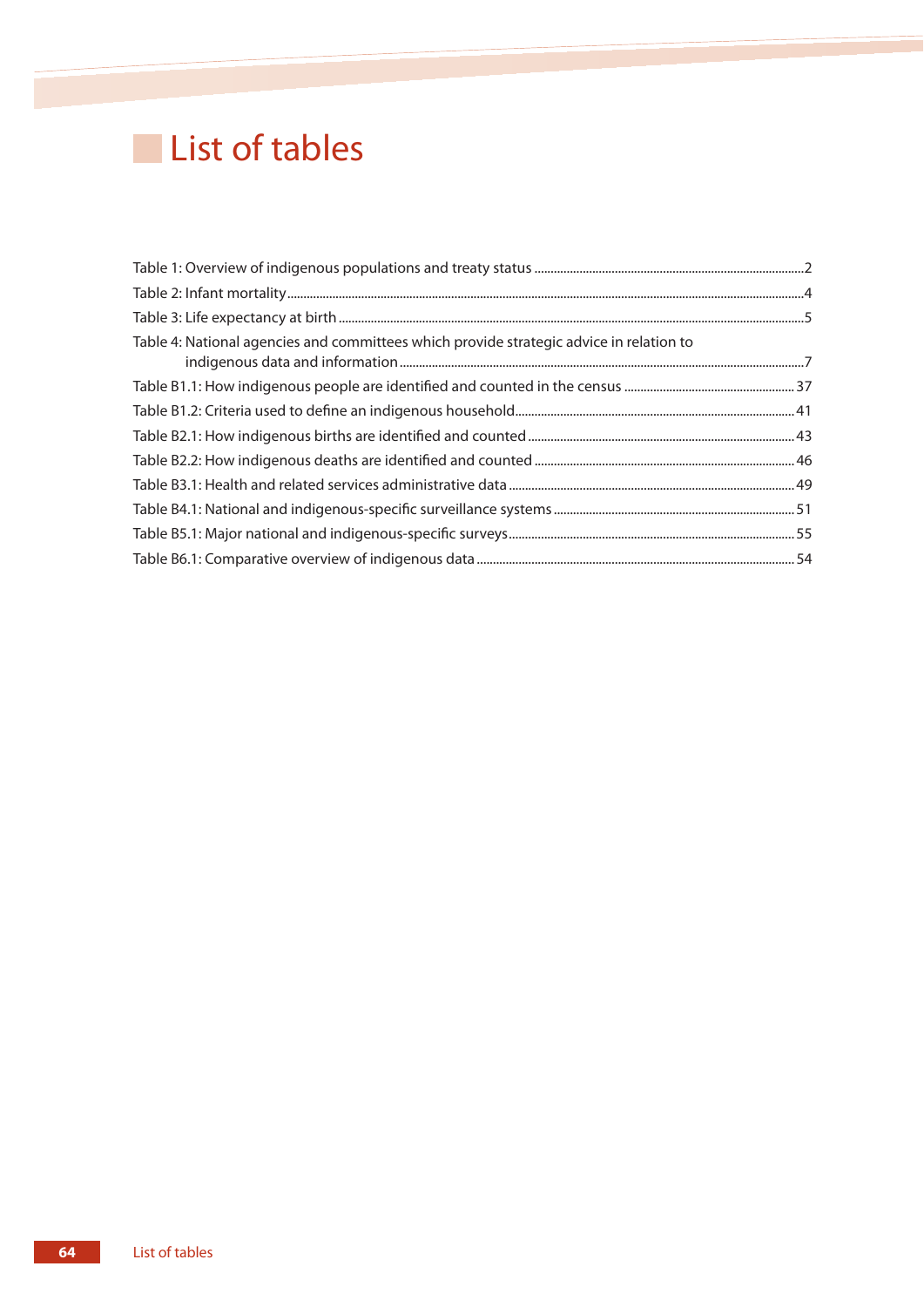# List of tables

Table 1: Overview of indigenous populations and treaty status .....2

Table 2: Infant mortality .....4

Table 3: Life expectancy at birth .....5

Table 4: National agencies and committees which provide strategic advice in relation to indigenous data and information .....7

Table B1.1: How indigenous people are identified and counted in the census .....37

Table B1.2: Criteria used to define an indigenous household .....41

Table B2.1: How indigenous births are identified and counted .....43

Table B2.2: How indigenous deaths are identified and counted .....46

Table B3.1: Health and related services administrative data .....49

Table B4.1: National and indigenous-specific surveillance systems .....51

Table B5.1: Major national and indigenous-specific surveys .....55

Table B6.1: Comparative overview of indigenous data .....54